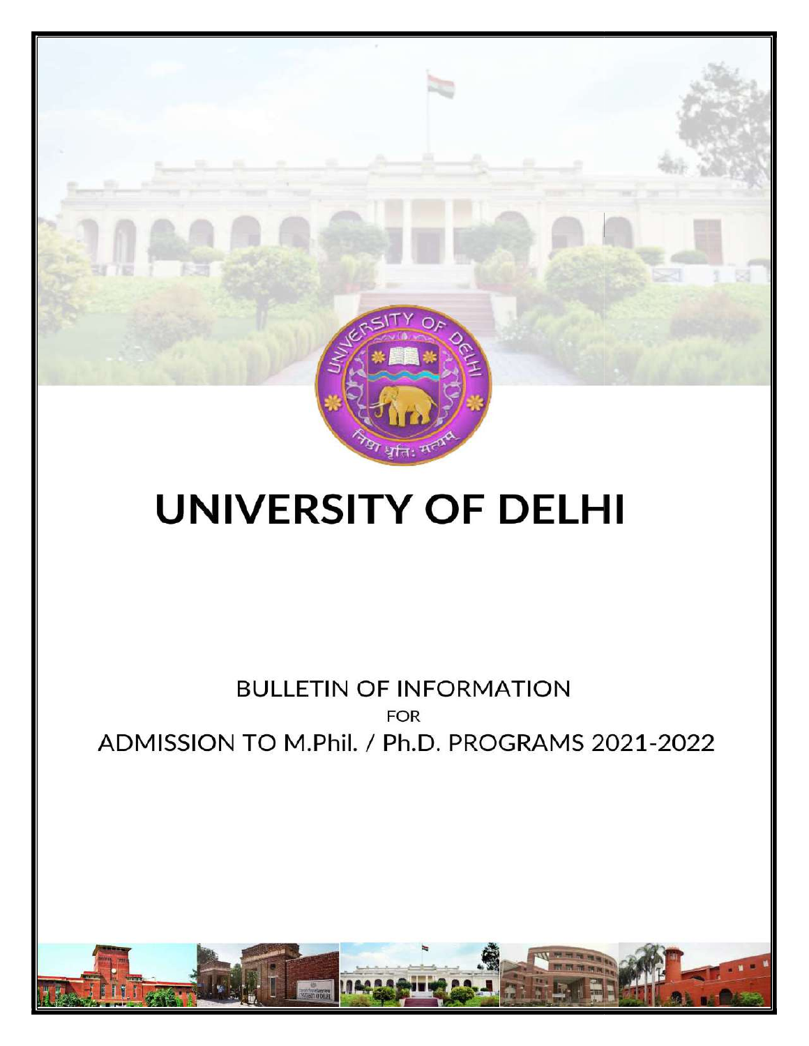# UNIVERSITY OF DELHI

BULLETIN OF INFORMATION

FOR

ADMISSION TO M.Phil. / Ph.D. PROGRAMS 2021-2022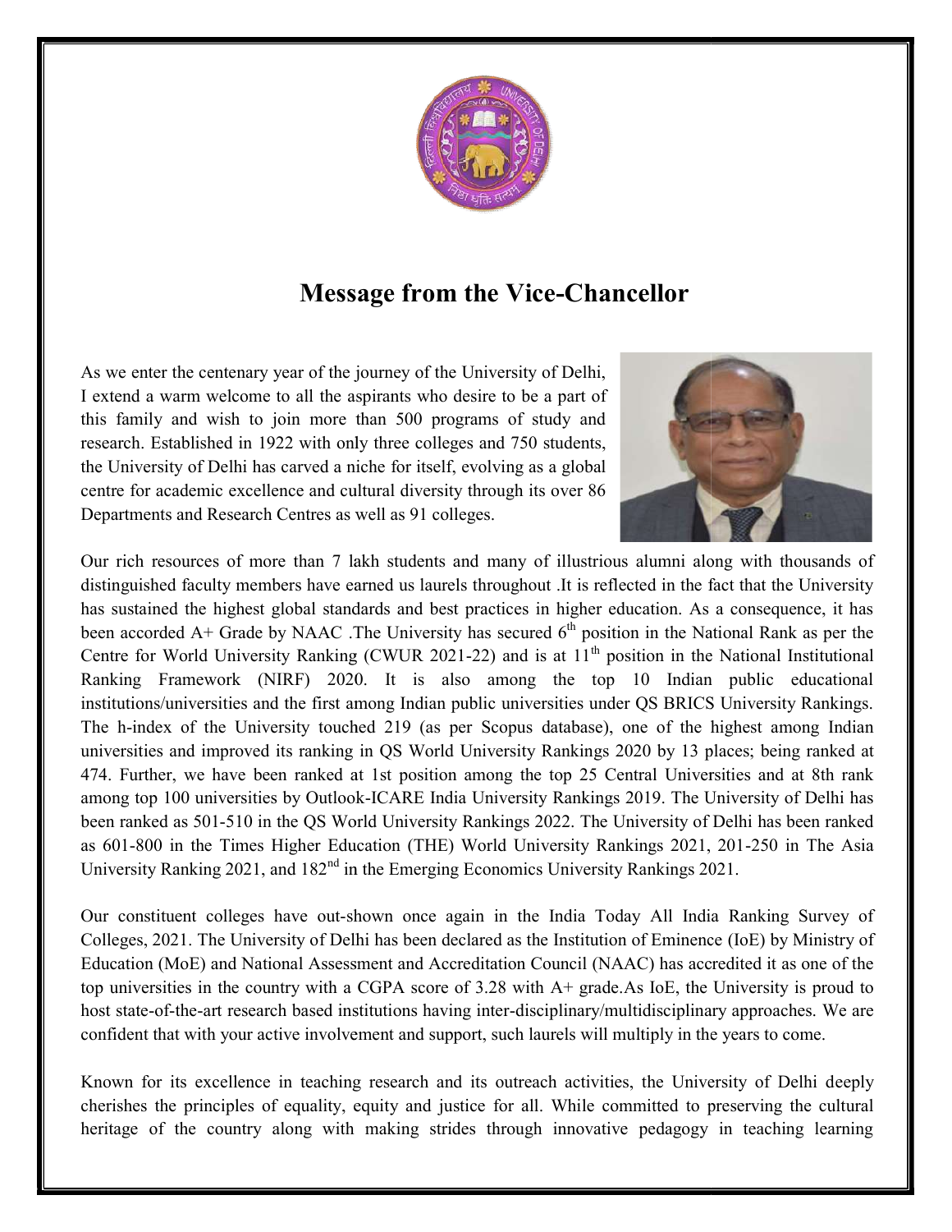# Message from the Vice-Chancellor

As we enter the centenary year of the journey of the University of Delhi, I extend a warm welcome to all the aspirants who desire to be a part of this family and wish to join more than 500 programs of study and research. Established in 1922 with only three colleges and 750 students, the University of Delhi has carved a niche for itself, evolving as a global centre for academic excellence and cultural diversity through its over 86 Departments and Research Centres as well as 91 colleges.

Our rich resources of more than 7 lakh students and many of illustrious alumni along with thousands of distinguished faculty members have earned us laurels throughout .It is reflected in the fact that the University has sustained the highest global standards and best practices in higher education. As a consequence, it has been accorded A+ Grade by NAAC .The University has secured 6th position in the National Rank as per the Centre for World University Ranking (CWUR 2021-22) and is at 11th position in the National Institutional Ranking Framework (NIRF) 2020. It is also among the top 10 Indian public educational institutions/universities and the first among Indian public universities under QS BRICS University Rankings. The h-index of the University touched 219 (as per Scopus database), one of the highest among Indian universities and improved its ranking in QS World University Rankings 2020 by 13 places; being ranked at 474. Further, we have been ranked at 1st position among the top 25 Central Universities and at 8th rank among top 100 universities by Outlook-ICARE India University Rankings 2019. The University of Delhi has been ranked as 501-510 in the QS World University Rankings 2022. The University of Delhi has been ranked as 601-800 in the Times Higher Education (THE) World University Rankings 2021, 201-250 in The Asia University Ranking 2021, and 182nd in the Emerging Economics University Rankings 2021.

Our constituent colleges have out-shown once again in the India Today All India Ranking Survey of Colleges, 2021. The University of Delhi has been declared as the Institution of Eminence (IoE) by Ministry of Education (MoE) and National Assessment and Accreditation Council (NAAC) has accredited it as one of the top universities in the country with a CGPA score of 3.28 with A+ grade.As IoE, the University is proud to host state-of-the-art research based institutions having inter-disciplinary/multidisciplinary approaches. We are confident that with your active involvement and support, such laurels will multiply in the years to come.

Known for its excellence in teaching research and its outreach activities, the University of Delhi deeply cherishes the principles of equality, equity and justice for all. While committed to preserving the cultural heritage of the country along with making strides through innovative pedagogy in teaching learning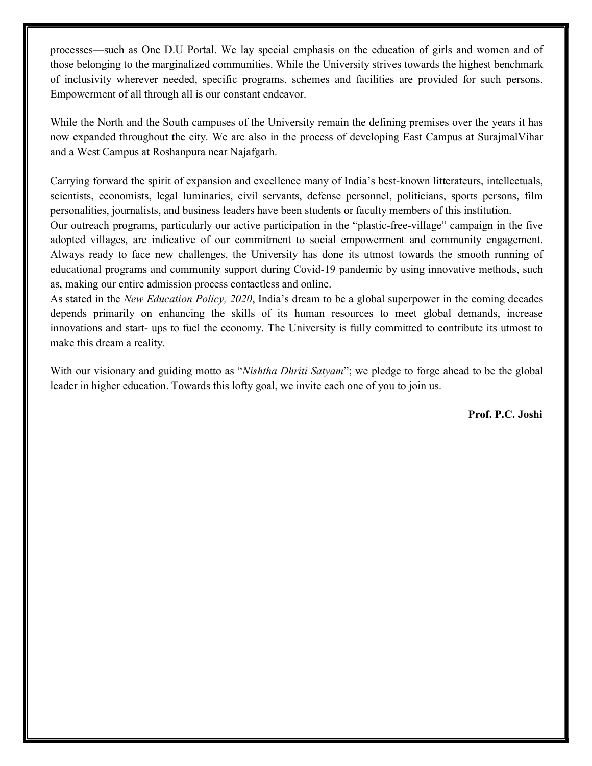processes—such as One D.U Portal. We lay special emphasis on the education of girls and women and of those belonging to the marginalized communities. While the University strives towards the highest benchmark of inclusivity wherever needed, specific programs, schemes and facilities are provided for such persons. Empowerment of all through all is our constant endeavor.

While the North and the South campuses of the University remain the defining premises over the years it has now expanded throughout the city. We are also in the process of developing East Campus at SurajmalVihar and a West Campus at Roshanpura near Najafgarh.

Carrying forward the spirit of expansion and excellence many of India's best-known litterateurs, intellectuals, scientists, economists, legal luminaries, civil servants, defense personnel, politicians, sports persons, film personalities, journalists, and business leaders have been students or faculty members of this institution.

Our outreach programs, particularly our active participation in the "plastic-free-village" campaign in the five adopted villages, are indicative of our commitment to social empowerment and community engagement. Always ready to face new challenges, the University has done its utmost towards the smooth running of educational programs and community support during Covid-19 pandemic by using innovative methods, such as, making our entire admission process contactless and online.

As stated in the *New Education Policy, 2020*, India's dream to be a global superpower in the coming decades depends primarily on enhancing the skills of its human resources to meet global demands, increase innovations and start- ups to fuel the economy. The University is fully committed to contribute its utmost to make this dream a reality.

With our visionary and guiding motto as "*Nishtha Dhriti Satyam*"; we pledge to forge ahead to be the global leader in higher education. Towards this lofty goal, we invite each one of you to join us.

**Prof. P.C. Joshi**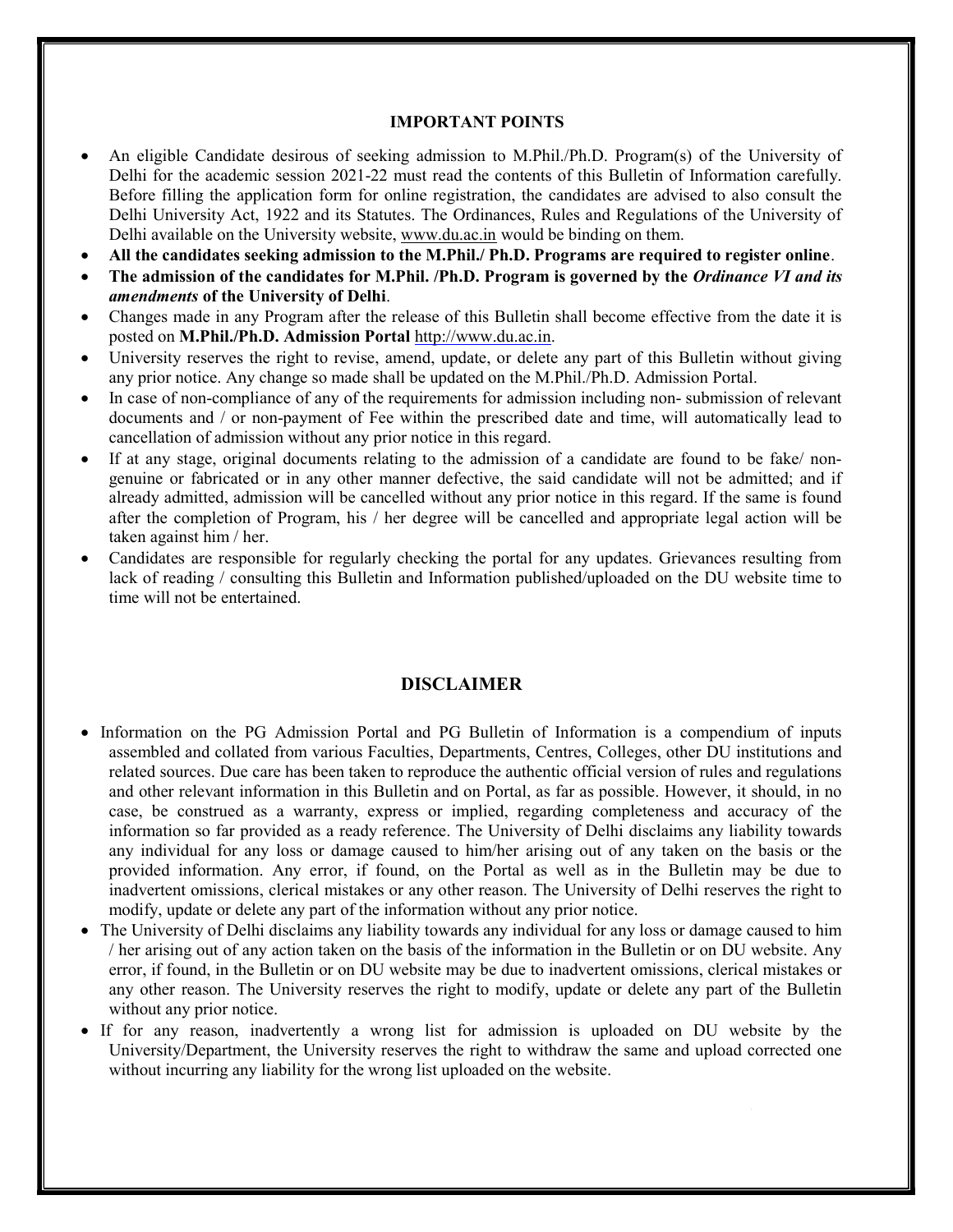## IMPORTANT POINTS

- An eligible Candidate desirous of seeking admission to M.Phil./Ph.D. Program(s) of the University of Delhi for the academic session 2021-22 must read the contents of this Bulletin of Information carefully. Before filling the application form for online registration, the candidates are advised to also consult the Delhi University Act, 1922 and its Statutes. The Ordinances, Rules and Regulations of the University of Delhi available on the University website, www.du.ac.in would be binding on them.
- **All the candidates seeking admission to the M.Phil./ Ph.D. Programs are required to register online**.
- **The admission of the candidates for M.Phil. /Ph.D. Program is governed by the *Ordinance VI and its amendments* of the University of Delhi**.
- Changes made in any Program after the release of this Bulletin shall become effective from the date it is posted on **M.Phil./Ph.D. Admission Portal** http://www.du.ac.in.
- University reserves the right to revise, amend, update, or delete any part of this Bulletin without giving any prior notice. Any change so made shall be updated on the M.Phil./Ph.D. Admission Portal.
- In case of non-compliance of any of the requirements for admission including non- submission of relevant documents and / or non-payment of Fee within the prescribed date and time, will automatically lead to cancellation of admission without any prior notice in this regard.
- If at any stage, original documents relating to the admission of a candidate are found to be fake/ non-genuine or fabricated or in any other manner defective, the said candidate will not be admitted; and if already admitted, admission will be cancelled without any prior notice in this regard. If the same is found after the completion of Program, his / her degree will be cancelled and appropriate legal action will be taken against him / her.
- Candidates are responsible for regularly checking the portal for any updates. Grievances resulting from lack of reading / consulting this Bulletin and Information published/uploaded on the DU website time to time will not be entertained.

## DISCLAIMER

- Information on the PG Admission Portal and PG Bulletin of Information is a compendium of inputs assembled and collated from various Faculties, Departments, Centres, Colleges, other DU institutions and related sources. Due care has been taken to reproduce the authentic official version of rules and regulations and other relevant information in this Bulletin and on Portal, as far as possible. However, it should, in no case, be construed as a warranty, express or implied, regarding completeness and accuracy of the information so far provided as a ready reference. The University of Delhi disclaims any liability towards any individual for any loss or damage caused to him/her arising out of any taken on the basis or the provided information. Any error, if found, on the Portal as well as in the Bulletin may be due to inadvertent omissions, clerical mistakes or any other reason. The University of Delhi reserves the right to modify, update or delete any part of the information without any prior notice.
- The University of Delhi disclaims any liability towards any individual for any loss or damage caused to him / her arising out of any action taken on the basis of the information in the Bulletin or on DU website. Any error, if found, in the Bulletin or on DU website may be due to inadvertent omissions, clerical mistakes or any other reason. The University reserves the right to modify, update or delete any part of the Bulletin without any prior notice.
- If for any reason, inadvertently a wrong list for admission is uploaded on DU website by the University/Department, the University reserves the right to withdraw the same and upload corrected one without incurring any liability for the wrong list uploaded on the website.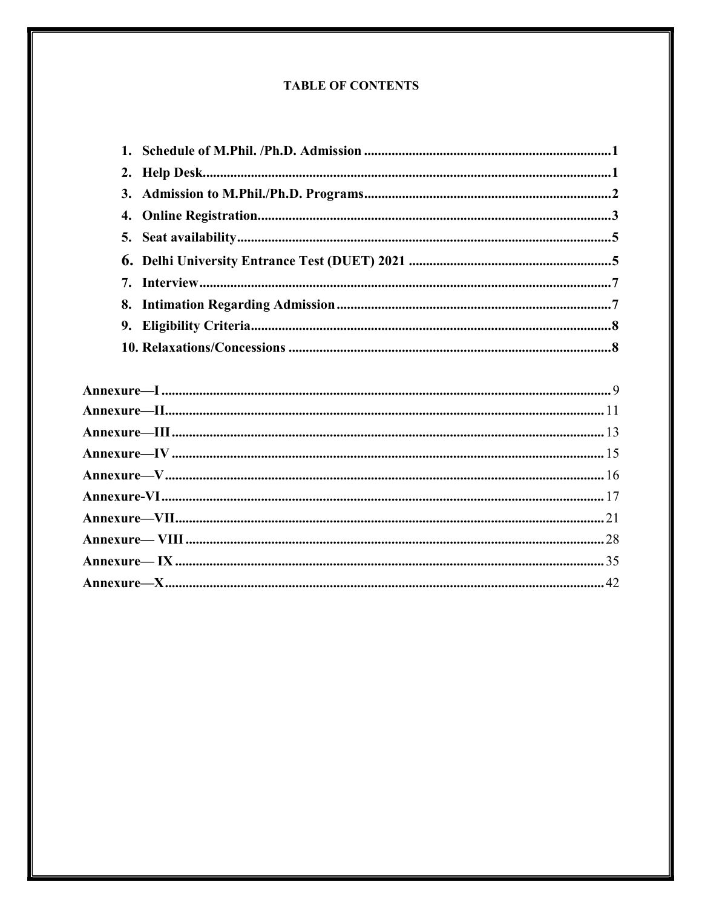# TABLE OF CONTENTS

1. Schedule of M.Phil. /Ph.D. Admission ........................................................................ 1
2. Help Desk........................................................................................................................ 1
3. Admission to M.Phil./Ph.D. Programs......................................................................... 2
4. Online Registration........................................................................................................ 3
5. Seat availability.............................................................................................................. 5
6. Delhi University Entrance Test (DUET) 2021 ........................................................... 5
7. Interview......................................................................................................................... 7
8. Intimation Regarding Admission ................................................................................. 7
9. Eligibility Criteria.......................................................................................................... 8
10. Relaxations/Concessions .............................................................................................. 8

Annexure—I ........................................................................................................................ 9
Annexure—II....................................................................................................................... 11
Annexure—III ..................................................................................................................... 13
Annexure—IV ..................................................................................................................... 15
Annexure—V....................................................................................................................... 16
Annexure-VI ........................................................................................................................ 17
Annexure—VII.................................................................................................................... 21
Annexure— VIII ................................................................................................................. 28
Annexure— IX .................................................................................................................... 35
Annexure—X....................................................................................................................... 42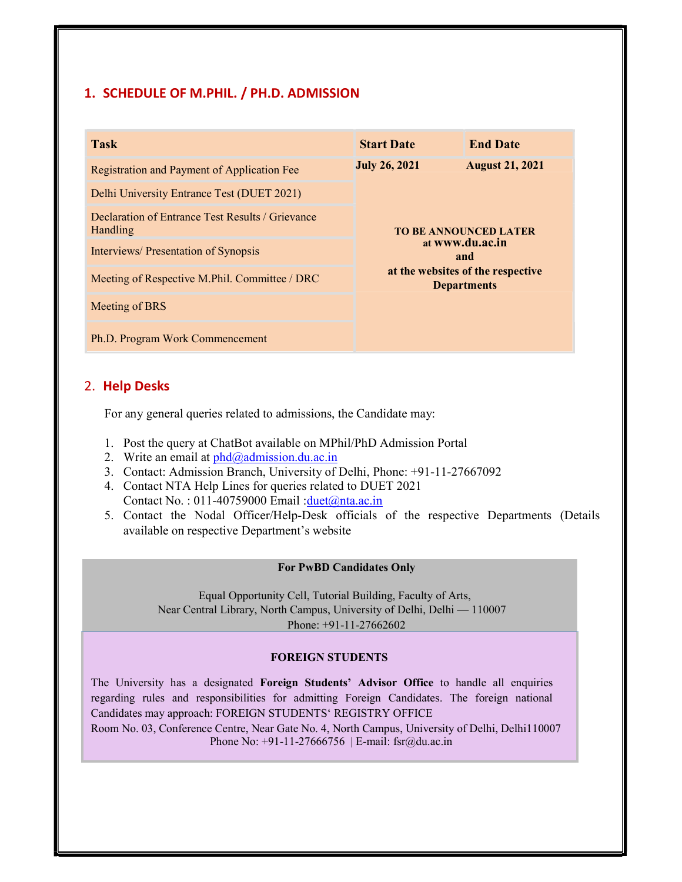## 1. SCHEDULE OF M.PHIL. / PH.D. ADMISSION

| Task | Start Date | End Date |
|---|---|---|
| Registration and Payment of Application Fee | **July 26, 2021** | **August 21, 2021** |
| Delhi University Entrance Test (DUET 2021) | **TO BE ANNOUNCED LATER at www.du.ac.in and at the websites of the respective Departments** | |
| Declaration of Entrance Test Results / Grievance Handling | | |
| Interviews/ Presentation of Synopsis | | |
| Meeting of Respective M.Phil. Committee / DRC | | |
| Meeting of BRS | | |
| Ph.D. Program Work Commencement | | |

## 2. Help Desks

For any general queries related to admissions, the Candidate may:

1. Post the query at ChatBot available on MPhil/PhD Admission Portal
2. Write an email at phd@admission.du.ac.in
3. Contact: Admission Branch, University of Delhi, Phone: +91-11-27667092
4. Contact NTA Help Lines for queries related to DUET 2021
   Contact No. : 011-40759000 Email :duet@nta.ac.in
5. Contact the Nodal Officer/Help-Desk officials of the respective Departments (Details available on respective Department's website

**For PwBD Candidates Only**

Equal Opportunity Cell, Tutorial Building, Faculty of Arts,
Near Central Library, North Campus, University of Delhi, Delhi — 110007
Phone: +91-11-27662602

**FOREIGN STUDENTS**

The University has a designated **Foreign Students' Advisor Office** to handle all enquiries regarding rules and responsibilities for admitting Foreign Candidates. The foreign national Candidates may approach: FOREIGN STUDENTS' REGISTRY OFFICE
Room No. 03, Conference Centre, Near Gate No. 4, North Campus, University of Delhi, Delhi110007
Phone No: +91-11-27666756 | E-mail: fsr@du.ac.in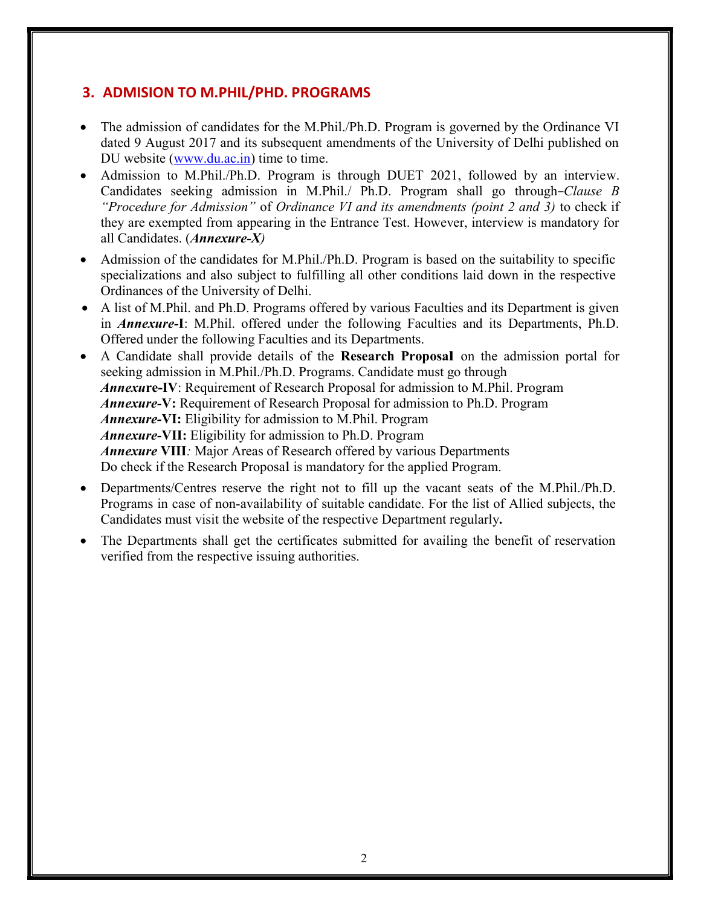## 3. ADMISION TO M.PHIL/PHD. PROGRAMS

- The admission of candidates for the M.Phil./Ph.D. Program is governed by the Ordinance VI dated 9 August 2017 and its subsequent amendments of the University of Delhi published on DU website (www.du.ac.in) time to time.
- Admission to M.Phil./Ph.D. Program is through DUET 2021, followed by an interview. Candidates seeking admission in M.Phil./ Ph.D. Program shall go through–*Clause B "Procedure for Admission"* of *Ordinance VI and its amendments (point 2 and 3)* to check if they are exempted from appearing in the Entrance Test. However, interview is mandatory for all Candidates. (***Annexure-X)***
- Admission of the candidates for M.Phil./Ph.D. Program is based on the suitability to specific specializations and also subject to fulfilling all other conditions laid down in the respective Ordinances of the University of Delhi.
- A list of M.Phil. and Ph.D. Programs offered by various Faculties and its Department is given in ***Annexure*-I**: M.Phil. offered under the following Faculties and its Departments, Ph.D. Offered under the following Faculties and its Departments.
- A Candidate shall provide details of the **Research Proposal** on the admission portal for seeking admission in M.Phil./Ph.D. Programs. Candidate must go through
  ***Annexu*re-IV**: Requirement of Research Proposal for admission to M.Phil. Program
  ***Annexure*-V:** Requirement of Research Proposal for admission to Ph.D. Program
  ***Annexure*-VI:** Eligibility for admission to M.Phil. Program
  ***Annexure*-VII:** Eligibility for admission to Ph.D. Program
  ***Annexure* VIII***:* Major Areas of Research offered by various Departments
  Do check if the Research Proposal is mandatory for the applied Program.
- Departments/Centres reserve the right not to fill up the vacant seats of the M.Phil./Ph.D. Programs in case of non-availability of suitable candidate. For the list of Allied subjects, the Candidates must visit the website of the respective Department regularly**.**
- The Departments shall get the certificates submitted for availing the benefit of reservation verified from the respective issuing authorities.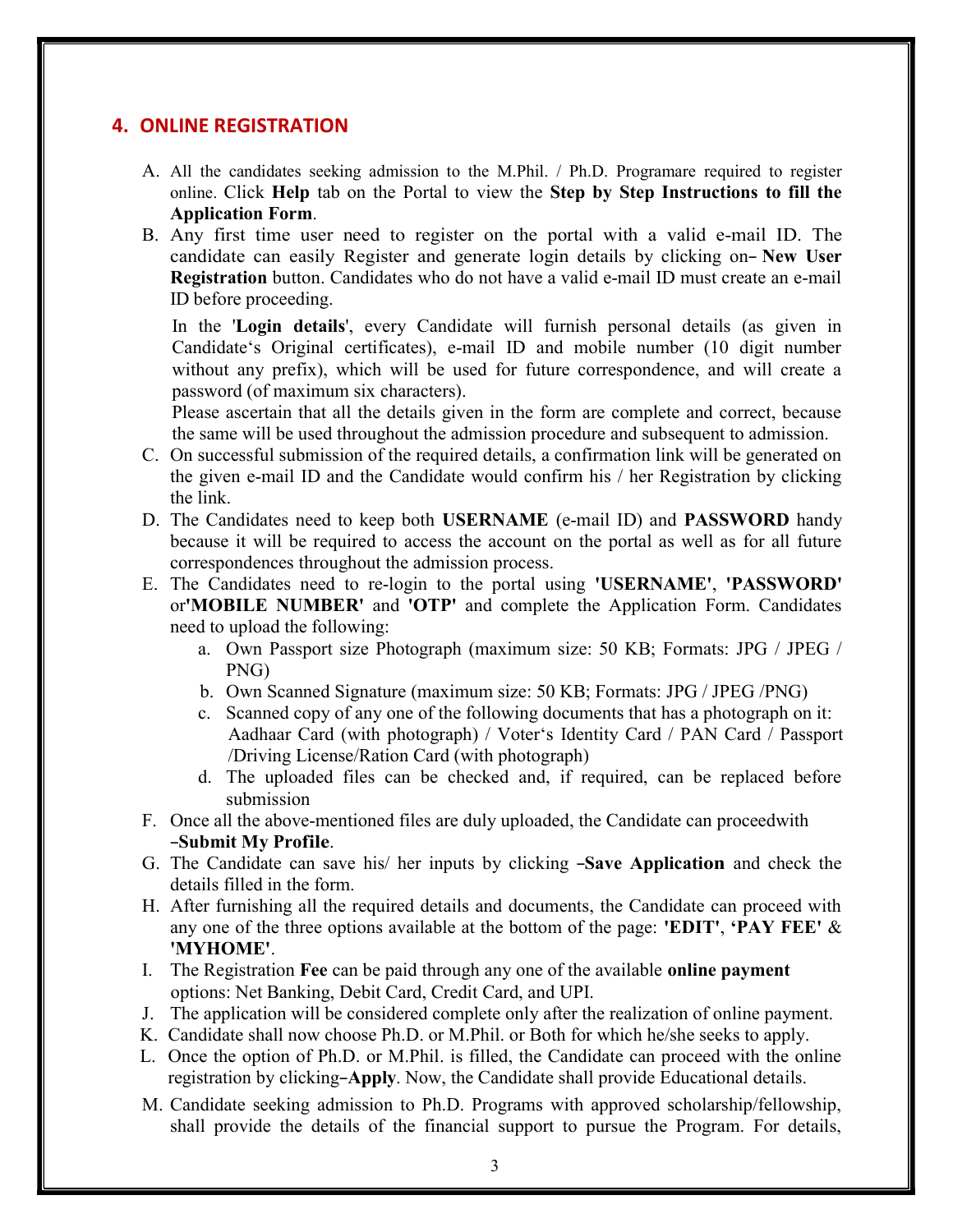## 4. ONLINE REGISTRATION

A. All the candidates seeking admission to the M.Phil. / Ph.D. Programare required to register online. Click **Help** tab on the Portal to view the **Step by Step Instructions to fill the Application Form**.

B. Any first time user need to register on the portal with a valid e-mail ID. The candidate can easily Register and generate login details by clicking on– **New User Registration** button. Candidates who do not have a valid e-mail ID must create an e-mail ID before proceeding.

   In the '**Login details**', every Candidate will furnish personal details (as given in Candidate's Original certificates), e-mail ID and mobile number (10 digit number without any prefix), which will be used for future correspondence, and will create a password (of maximum six characters).

   Please ascertain that all the details given in the form are complete and correct, because the same will be used throughout the admission procedure and subsequent to admission.

C. On successful submission of the required details, a confirmation link will be generated on the given e-mail ID and the Candidate would confirm his / her Registration by clicking the link.

D. The Candidates need to keep both **USERNAME** (e-mail ID) and **PASSWORD** handy because it will be required to access the account on the portal as well as for all future correspondences throughout the admission process.

E. The Candidates need to re-login to the portal using **'USERNAME'**, **'PASSWORD'** or**'MOBILE NUMBER'** and **'OTP'** and complete the Application Form. Candidates need to upload the following:
   a. Own Passport size Photograph (maximum size: 50 KB; Formats: JPG / JPEG / PNG)
   b. Own Scanned Signature (maximum size: 50 KB; Formats: JPG / JPEG /PNG)
   c. Scanned copy of any one of the following documents that has a photograph on it: Aadhaar Card (with photograph) / Voter's Identity Card / PAN Card / Passport /Driving License/Ration Card (with photograph)
   d. The uploaded files can be checked and, if required, can be replaced before submission

F. Once all the above-mentioned files are duly uploaded, the Candidate can proceedwith –**Submit My Profile**.

G. The Candidate can save his/ her inputs by clicking –**Save Application** and check the details filled in the form.

H. After furnishing all the required details and documents, the Candidate can proceed with any one of the three options available at the bottom of the page: **'EDIT'**, **'PAY FEE'** & **'MYHOME'**.

I. The Registration **Fee** can be paid through any one of the available **online payment** options: Net Banking, Debit Card, Credit Card, and UPI.

J. The application will be considered complete only after the realization of online payment.

K. Candidate shall now choose Ph.D. or M.Phil. or Both for which he/she seeks to apply.

L. Once the option of Ph.D. or M.Phil. is filled, the Candidate can proceed with the online registration by clicking–**Apply**. Now, the Candidate shall provide Educational details.

M. Candidate seeking admission to Ph.D. Programs with approved scholarship/fellowship, shall provide the details of the financial support to pursue the Program. For details,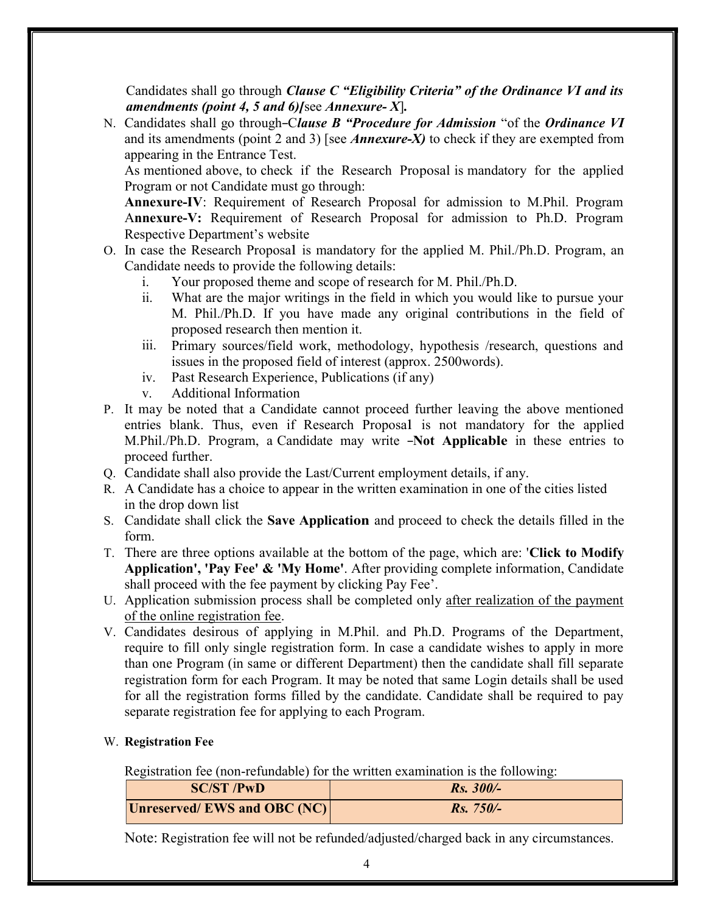Candidates shall go through ***Clause C "Eligibility Criteria" of the Ordinance VI and its amendments (point 4, 5 and 6)[***see ***Annexure- X***]**.**

N. Candidates shall go through–C***lause B "Procedure for Admission*** "of the ***Ordinance VI*** and its amendments (point 2 and 3) [see ***Annexure-X)*** to check if they are exempted from appearing in the Entrance Test.

   As mentioned above, to check if the Research Proposal is mandatory for the applied Program or not Candidate must go through:

   **Annexure-IV**: Requirement of Research Proposal for admission to M.Phil. Program
   A**nnexure-V:** Requirement of Research Proposal for admission to Ph.D. Program
   Respective Department's website

O. In case the Research Proposal is mandatory for the applied M. Phil./Ph.D. Program, an Candidate needs to provide the following details:
   i. Your proposed theme and scope of research for M. Phil./Ph.D.
   ii. What are the major writings in the field in which you would like to pursue your M. Phil./Ph.D. If you have made any original contributions in the field of proposed research then mention it.
   iii. Primary sources/field work, methodology, hypothesis /research, questions and issues in the proposed field of interest (approx. 2500words).
   iv. Past Research Experience, Publications (if any)
   v. Additional Information

P. It may be noted that a Candidate cannot proceed further leaving the above mentioned entries blank. Thus, even if Research Proposal is not mandatory for the applied M.Phil./Ph.D. Program, a Candidate may write –**Not Applicable** in these entries to proceed further.

Q. Candidate shall also provide the Last/Current employment details, if any.

R. A Candidate has a choice to appear in the written examination in one of the cities listed in the drop down list

S. Candidate shall click the **Save Application** and proceed to check the details filled in the form.

T. There are three options available at the bottom of the page, which are: '**Click to Modify Application', 'Pay Fee' & 'My Home'**. After providing complete information, Candidate shall proceed with the fee payment by clicking Pay Fee'.

U. Application submission process shall be completed only <u>after realization of the payment of the online registration fee</u>.

V. Candidates desirous of applying in M.Phil. and Ph.D. Programs of the Department, require to fill only single registration form. In case a candidate wishes to apply in more than one Program (in same or different Department) then the candidate shall fill separate registration form for each Program. It may be noted that same Login details shall be used for all the registration forms filled by the candidate. Candidate shall be required to pay separate registration fee for applying to each Program.

W. **Registration Fee**

   Registration fee (non-refundable) for the written examination is the following:

| **SC/ST /PwD** | ***Rs. 300/-*** |
|---|---|
| **Unreserved/ EWS and OBC (NC)** | ***Rs. 750/-*** |

   Note: Registration fee will not be refunded/adjusted/charged back in any circumstances.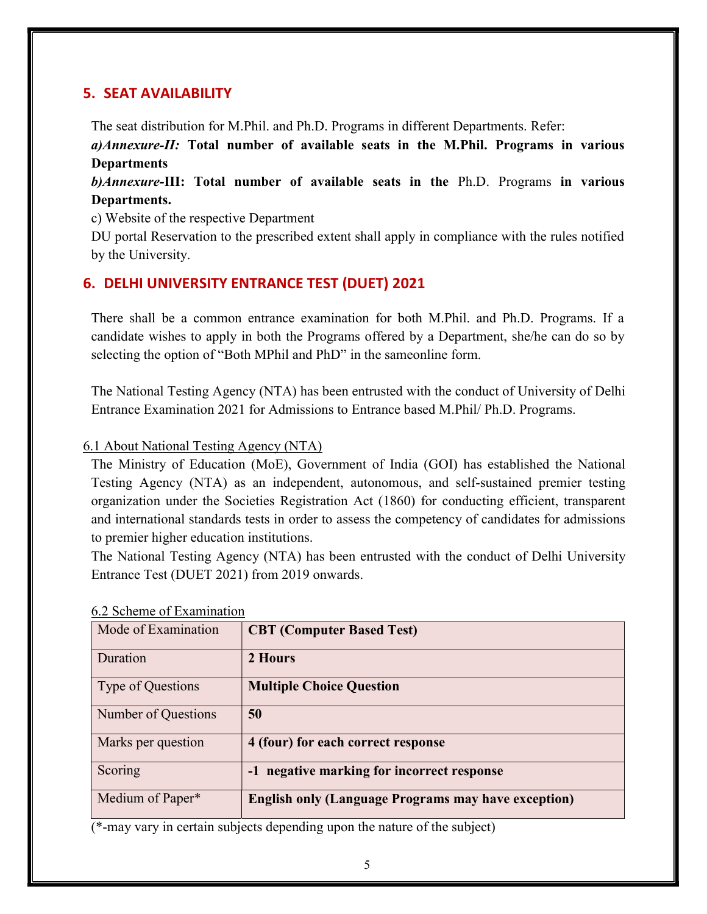## 5. SEAT AVAILABILITY

The seat distribution for M.Phil. and Ph.D. Programs in different Departments. Refer:

***a)Annexure-II:* Total number of available seats in the M.Phil. Programs in various Departments**

***b)Annexure*-III: Total number of available seats in the** Ph.D. Programs **in various Departments.**

c) Website of the respective Department

DU portal Reservation to the prescribed extent shall apply in compliance with the rules notified by the University.

## 6. DELHI UNIVERSITY ENTRANCE TEST (DUET) 2021

There shall be a common entrance examination for both M.Phil. and Ph.D. Programs. If a candidate wishes to apply in both the Programs offered by a Department, she/he can do so by selecting the option of "Both MPhil and PhD" in the sameonline form.

The National Testing Agency (NTA) has been entrusted with the conduct of University of Delhi Entrance Examination 2021 for Admissions to Entrance based M.Phil/ Ph.D. Programs.

### 6.1 About National Testing Agency (NTA)

The Ministry of Education (MoE), Government of India (GOI) has established the National Testing Agency (NTA) as an independent, autonomous, and self-sustained premier testing organization under the Societies Registration Act (1860) for conducting efficient, transparent and international standards tests in order to assess the competency of candidates for admissions to premier higher education institutions.

The National Testing Agency (NTA) has been entrusted with the conduct of Delhi University Entrance Test (DUET 2021) from 2019 onwards.

### 6.2 Scheme of Examination

| | |
|---|---|
| Mode of Examination | **CBT (Computer Based Test)** |
| Duration | **2 Hours** |
| Type of Questions | **Multiple Choice Question** |
| Number of Questions | **50** |
| Marks per question | **4 (four) for each correct response** |
| Scoring | **-1 negative marking for incorrect response** |
| Medium of Paper* | **English only (Language Programs may have exception)** |

(*-may vary in certain subjects depending upon the nature of the subject)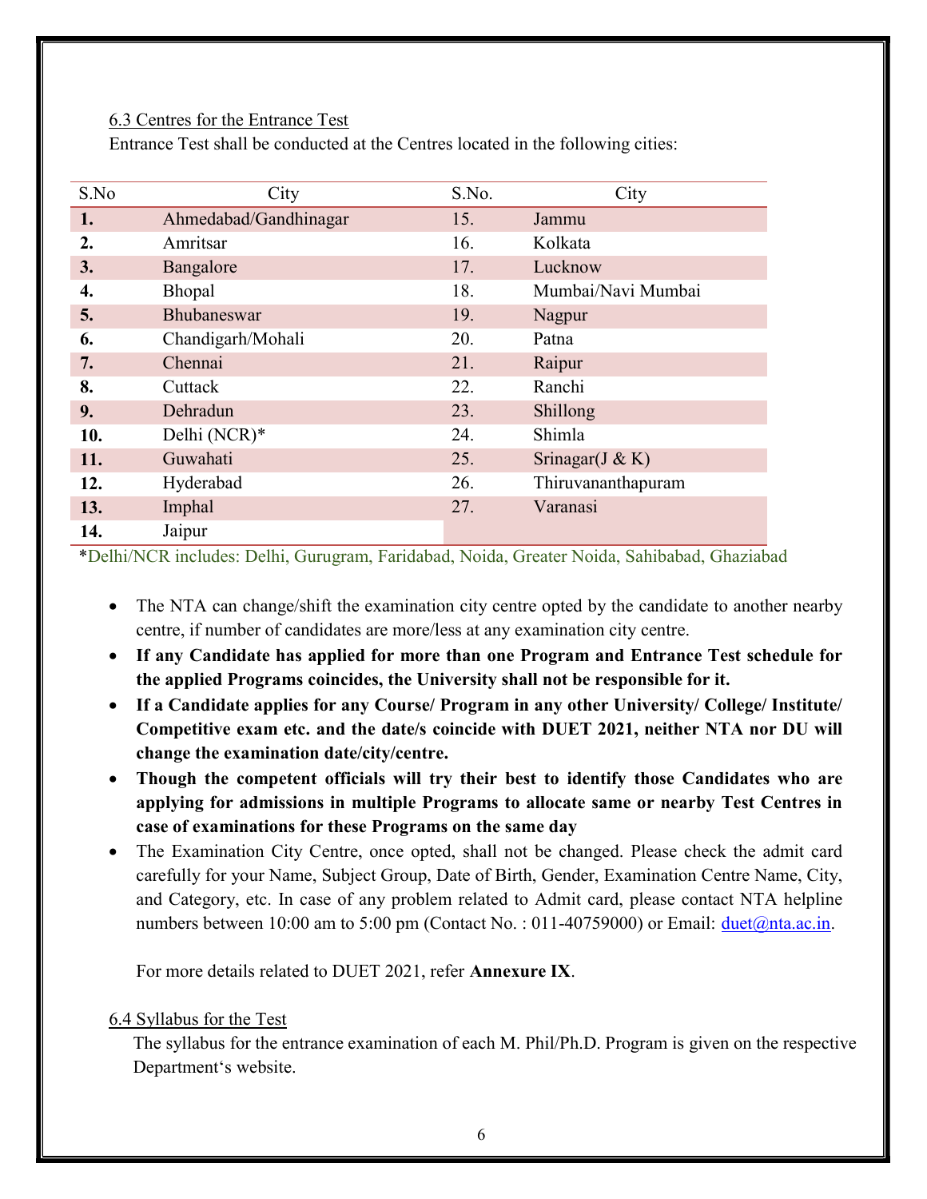### 6.3 Centres for the Entrance Test

Entrance Test shall be conducted at the Centres located in the following cities:

| S.No | City | S.No. | City |
|---|---|---|---|
| **1.** | Ahmedabad/Gandhinagar | 15. | Jammu |
| **2.** | Amritsar | 16. | Kolkata |
| **3.** | Bangalore | 17. | Lucknow |
| **4.** | Bhopal | 18. | Mumbai/Navi Mumbai |
| **5.** | Bhubaneswar | 19. | Nagpur |
| **6.** | Chandigarh/Mohali | 20. | Patna |
| **7.** | Chennai | 21. | Raipur |
| **8.** | Cuttack | 22. | Ranchi |
| **9.** | Dehradun | 23. | Shillong |
| **10.** | Delhi (NCR)* | 24. | Shimla |
| **11.** | Guwahati | 25. | Srinagar(J & K) |
| **12.** | Hyderabad | 26. | Thiruvananthapuram |
| **13.** | Imphal | 27. | Varanasi |
| **14.** | Jaipur | | |

*Delhi/NCR includes: Delhi, Gurugram, Faridabad, Noida, Greater Noida, Sahibabad, Ghaziabad

- The NTA can change/shift the examination city centre opted by the candidate to another nearby centre, if number of candidates are more/less at any examination city centre.
- **If any Candidate has applied for more than one Program and Entrance Test schedule for the applied Programs coincides, the University shall not be responsible for it.**
- **If a Candidate applies for any Course/ Program in any other University/ College/ Institute/ Competitive exam etc. and the date/s coincide with DUET 2021, neither NTA nor DU will change the examination date/city/centre.**
- **Though the competent officials will try their best to identify those Candidates who are applying for admissions in multiple Programs to allocate same or nearby Test Centres in case of examinations for these Programs on the same day**
- The Examination City Centre, once opted, shall not be changed. Please check the admit card carefully for your Name, Subject Group, Date of Birth, Gender, Examination Centre Name, City, and Category, etc. In case of any problem related to Admit card, please contact NTA helpline numbers between 10:00 am to 5:00 pm (Contact No. : 011-40759000) or Email: duet@nta.ac.in.

For more details related to DUET 2021, refer **Annexure IX**.

### 6.4 Syllabus for the Test

The syllabus for the entrance examination of each M. Phil/Ph.D. Program is given on the respective Department's website.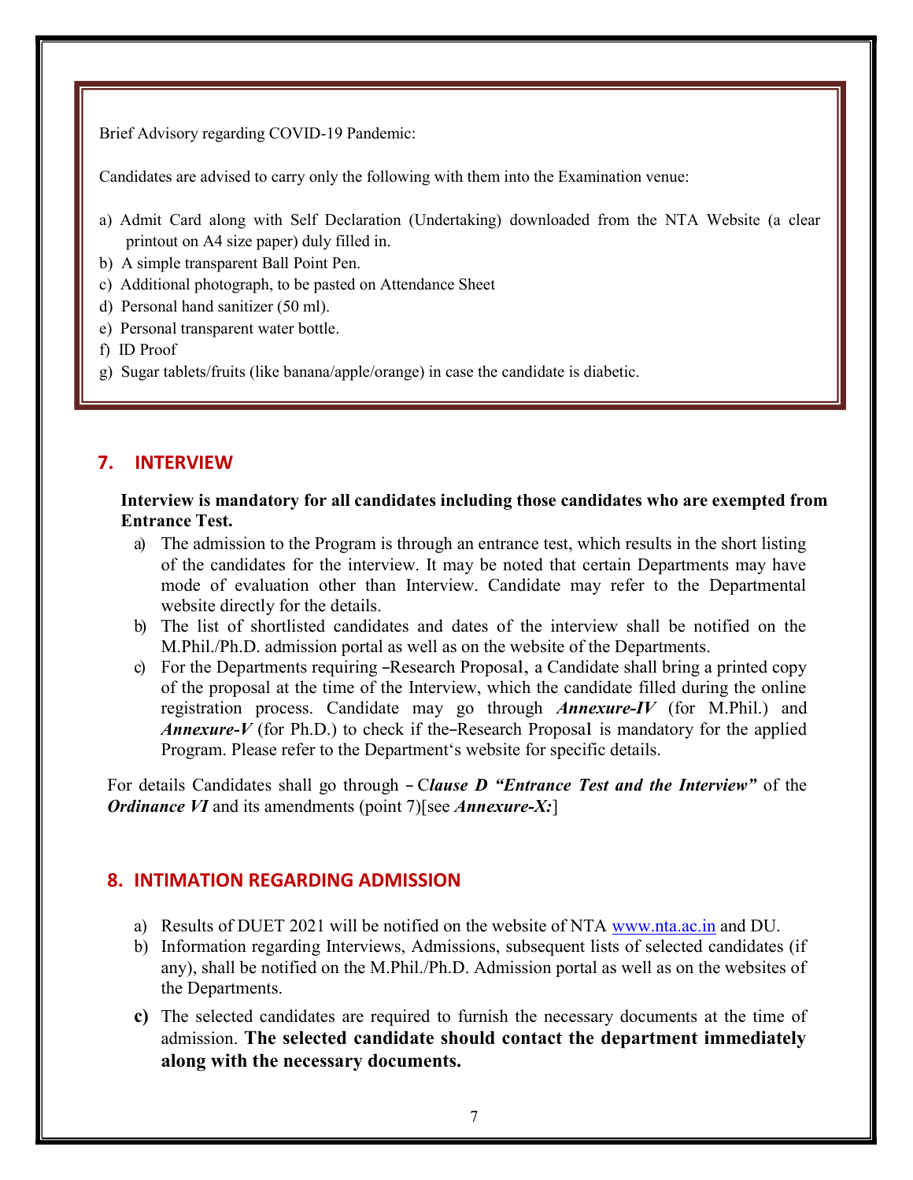Brief Advisory regarding COVID-19 Pandemic:

Candidates are advised to carry only the following with them into the Examination venue:

a) Admit Card along with Self Declaration (Undertaking) downloaded from the NTA Website (a clear printout on A4 size paper) duly filled in.
b) A simple transparent Ball Point Pen.
c) Additional photograph, to be pasted on Attendance Sheet
d) Personal hand sanitizer (50 ml).
e) Personal transparent water bottle.
f) ID Proof
g) Sugar tablets/fruits (like banana/apple/orange) in case the candidate is diabetic.

## 7. INTERVIEW

**Interview is mandatory for all candidates including those candidates who are exempted from Entrance Test.**

a) The admission to the Program is through an entrance test, which results in the short listing of the candidates for the interview. It may be noted that certain Departments may have mode of evaluation other than Interview. Candidate may refer to the Departmental website directly for the details.
b) The list of shortlisted candidates and dates of the interview shall be notified on the M.Phil./Ph.D. admission portal as well as on the website of the Departments.
c) For the Departments requiring –Research Proposal, a Candidate shall bring a printed copy of the proposal at the time of the Interview, which the candidate filled during the online registration process. Candidate may go through ***Annexure-IV*** (for M.Phil.) and ***Annexure-V*** (for Ph.D.) to check if the–Research Proposal is mandatory for the applied Program. Please refer to the Department's website for specific details.

For details Candidates shall go through – C***lause D "Entrance Test and the Interview"*** of the ***Ordinance VI*** and its amendments (point 7)[see ***Annexure-X:***]

## 8. INTIMATION REGARDING ADMISSION

a) Results of DUET 2021 will be notified on the website of NTA www.nta.ac.in and DU.
b) Information regarding Interviews, Admissions, subsequent lists of selected candidates (if any), shall be notified on the M.Phil./Ph.D. Admission portal as well as on the websites of the Departments.
c) The selected candidates are required to furnish the necessary documents at the time of admission. **The selected candidate should contact the department immediately along with the necessary documents.**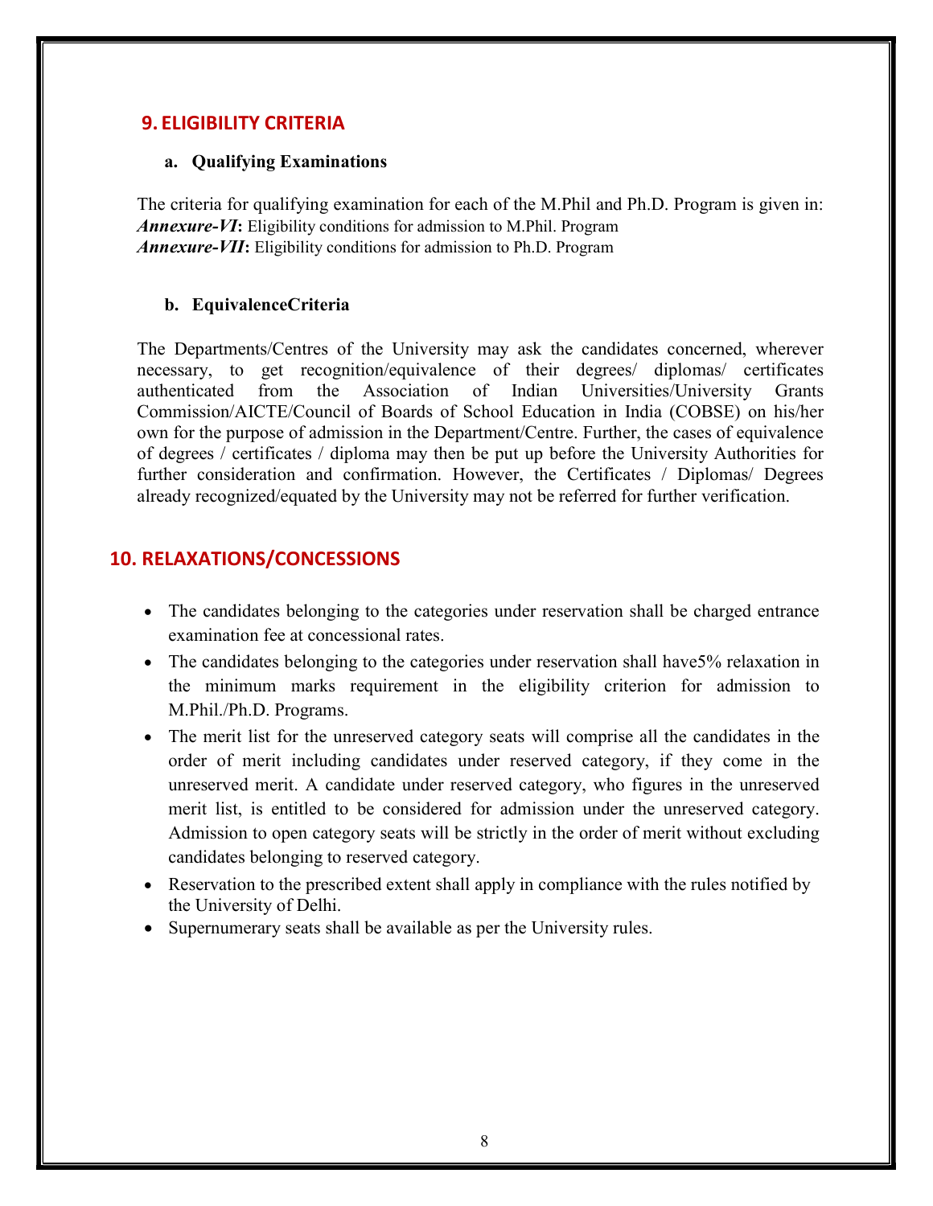## 9. ELIGIBILITY CRITERIA

### a. Qualifying Examinations

The criteria for qualifying examination for each of the M.Phil and Ph.D. Program is given in:
***Annexure-VI*:** Eligibility conditions for admission to M.Phil. Program
***Annexure-VII*:** Eligibility conditions for admission to Ph.D. Program

### b. EquivalenceCriteria

The Departments/Centres of the University may ask the candidates concerned, wherever necessary, to get recognition/equivalence of their degrees/ diplomas/ certificates authenticated from the Association of Indian Universities/University Grants Commission/AICTE/Council of Boards of School Education in India (COBSE) on his/her own for the purpose of admission in the Department/Centre. Further, the cases of equivalence of degrees / certificates / diploma may then be put up before the University Authorities for further consideration and confirmation. However, the Certificates / Diplomas/ Degrees already recognized/equated by the University may not be referred for further verification.

## 10. RELAXATIONS/CONCESSIONS

- The candidates belonging to the categories under reservation shall be charged entrance examination fee at concessional rates.
- The candidates belonging to the categories under reservation shall have5% relaxation in the minimum marks requirement in the eligibility criterion for admission to M.Phil./Ph.D. Programs.
- The merit list for the unreserved category seats will comprise all the candidates in the order of merit including candidates under reserved category, if they come in the unreserved merit. A candidate under reserved category, who figures in the unreserved merit list, is entitled to be considered for admission under the unreserved category. Admission to open category seats will be strictly in the order of merit without excluding candidates belonging to reserved category.
- Reservation to the prescribed extent shall apply in compliance with the rules notified by the University of Delhi.
- Supernumerary seats shall be available as per the University rules.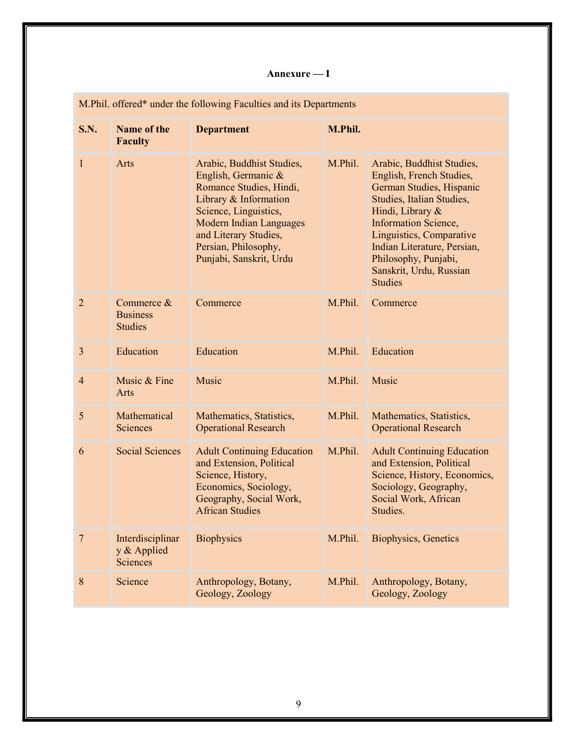**Annexure — I**

| M.Phil. offered* under the following Faculties and its Departments | | | | |
|---|---|---|---|---|
| **S.N.** | **Name of the Faculty** | **Department** | **M.Phil.** | |
| 1 | Arts | Arabic, Buddhist Studies, English, Germanic & Romance Studies, Hindi, Library & Information Science, Linguistics, Modern Indian Languages and Literary Studies, Persian, Philosophy, Punjabi, Sanskrit, Urdu | M.Phil. | Arabic, Buddhist Studies, English, French Studies, German Studies, Hispanic Studies, Italian Studies, Hindi, Library & Information Science, Linguistics, Comparative Indian Literature, Persian, Philosophy, Punjabi, Sanskrit, Urdu, Russian Studies |
| 2 | Commerce & Business Studies | Commerce | M.Phil. | Commerce |
| 3 | Education | Education | M.Phil. | Education |
| 4 | Music & Fine Arts | Music | M.Phil. | Music |
| 5 | Mathematical Sciences | Mathematics, Statistics, Operational Research | M.Phil. | Mathematics, Statistics, Operational Research |
| 6 | Social Sciences | Adult Continuing Education and Extension, Political Science, History, Economics, Sociology, Geography, Social Work, African Studies | M.Phil. | Adult Continuing Education and Extension, Political Science, History, Economics, Sociology, Geography, Social Work, African Studies. |
| 7 | Interdisciplinary & Applied Sciences | Biophysics | M.Phil. | Biophysics, Genetics |
| 8 | Science | Anthropology, Botany, Geology, Zoology | M.Phil. | Anthropology, Botany, Geology, Zoology |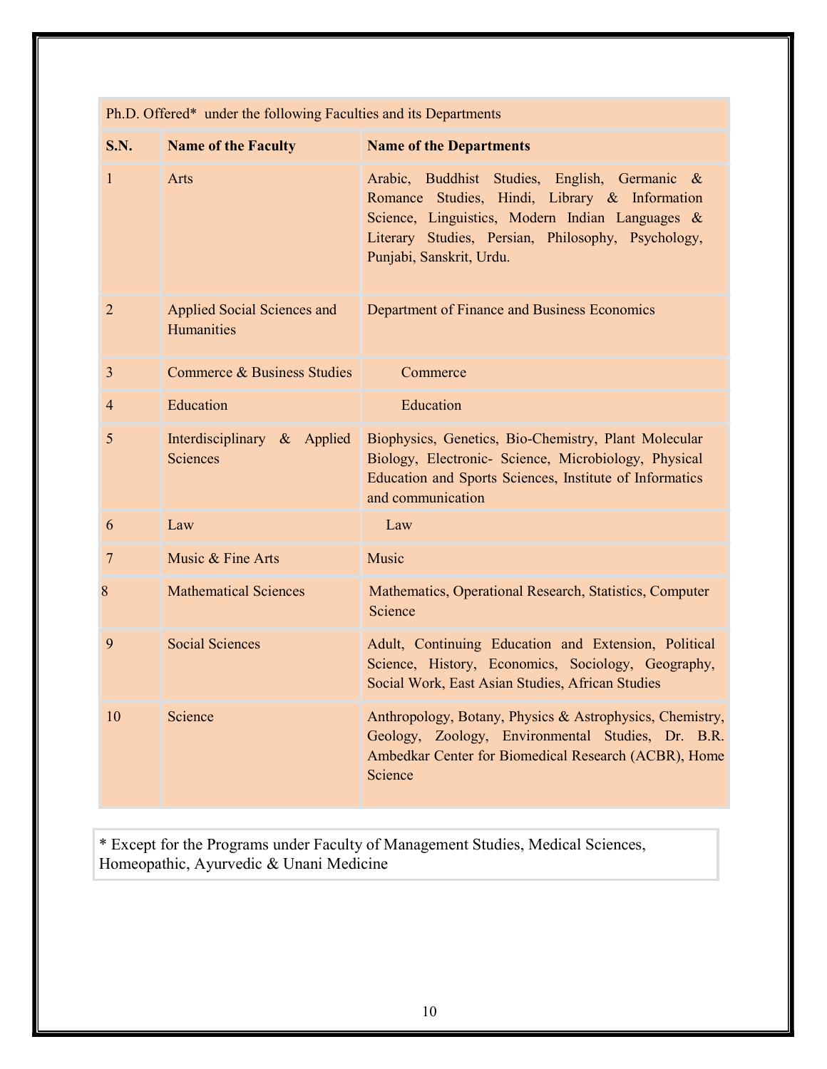| Ph.D. Offered* under the following Faculties and its Departments | | |
|---|---|---|
| **S.N.** | **Name of the Faculty** | **Name of the Departments** |
| 1 | Arts | Arabic, Buddhist Studies, English, Germanic & Romance Studies, Hindi, Library & Information Science, Linguistics, Modern Indian Languages & Literary Studies, Persian, Philosophy, Psychology, Punjabi, Sanskrit, Urdu. |
| 2 | Applied Social Sciences and Humanities | Department of Finance and Business Economics |
| 3 | Commerce & Business Studies | Commerce |
| 4 | Education | Education |
| 5 | Interdisciplinary & Applied Sciences | Biophysics, Genetics, Bio-Chemistry, Plant Molecular Biology, Electronic- Science, Microbiology, Physical Education and Sports Sciences, Institute of Informatics and communication |
| 6 | Law | Law |
| 7 | Music & Fine Arts | Music |
| 8 | Mathematical Sciences | Mathematics, Operational Research, Statistics, Computer Science |
| 9 | Social Sciences | Adult, Continuing Education and Extension, Political Science, History, Economics, Sociology, Geography, Social Work, East Asian Studies, African Studies |
| 10 | Science | Anthropology, Botany, Physics & Astrophysics, Chemistry, Geology, Zoology, Environmental Studies, Dr. B.R. Ambedkar Center for Biomedical Research (ACBR), Home Science |

* Except for the Programs under Faculty of Management Studies, Medical Sciences, Homeopathic, Ayurvedic & Unani Medicine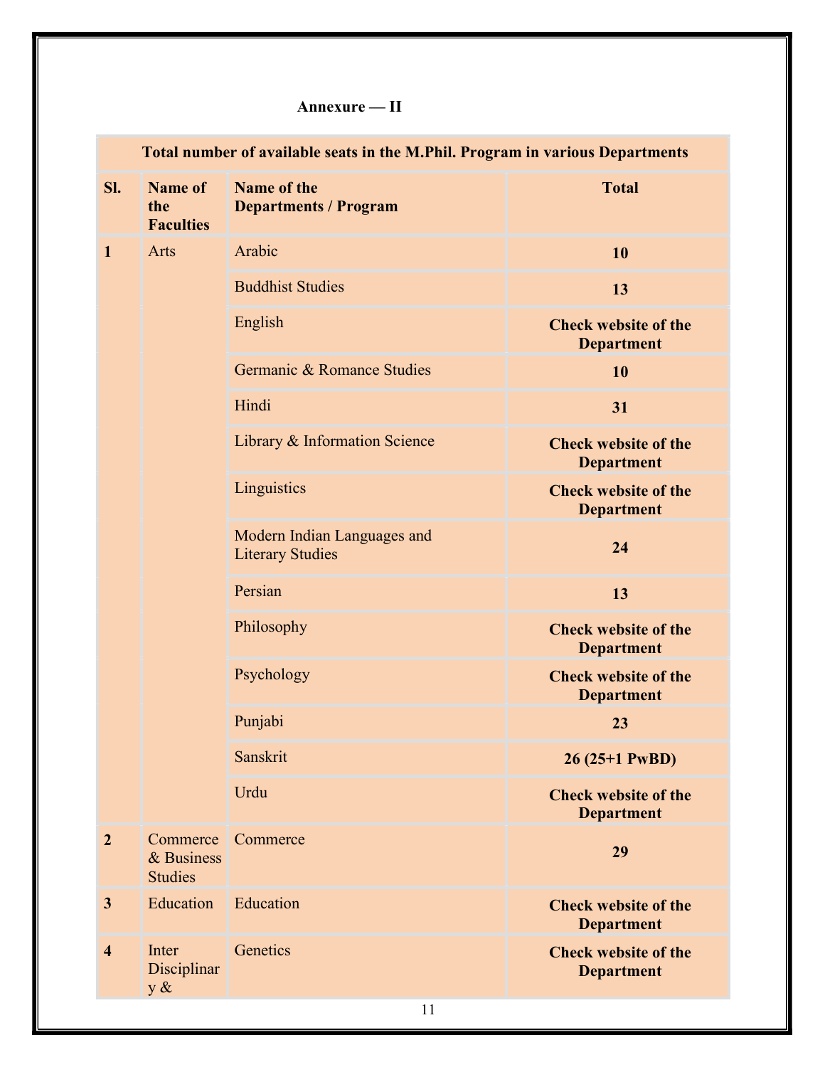**Annexure — II**

| Total number of available seats in the M.Phil. Program in various Departments | | | |
|---|---|---|---|
| **Sl.** | **Name of the Faculties** | **Name of the Departments / Program** | **Total** |
| **1** | Arts | Arabic | **10** |
| | | Buddhist Studies | **13** |
| | | English | **Check website of the Department** |
| | | Germanic & Romance Studies | **10** |
| | | Hindi | **31** |
| | | Library & Information Science | **Check website of the Department** |
| | | Linguistics | **Check website of the Department** |
| | | Modern Indian Languages and Literary Studies | **24** |
| | | Persian | **13** |
| | | Philosophy | **Check website of the Department** |
| | | Psychology | **Check website of the Department** |
| | | Punjabi | **23** |
| | | Sanskrit | **26 (25+1 PwBD)** |
| | | Urdu | **Check website of the Department** |
| **2** | Commerce & Business Studies | Commerce | **29** |
| **3** | Education | Education | **Check website of the Department** |
| **4** | Inter Disciplinary & | Genetics | **Check website of the Department** |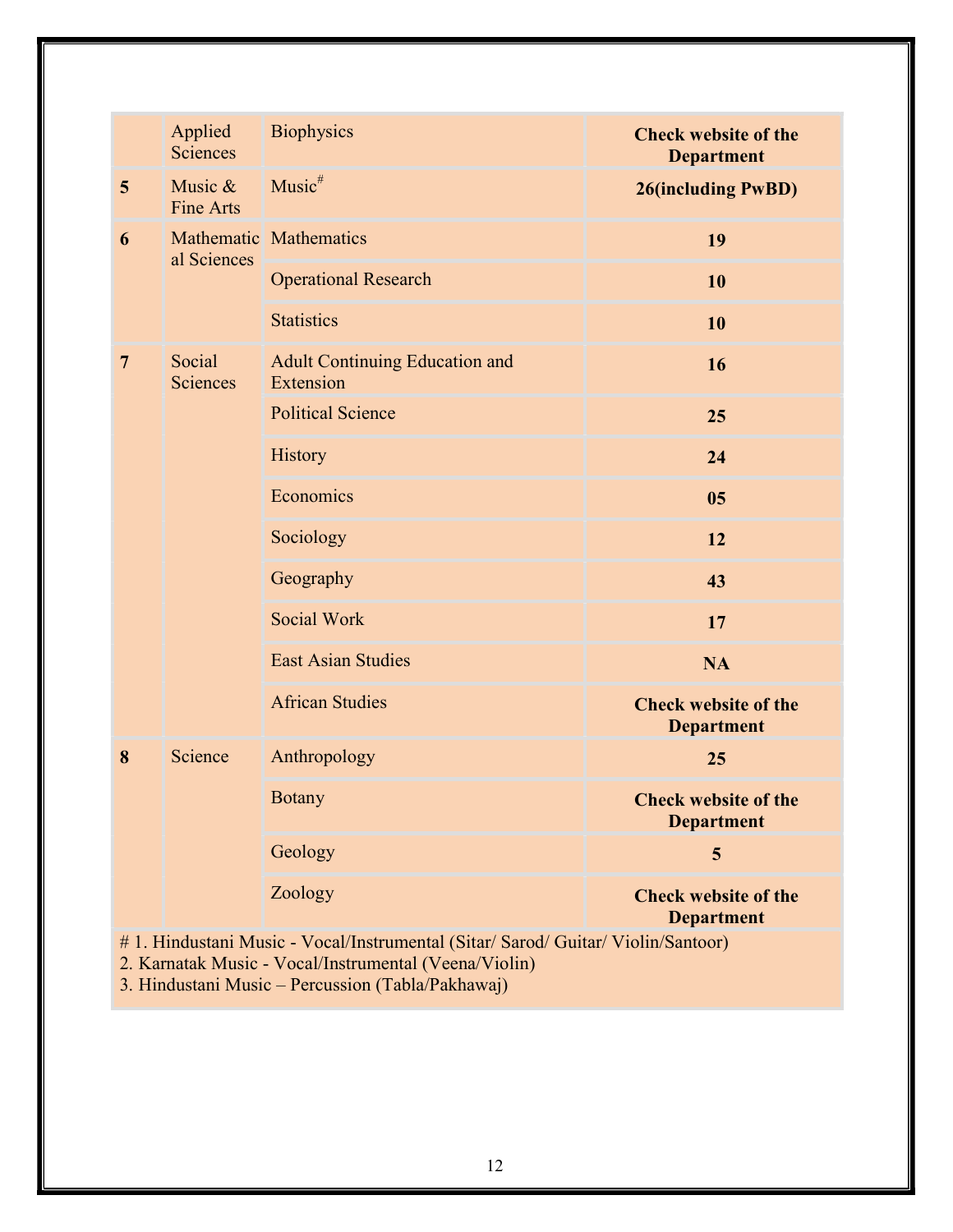| | | | |
|---|---|---|---|
| | Applied Sciences | Biophysics | **Check website of the Department** |
| **5** | Music & Fine Arts | Music# | **26(including PwBD)** |
| **6** | Mathematical Sciences | Mathematics | **19** |
| | | Operational Research | **10** |
| | | Statistics | **10** |
| **7** | Social Sciences | Adult Continuing Education and Extension | **16** |
| | | Political Science | **25** |
| | | History | **24** |
| | | Economics | **05** |
| | | Sociology | **12** |
| | | Geography | **43** |
| | | Social Work | **17** |
| | | East Asian Studies | **NA** |
| | | African Studies | **Check website of the Department** |
| **8** | Science | Anthropology | **25** |
| | | Botany | **Check website of the Department** |
| | | Geology | **5** |
| | | Zoology | **Check website of the Department** |

# 1. Hindustani Music - Vocal/Instrumental (Sitar/ Sarod/ Guitar/ Violin/Santoor)
2. Karnatak Music - Vocal/Instrumental (Veena/Violin)
3. Hindustani Music – Percussion (Tabla/Pakhawaj)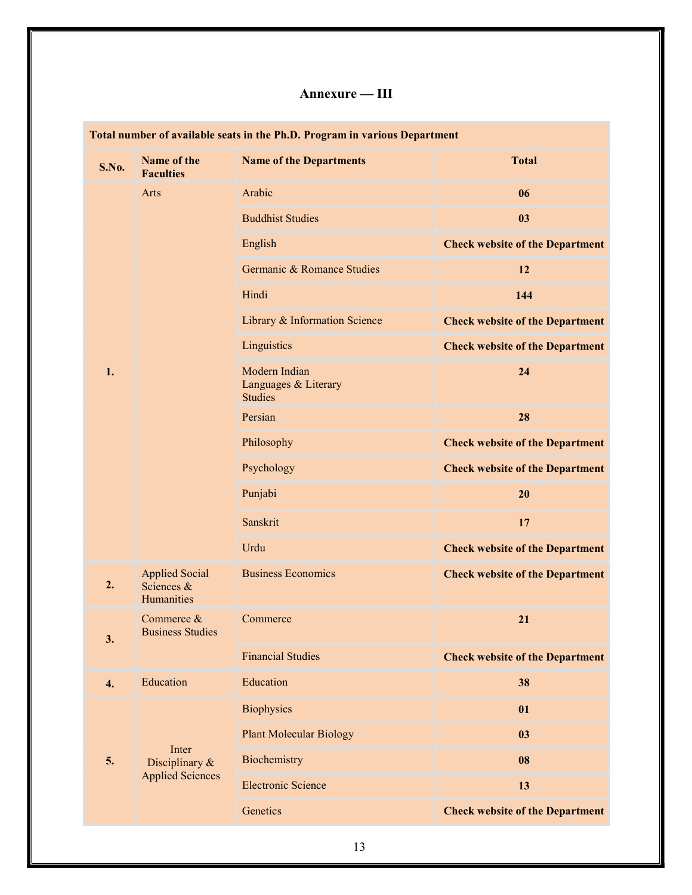# Annexure — III

| **Total number of available seats in the Ph.D. Program in various Department** | | | |
|---|---|---|---|
| **S.No.** | **Name of the Faculties** | **Name of the Departments** | **Total** |
| **1.** | Arts | Arabic | **06** |
| | | Buddhist Studies | **03** |
| | | English | **Check website of the Department** |
| | | Germanic & Romance Studies | **12** |
| | | Hindi | **144** |
| | | Library & Information Science | **Check website of the Department** |
| | | Linguistics | **Check website of the Department** |
| | | Modern Indian Languages & Literary Studies | **24** |
| | | Persian | **28** |
| | | Philosophy | **Check website of the Department** |
| | | Psychology | **Check website of the Department** |
| | | Punjabi | **20** |
| | | Sanskrit | **17** |
| | | Urdu | **Check website of the Department** |
| **2.** | Applied Social Sciences & Humanities | Business Economics | **Check website of the Department** |
| **3.** | Commerce & Business Studies | Commerce | **21** |
| | | Financial Studies | **Check website of the Department** |
| **4.** | Education | Education | **38** |
| **5.** | Inter Disciplinary & Applied Sciences | Biophysics | **01** |
| | | Plant Molecular Biology | **03** |
| | | Biochemistry | **08** |
| | | Electronic Science | **13** |
| | | Genetics | **Check website of the Department** |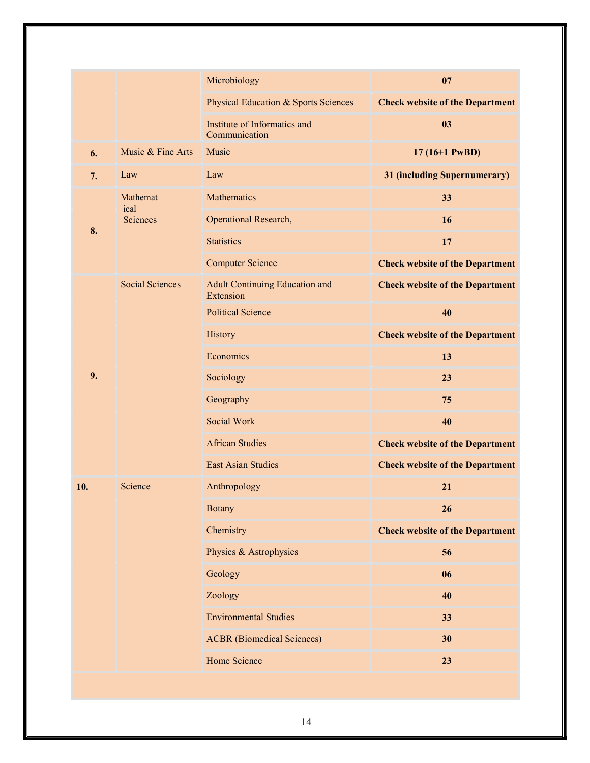| | | | |
|---|---|---|---|
| | | Microbiology | **07** |
| | | Physical Education & Sports Sciences | **Check website of the Department** |
| | | Institute of Informatics and Communication | **03** |
| **6.** | Music & Fine Arts | Music | **17 (16+1 PwBD)** |
| **7.** | Law | Law | **31 (including Supernumerary)** |
| **8.** | Mathematical Sciences | Mathematics | **33** |
| | | Operational Research, | **16** |
| | | Statistics | **17** |
| | | Computer Science | **Check website of the Department** |
| **9.** | Social Sciences | Adult Continuing Education and Extension | **Check website of the Department** |
| | | Political Science | **40** |
| | | History | **Check website of the Department** |
| | | Economics | **13** |
| | | Sociology | **23** |
| | | Geography | **75** |
| | | Social Work | **40** |
| | | African Studies | **Check website of the Department** |
| | | East Asian Studies | **Check website of the Department** |
| **10.** | Science | Anthropology | **21** |
| | | Botany | **26** |
| | | Chemistry | **Check website of the Department** |
| | | Physics & Astrophysics | **56** |
| | | Geology | **06** |
| | | Zoology | **40** |
| | | Environmental Studies | **33** |
| | | ACBR (Biomedical Sciences) | **30** |
| | | Home Science | **23** |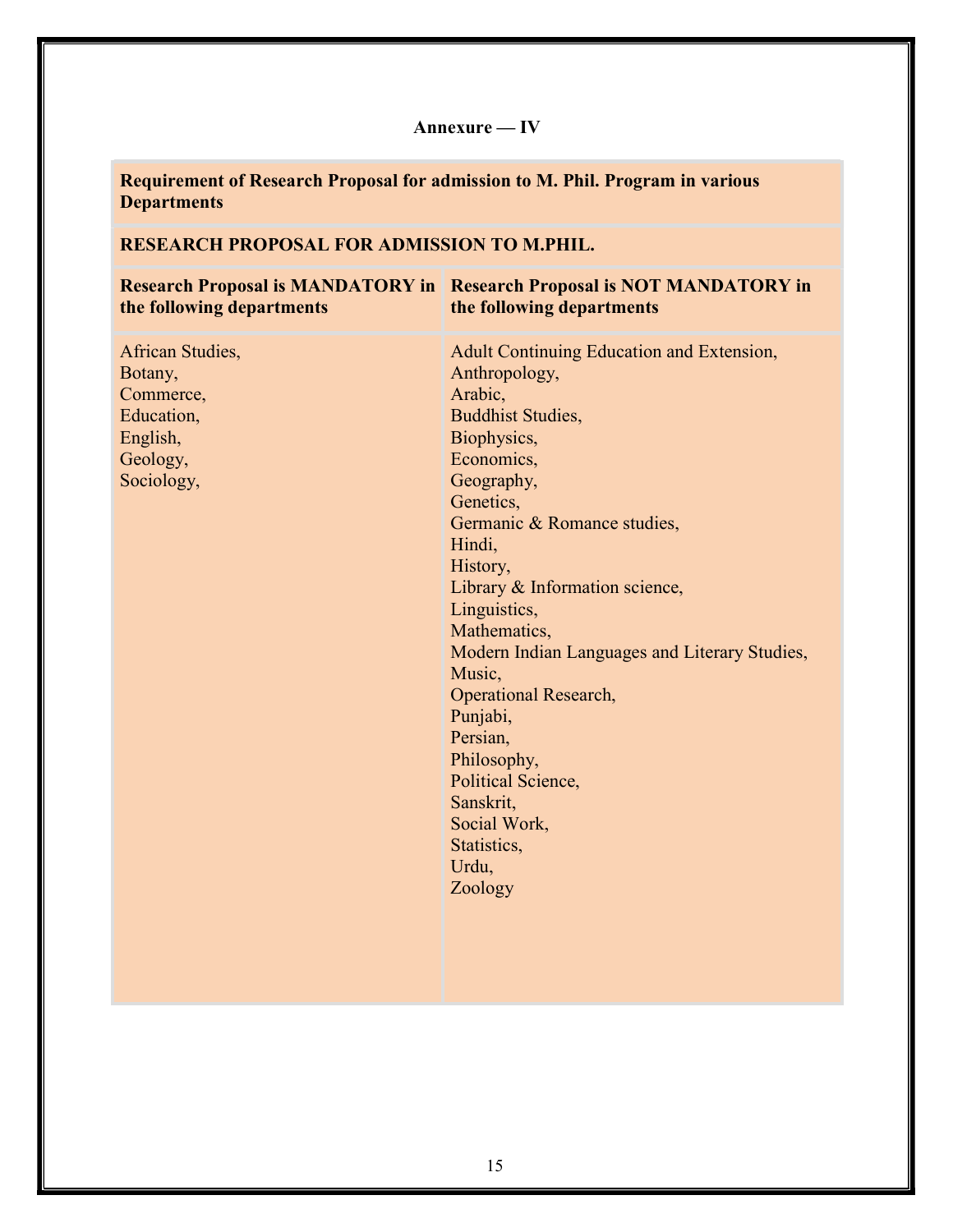### Annexure — IV

| **Requirement of Research Proposal for admission to M. Phil. Program in various Departments** | |
|---|---|
| **RESEARCH PROPOSAL FOR ADMISSION TO M.PHIL.** | |
| **Research Proposal is MANDATORY in the following departments** | **Research Proposal is NOT MANDATORY in the following departments** |
| African Studies,<br>Botany,<br>Commerce,<br>Education,<br>English,<br>Geology,<br>Sociology, | Adult Continuing Education and Extension,<br>Anthropology,<br>Arabic,<br>Buddhist Studies,<br>Biophysics,<br>Economics,<br>Geography,<br>Genetics,<br>Germanic & Romance studies,<br>Hindi,<br>History,<br>Library & Information science,<br>Linguistics,<br>Mathematics,<br>Modern Indian Languages and Literary Studies,<br>Music,<br>Operational Research,<br>Punjabi,<br>Persian,<br>Philosophy,<br>Political Science,<br>Sanskrit,<br>Social Work,<br>Statistics,<br>Urdu,<br>Zoology |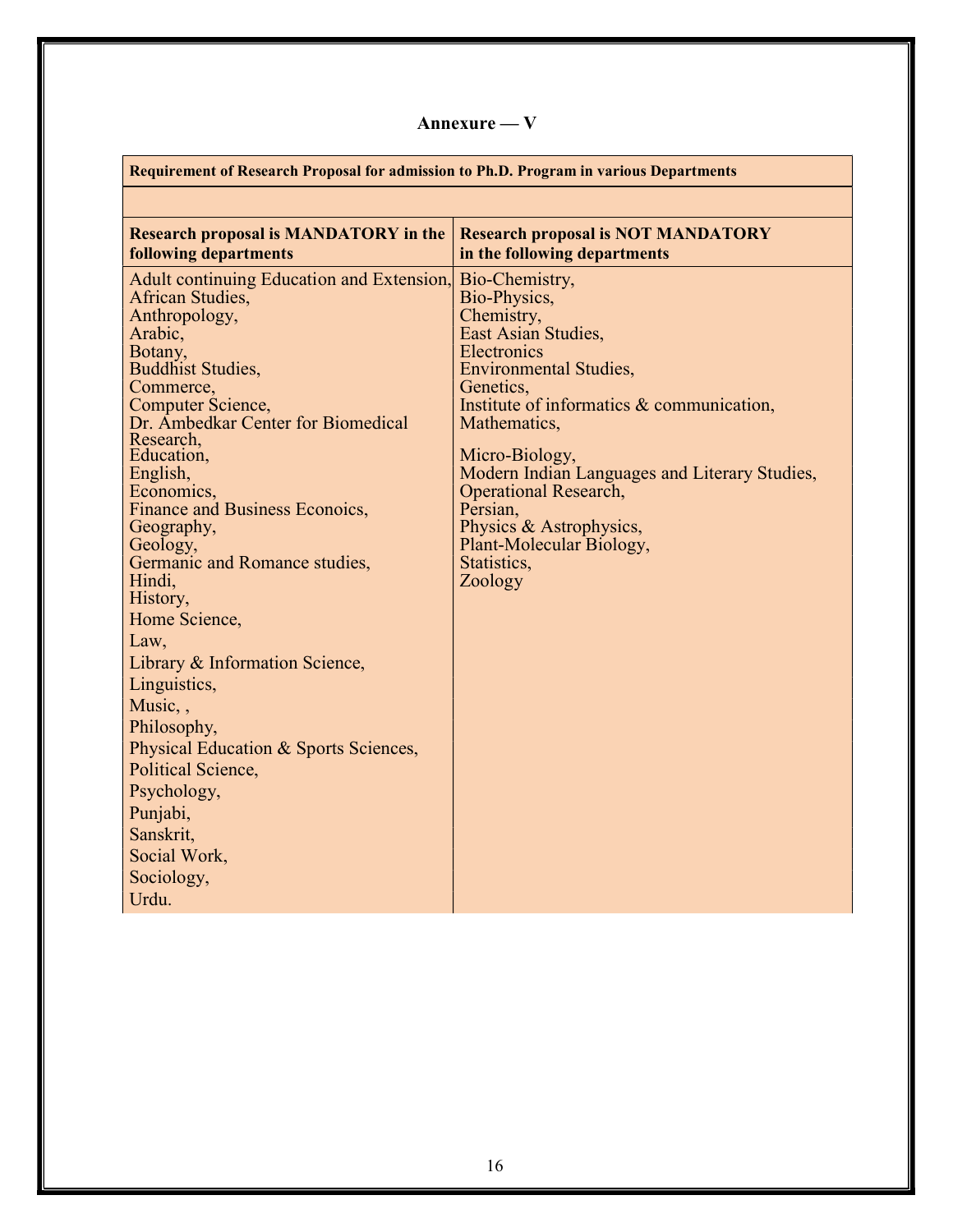## Annexure — V

| Requirement of Research Proposal for admission to Ph.D. Program in various Departments | |
|---|---|
| | |
| **Research proposal is MANDATORY in the following departments** | **Research proposal is NOT MANDATORY in the following departments** |
| Adult continuing Education and Extension,<br>African Studies,<br>Anthropology,<br>Arabic,<br>Botany,<br>Buddhist Studies,<br>Commerce,<br>Computer Science,<br>Dr. Ambedkar Center for Biomedical Research,<br>Education,<br>English,<br>Economics,<br>Finance and Business Econoics,<br>Geography,<br>Geology,<br>Germanic and Romance studies,<br>Hindi,<br>History,<br>Home Science,<br>Law,<br>Library & Information Science,<br>Linguistics,<br>Music, ,<br>Philosophy,<br>Physical Education & Sports Sciences,<br>Political Science,<br>Psychology,<br>Punjabi,<br>Sanskrit,<br>Social Work,<br>Sociology,<br>Urdu. | Bio-Chemistry,<br>Bio-Physics,<br>Chemistry,<br>East Asian Studies,<br>Electronics<br>Environmental Studies,<br>Genetics,<br>Institute of informatics & communication,<br>Mathematics,<br>Micro-Biology,<br>Modern Indian Languages and Literary Studies,<br>Operational Research,<br>Persian,<br>Physics & Astrophysics,<br>Plant-Molecular Biology,<br>Statistics,<br>Zoology |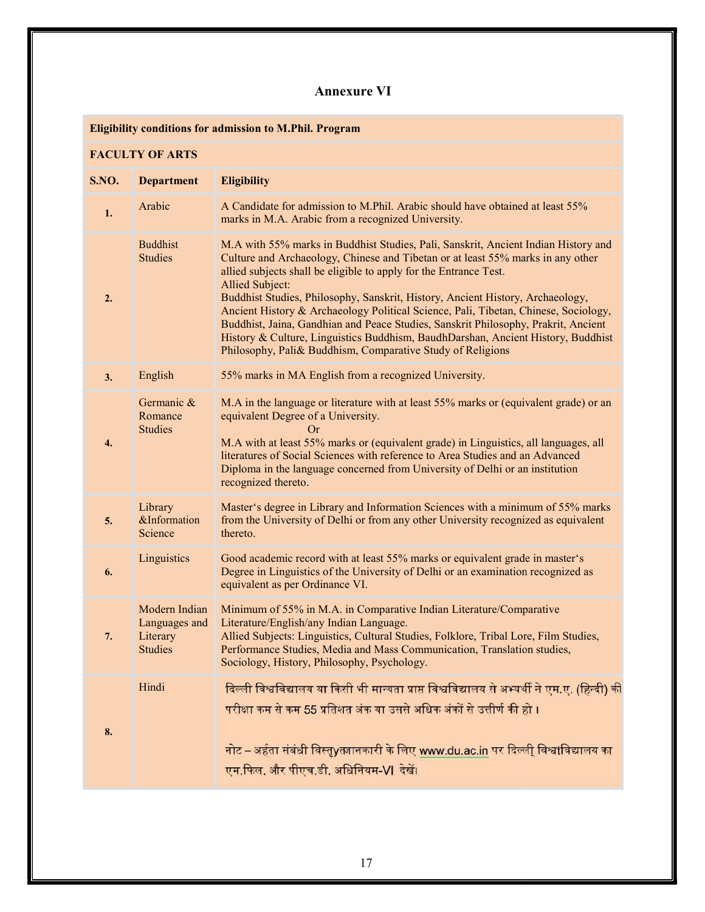# Annexure VI

| Eligibility conditions for admission to M.Phil. Program | | |
|---|---|---|
| **FACULTY OF ARTS** | | |
| **S.NO.** | **Department** | **Eligibility** |
| **1.** | Arabic | A Candidate for admission to M.Phil. Arabic should have obtained at least 55% marks in M.A. Arabic from a recognized University. |
| **2.** | Buddhist Studies | M.A with 55% marks in Buddhist Studies, Pali, Sanskrit, Ancient Indian History and Culture and Archaeology, Chinese and Tibetan or at least 55% marks in any other allied subjects shall be eligible to apply for the Entrance Test.<br>Allied Subject:<br>Buddhist Studies, Philosophy, Sanskrit, History, Ancient History, Archaeology, Ancient History & Archaeology Political Science, Pali, Tibetan, Chinese, Sociology, Buddhist, Jaina, Gandhian and Peace Studies, Sanskrit Philosophy, Prakrit, Ancient History & Culture, Linguistics Buddhism, BaudhDarshan, Ancient History, Buddhist Philosophy, Pali& Buddhism, Comparative Study of Religions |
| **3.** | English | 55% marks in MA English from a recognized University. |
| **4.** | Germanic & Romance Studies | M.A in the language or literature with at least 55% marks or (equivalent grade) or an equivalent Degree of a University.<br>Or<br>M.A with at least 55% marks or (equivalent grade) in Linguistics, all languages, all literatures of Social Sciences with reference to Area Studies and an Advanced Diploma in the language concerned from University of Delhi or an institution recognized thereto. |
| **5.** | Library &Information Science | Master's degree in Library and Information Sciences with a minimum of 55% marks from the University of Delhi or from any other University recognized as equivalent thereto. |
| **6.** | Linguistics | Good academic record with at least 55% marks or equivalent grade in master's Degree in Linguistics of the University of Delhi or an examination recognized as equivalent as per Ordinance VI. |
| **7.** | Modern Indian Languages and Literary Studies | Minimum of 55% in M.A. in Comparative Indian Literature/Comparative Literature/English/any Indian Language.<br>Allied Subjects: Linguistics, Cultural Studies, Folklore, Tribal Lore, Film Studies, Performance Studies, Media and Mass Communication, Translation studies, Sociology, History, Philosophy, Psychology. |
| **8.** | Hindi | दिल्ली विश्वविद्यालय या किसी भी मान्यता प्राप्त विश्वविद्यालय से अभ्यर्थी ने एम.ए. (हिन्दी) की परीक्षा कम से कम 55 प्रतिशत अंक या उससे अधिक अंकों से उत्तीर्ण की हो ।<br><br>नोट – अर्हता संबंधी विस्तृयतजानकारी के लिए www.du.ac.in पर दिल्ली् विश्वाविद्यालय का एम.फिल. और पीएच.डी. अधिनियम-VI देखें। |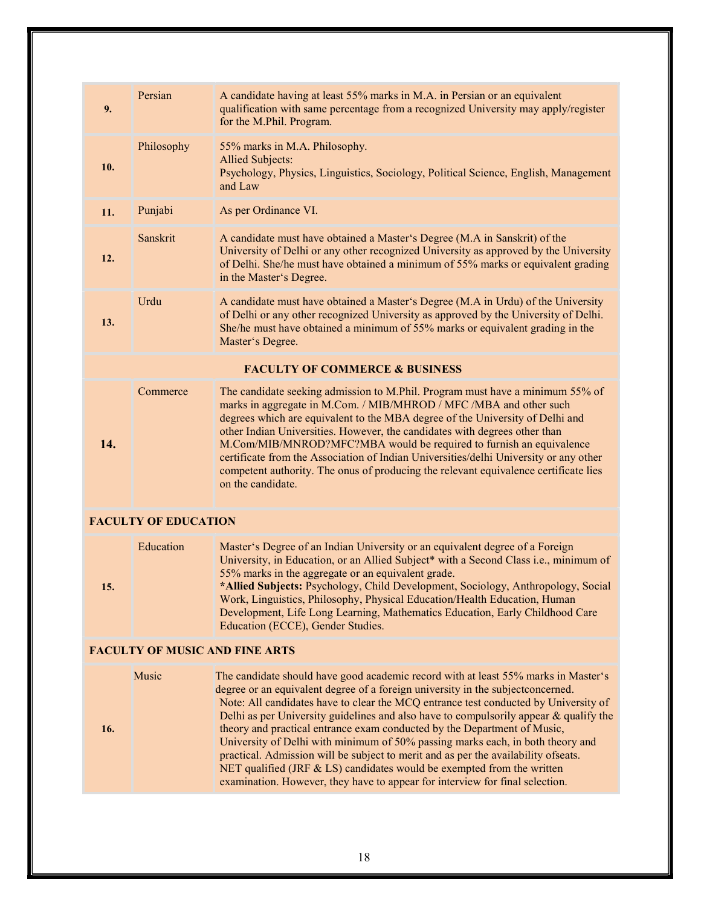| | | |
|---|---|---|
| **9.** | Persian | A candidate having at least 55% marks in M.A. in Persian or an equivalent qualification with same percentage from a recognized University may apply/register for the M.Phil. Program. |
| **10.** | Philosophy | 55% marks in M.A. Philosophy.<br>Allied Subjects:<br>Psychology, Physics, Linguistics, Sociology, Political Science, English, Management and Law |
| **11.** | Punjabi | As per Ordinance VI. |
| **12.** | Sanskrit | A candidate must have obtained a Master's Degree (M.A in Sanskrit) of the University of Delhi or any other recognized University as approved by the University of Delhi. She/he must have obtained a minimum of 55% marks or equivalent grading in the Master's Degree. |
| **13.** | Urdu | A candidate must have obtained a Master's Degree (M.A in Urdu) of the University of Delhi or any other recognized University as approved by the University of Delhi. She/he must have obtained a minimum of 55% marks or equivalent grading in the Master's Degree. |
| | **FACULTY OF COMMERCE & BUSINESS** | |
| **14.** | Commerce | The candidate seeking admission to M.Phil. Program must have a minimum 55% of marks in aggregate in M.Com. / MIB/MHROD / MFC /MBA and other such degrees which are equivalent to the MBA degree of the University of Delhi and other Indian Universities. However, the candidates with degrees other than M.Com/MIB/MNROD?MFC?MBA would be required to furnish an equivalence certificate from the Association of Indian Universities/delhi University or any other competent authority. The onus of producing the relevant equivalence certificate lies on the candidate. |
| **FACULTY OF EDUCATION** | | |
| **15.** | Education | Master's Degree of an Indian University or an equivalent degree of a Foreign University, in Education, or an Allied Subject* with a Second Class i.e., minimum of 55% marks in the aggregate or an equivalent grade.<br>***Allied Subjects:** Psychology, Child Development, Sociology, Anthropology, Social Work, Linguistics, Philosophy, Physical Education/Health Education, Human Development, Life Long Learning, Mathematics Education, Early Childhood Care Education (ECCE), Gender Studies. |
| **FACULTY OF MUSIC AND FINE ARTS** | | |
| **16.** | Music | The candidate should have good academic record with at least 55% marks in Master's degree or an equivalent degree of a foreign university in the subjectconcerned.<br>Note: All candidates have to clear the MCQ entrance test conducted by University of Delhi as per University guidelines and also have to compulsorily appear & qualify the theory and practical entrance exam conducted by the Department of Music, University of Delhi with minimum of 50% passing marks each, in both theory and practical. Admission will be subject to merit and as per the availability ofseats.<br>NET qualified (JRF & LS) candidates would be exempted from the written examination. However, they have to appear for interview for final selection. |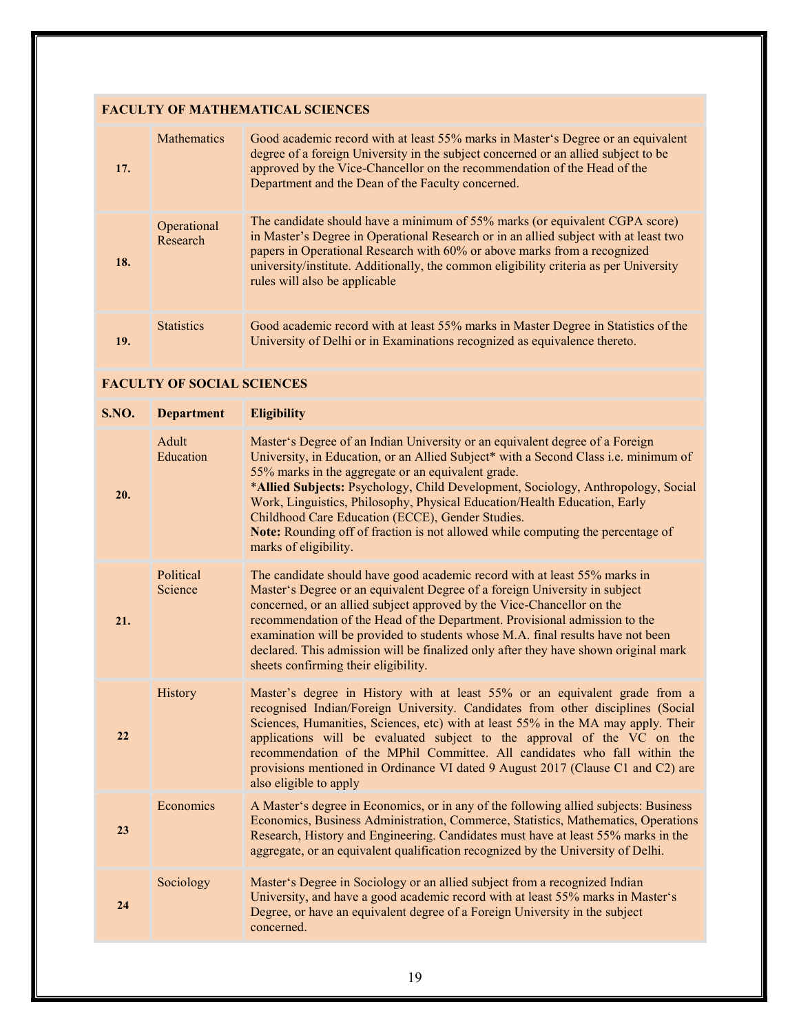| FACULTY OF MATHEMATICAL SCIENCES | | |
|---|---|---|
| 17. | Mathematics | Good academic record with at least 55% marks in Master's Degree or an equivalent degree of a foreign University in the subject concerned or an allied subject to be approved by the Vice-Chancellor on the recommendation of the Head of the Department and the Dean of the Faculty concerned. |
| 18. | Operational Research | The candidate should have a minimum of 55% marks (or equivalent CGPA score) in Master's Degree in Operational Research or in an allied subject with at least two papers in Operational Research with 60% or above marks from a recognized university/institute. Additionally, the common eligibility criteria as per University rules will also be applicable |
| 19. | Statistics | Good academic record with at least 55% marks in Master Degree in Statistics of the University of Delhi or in Examinations recognized as equivalence thereto. |

**FACULTY OF SOCIAL SCIENCES**

| S.NO. | Department | Eligibility |
|---|---|---|
| 20. | Adult Education | Master's Degree of an Indian University or an equivalent degree of a Foreign University, in Education, or an Allied Subject* with a Second Class i.e. minimum of 55% marks in the aggregate or an equivalent grade.<br>***Allied Subjects:** Psychology, Child Development, Sociology, Anthropology, Social Work, Linguistics, Philosophy, Physical Education/Health Education, Early Childhood Care Education (ECCE), Gender Studies.<br>**Note:** Rounding off of fraction is not allowed while computing the percentage of marks of eligibility. |
| 21. | Political Science | The candidate should have good academic record with at least 55% marks in Master's Degree or an equivalent Degree of a foreign University in subject concerned, or an allied subject approved by the Vice-Chancellor on the recommendation of the Head of the Department. Provisional admission to the examination will be provided to students whose M.A. final results have not been declared. This admission will be finalized only after they have shown original mark sheets confirming their eligibility. |
| 22 | History | Master's degree in History with at least 55% or an equivalent grade from a recognised Indian/Foreign University. Candidates from other disciplines (Social Sciences, Humanities, Sciences, etc) with at least 55% in the MA may apply. Their applications will be evaluated subject to the approval of the VC on the recommendation of the MPhil Committee. All candidates who fall within the provisions mentioned in Ordinance VI dated 9 August 2017 (Clause C1 and C2) are also eligible to apply |
| 23 | Economics | A Master's degree in Economics, or in any of the following allied subjects: Business Economics, Business Administration, Commerce, Statistics, Mathematics, Operations Research, History and Engineering. Candidates must have at least 55% marks in the aggregate, or an equivalent qualification recognized by the University of Delhi. |
| 24 | Sociology | Master's Degree in Sociology or an allied subject from a recognized Indian University, and have a good academic record with at least 55% marks in Master's Degree, or have an equivalent degree of a Foreign University in the subject concerned. |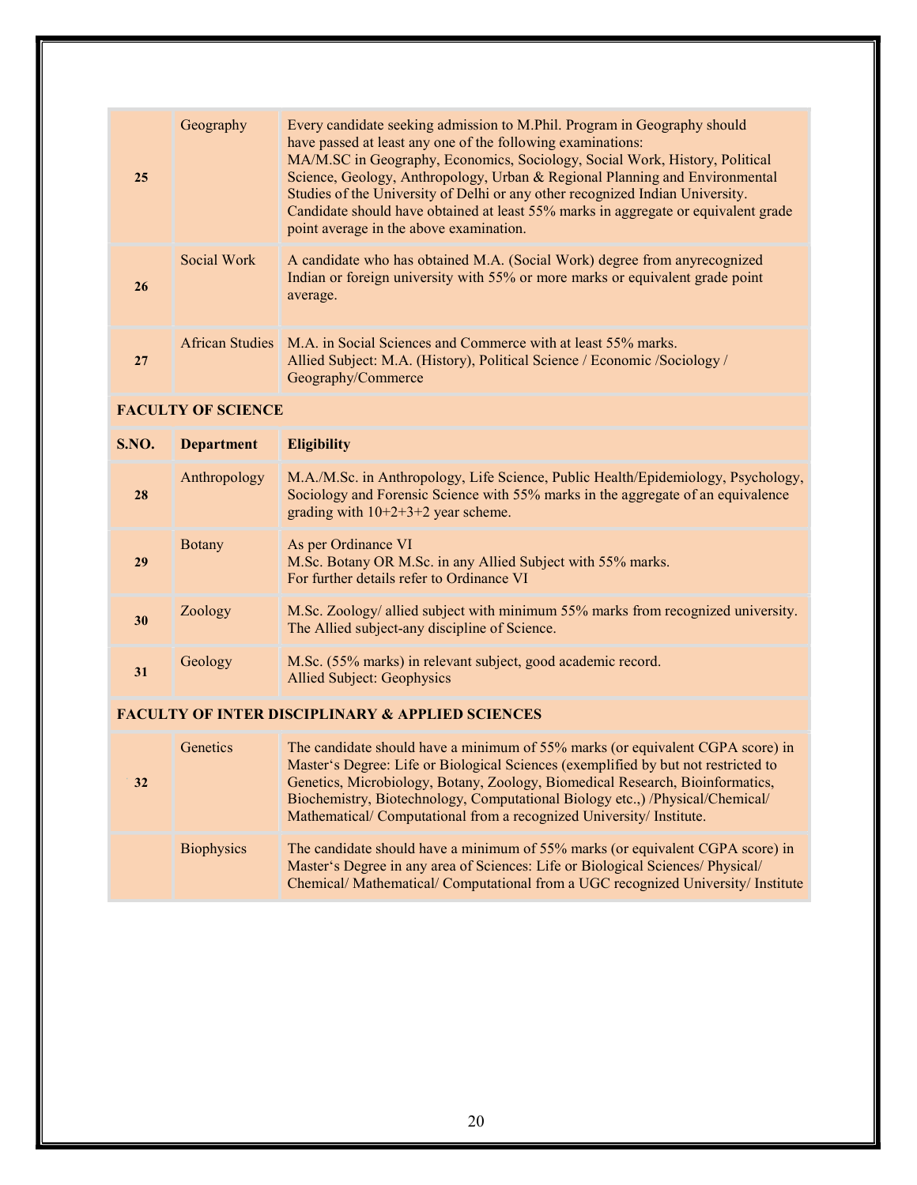| S.NO. | Department | Eligibility |
|---|---|---|
| 25 | Geography | Every candidate seeking admission to M.Phil. Program in Geography should have passed at least any one of the following examinations: MA/M.SC in Geography, Economics, Sociology, Social Work, History, Political Science, Geology, Anthropology, Urban & Regional Planning and Environmental Studies of the University of Delhi or any other recognized Indian University. Candidate should have obtained at least 55% marks in aggregate or equivalent grade point average in the above examination. |
| 26 | Social Work | A candidate who has obtained M.A. (Social Work) degree from anyrecognized Indian or foreign university with 55% or more marks or equivalent grade point average. |
| 27 | African Studies | M.A. in Social Sciences and Commerce with at least 55% marks. Allied Subject: M.A. (History), Political Science / Economic /Sociology / Geography/Commerce |
| **FACULTY OF SCIENCE** | | |
| **S.NO.** | **Department** | **Eligibility** |
| 28 | Anthropology | M.A./M.Sc. in Anthropology, Life Science, Public Health/Epidemiology, Psychology, Sociology and Forensic Science with 55% marks in the aggregate of an equivalence grading with 10+2+3+2 year scheme. |
| 29 | Botany | As per Ordinance VI<br>M.Sc. Botany OR M.Sc. in any Allied Subject with 55% marks.<br>For further details refer to Ordinance VI |
| 30 | Zoology | M.Sc. Zoology/ allied subject with minimum 55% marks from recognized university. The Allied subject-any discipline of Science. |
| 31 | Geology | M.Sc. (55% marks) in relevant subject, good academic record.<br>Allied Subject: Geophysics |
| **FACULTY OF INTER DISCIPLINARY & APPLIED SCIENCES** | | |
| 32 | Genetics | The candidate should have a minimum of 55% marks (or equivalent CGPA score) in Master's Degree: Life or Biological Sciences (exemplified by but not restricted to Genetics, Microbiology, Botany, Zoology, Biomedical Research, Bioinformatics, Biochemistry, Biotechnology, Computational Biology etc.,) /Physical/Chemical/ Mathematical/ Computational from a recognized University/ Institute. |
| | Biophysics | The candidate should have a minimum of 55% marks (or equivalent CGPA score) in Master's Degree in any area of Sciences: Life or Biological Sciences/ Physical/ Chemical/ Mathematical/ Computational from a UGC recognized University/ Institute |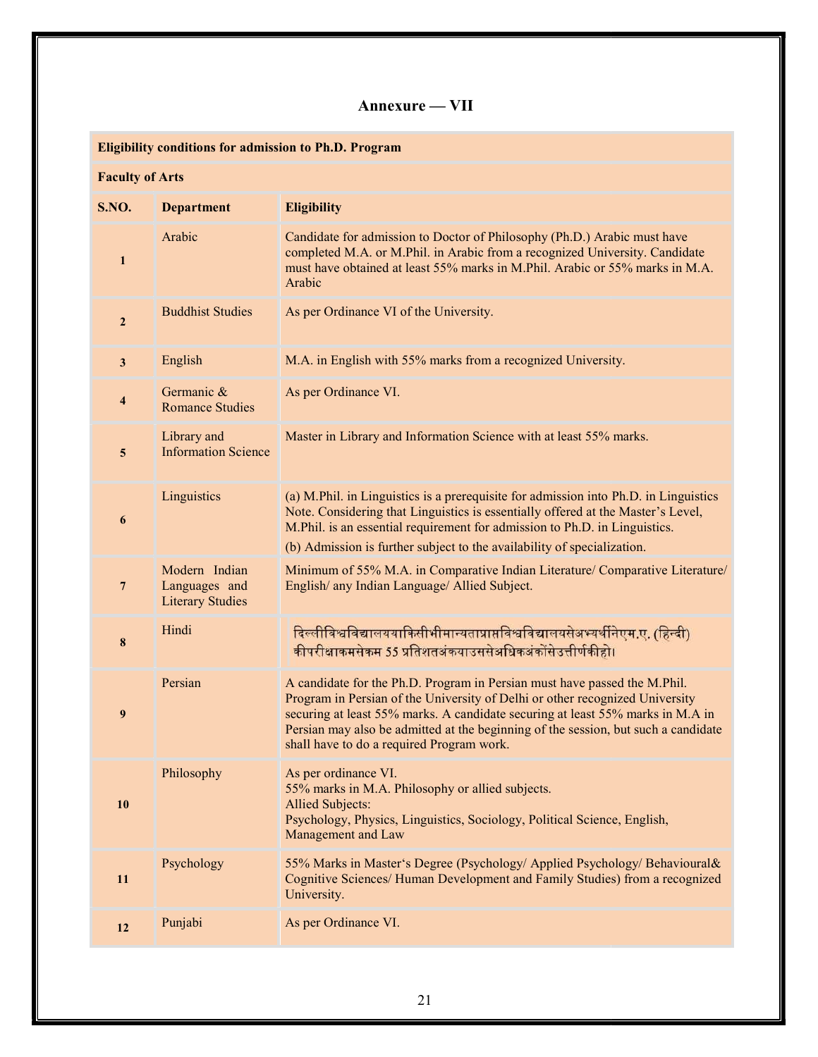## Annexure — VII

| Eligibility conditions for admission to Ph.D. Program | | |
|---|---|---|
| **Faculty of Arts** | | |
| **S.NO.** | **Department** | **Eligibility** |
| **1** | Arabic | Candidate for admission to Doctor of Philosophy (Ph.D.) Arabic must have completed M.A. or M.Phil. in Arabic from a recognized University. Candidate must have obtained at least 55% marks in M.Phil. Arabic or 55% marks in M.A. Arabic |
| **2** | Buddhist Studies | As per Ordinance VI of the University. |
| **3** | English | M.A. in English with 55% marks from a recognized University. |
| **4** | Germanic & Romance Studies | As per Ordinance VI. |
| **5** | Library and Information Science | Master in Library and Information Science with at least 55% marks. |
| **6** | Linguistics | (a) M.Phil. in Linguistics is a prerequisite for admission into Ph.D. in Linguistics Note. Considering that Linguistics is essentially offered at the Master's Level, M.Phil. is an essential requirement for admission to Ph.D. in Linguistics.<br>(b) Admission is further subject to the availability of specialization. |
| **7** | Modern Indian Languages and Literary Studies | Minimum of 55% M.A. in Comparative Indian Literature/ Comparative Literature/ English/ any Indian Language/ Allied Subject. |
| **8** | Hindi | दिल्लीविश्वविद्यालययाकिसीभीमान्यताप्राप्तविश्वविद्यालयसेअभ्यर्थीनेएम.ए. (हिन्दी) कीपरीक्षाकमसेकम 55 प्रतिशतअंकयाउससेअधिकअंकोंसेउत्तीर्णकीहो। |
| **9** | Persian | A candidate for the Ph.D. Program in Persian must have passed the M.Phil. Program in Persian of the University of Delhi or other recognized University securing at least 55% marks. A candidate securing at least 55% marks in M.A in Persian may also be admitted at the beginning of the session, but such a candidate shall have to do a required Program work. |
| **10** | Philosophy | As per ordinance VI.<br>55% marks in M.A. Philosophy or allied subjects.<br>Allied Subjects:<br>Psychology, Physics, Linguistics, Sociology, Political Science, English, Management and Law |
| **11** | Psychology | 55% Marks in Master's Degree (Psychology/ Applied Psychology/ Behavioural& Cognitive Sciences/ Human Development and Family Studies) from a recognized University. |
| **12** | Punjabi | As per Ordinance VI. |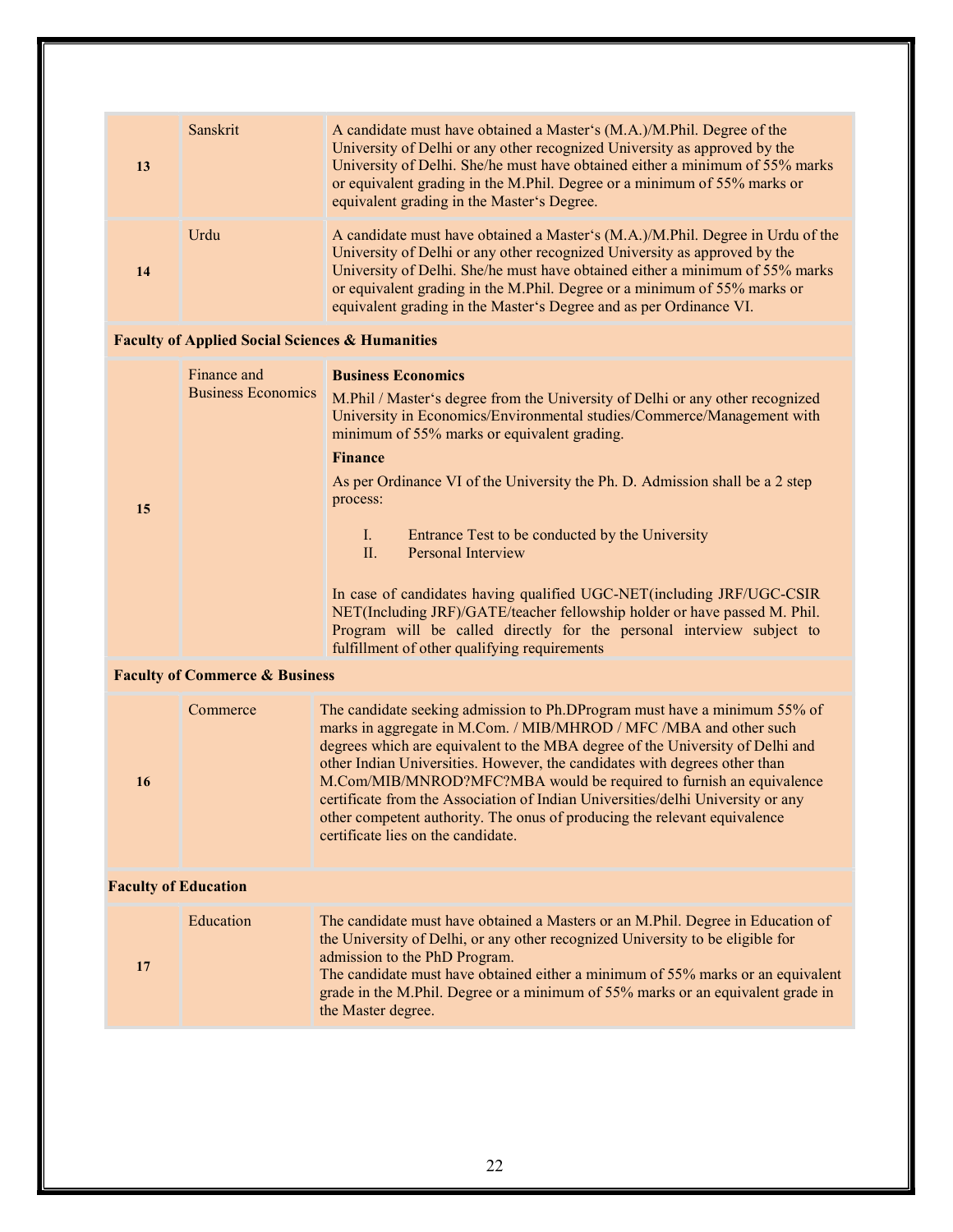| | | |
|---|---|---|
| **13** | Sanskrit | A candidate must have obtained a Master's (M.A.)/M.Phil. Degree of the University of Delhi or any other recognized University as approved by the University of Delhi. She/he must have obtained either a minimum of 55% marks or equivalent grading in the M.Phil. Degree or a minimum of 55% marks or equivalent grading in the Master's Degree. |
| **14** | Urdu | A candidate must have obtained a Master's (M.A.)/M.Phil. Degree in Urdu of the University of Delhi or any other recognized University as approved by the University of Delhi. She/he must have obtained either a minimum of 55% marks or equivalent grading in the M.Phil. Degree or a minimum of 55% marks or equivalent grading in the Master's Degree and as per Ordinance VI. |
| **Faculty of Applied Social Sciences & Humanities** | | |
| **15** | Finance and Business Economics | **Business Economics**<br>M.Phil / Master's degree from the University of Delhi or any other recognized University in Economics/Environmental studies/Commerce/Management with minimum of 55% marks or equivalent grading.<br>**Finance**<br>As per Ordinance VI of the University the Ph. D. Admission shall be a 2 step process:<br>I. Entrance Test to be conducted by the University<br>II. Personal Interview<br><br>In case of candidates having qualified UGC-NET(including JRF/UGC-CSIR NET(Including JRF)/GATE/teacher fellowship holder or have passed M. Phil. Program will be called directly for the personal interview subject to fulfillment of other qualifying requirements |
| **Faculty of Commerce & Business** | | |
| **16** | Commerce | The candidate seeking admission to Ph.DProgram must have a minimum 55% of marks in aggregate in M.Com. / MIB/MHROD / MFC /MBA and other such degrees which are equivalent to the MBA degree of the University of Delhi and other Indian Universities. However, the candidates with degrees other than M.Com/MIB/MNROD?MFC?MBA would be required to furnish an equivalence certificate from the Association of Indian Universities/delhi University or any other competent authority. The onus of producing the relevant equivalence certificate lies on the candidate. |
| **Faculty of Education** | | |
| **17** | Education | The candidate must have obtained a Masters or an M.Phil. Degree in Education of the University of Delhi, or any other recognized University to be eligible for admission to the PhD Program.<br>The candidate must have obtained either a minimum of 55% marks or an equivalent grade in the M.Phil. Degree or a minimum of 55% marks or an equivalent grade in the Master degree. |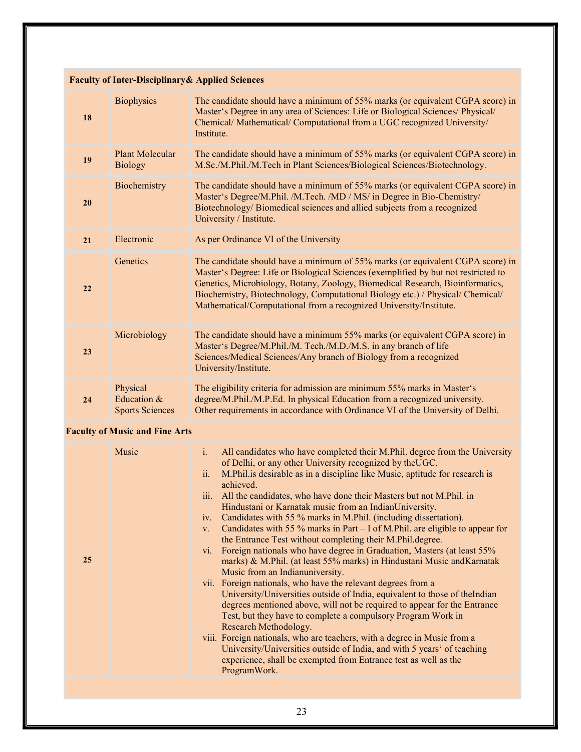| **Faculty of Inter-Disciplinary& Applied Sciences** | | |
|---|---|---|
| **18** | Biophysics | The candidate should have a minimum of 55% marks (or equivalent CGPA score) in Master's Degree in any area of Sciences: Life or Biological Sciences/ Physical/ Chemical/ Mathematical/ Computational from a UGC recognized University/ Institute. |
| **19** | Plant Molecular Biology | The candidate should have a minimum of 55% marks (or equivalent CGPA score) in M.Sc./M.Phil./M.Tech in Plant Sciences/Biological Sciences/Biotechnology. |
| **20** | Biochemistry | The candidate should have a minimum of 55% marks (or equivalent CGPA score) in Master's Degree/M.Phil. /M.Tech. /MD / MS/ in Degree in Bio-Chemistry/ Biotechnology/ Biomedical sciences and allied subjects from a recognized University / Institute. |
| **21** | Electronic | As per Ordinance VI of the University |
| **22** | Genetics | The candidate should have a minimum of 55% marks (or equivalent CGPA score) in Master's Degree: Life or Biological Sciences (exemplified by but not restricted to Genetics, Microbiology, Botany, Zoology, Biomedical Research, Bioinformatics, Biochemistry, Biotechnology, Computational Biology etc.) / Physical/ Chemical/ Mathematical/Computational from a recognized University/Institute. |
| **23** | Microbiology | The candidate should have a minimum 55% marks (or equivalent CGPA score) in Master's Degree/M.Phil./M. Tech./M.D./M.S. in any branch of life Sciences/Medical Sciences/Any branch of Biology from a recognized University/Institute. |
| **24** | Physical Education & Sports Sciences | The eligibility criteria for admission are minimum 55% marks in Master's degree/M.Phil./M.P.Ed. In physical Education from a recognized university. Other requirements in accordance with Ordinance VI of the University of Delhi. |
| **Faculty of Music and Fine Arts** | | |
| **25** | Music | i. All candidates who have completed their M.Phil. degree from the University of Delhi, or any other University recognized by theUGC.<br>ii. M.Phil.is desirable as in a discipline like Music, aptitude for research is achieved.<br>iii. All the candidates, who have done their Masters but not M.Phil. in Hindustani or Karnatak music from an IndianUniversity.<br>iv. Candidates with 55 % marks in M.Phil. (including dissertation).<br>v. Candidates with 55 % marks in Part – I of M.Phil. are eligible to appear for the Entrance Test without completing their M.Phil.degree.<br>vi. Foreign nationals who have degree in Graduation, Masters (at least 55% marks) & M.Phil. (at least 55% marks) in Hindustani Music andKarnatak Music from an Indianuniversity.<br>vii. Foreign nationals, who have the relevant degrees from a University/Universities outside of India, equivalent to those of theIndian degrees mentioned above, will not be required to appear for the Entrance Test, but they have to complete a compulsory Program Work in Research Methodology.<br>viii. Foreign nationals, who are teachers, with a degree in Music from a University/Universities outside of India, and with 5 years' of teaching experience, shall be exempted from Entrance test as well as the ProgramWork. |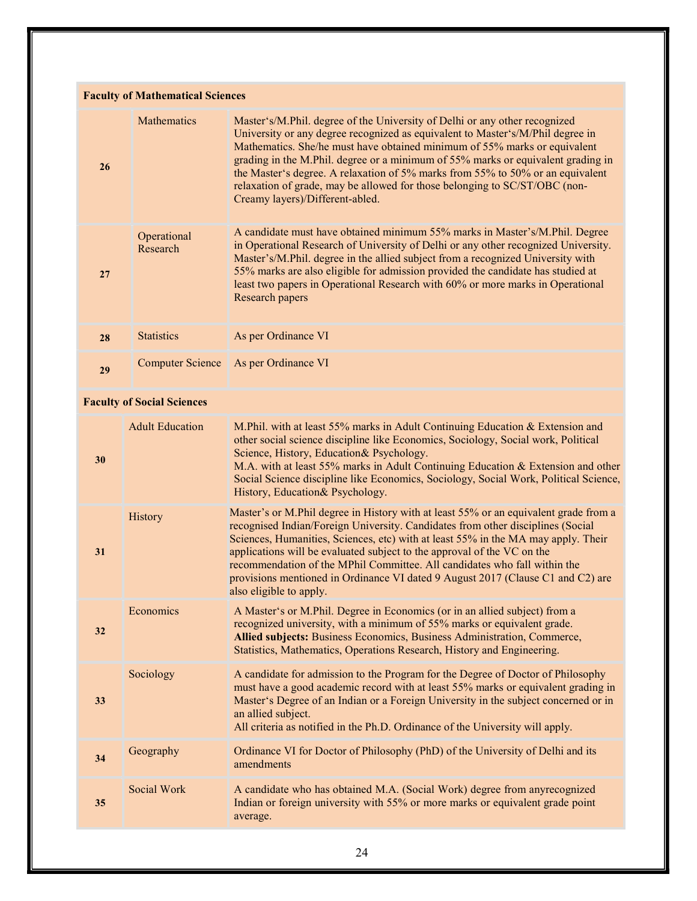| | | |
|---|---|---|
| **Faculty of Mathematical Sciences** | | |
| **26** | Mathematics | Master's/M.Phil. degree of the University of Delhi or any other recognized University or any degree recognized as equivalent to Master's/M/Phil degree in Mathematics. She/he must have obtained minimum of 55% marks or equivalent grading in the M.Phil. degree or a minimum of 55% marks or equivalent grading in the Master's degree. A relaxation of 5% marks from 55% to 50% or an equivalent relaxation of grade, may be allowed for those belonging to SC/ST/OBC (non-Creamy layers)/Different-abled. |
| **27** | Operational Research | A candidate must have obtained minimum 55% marks in Master's/M.Phil. Degree in Operational Research of University of Delhi or any other recognized University. Master's/M.Phil. degree in the allied subject from a recognized University with 55% marks are also eligible for admission provided the candidate has studied at least two papers in Operational Research with 60% or more marks in Operational Research papers |
| **28** | Statistics | As per Ordinance VI |
| **29** | Computer Science | As per Ordinance VI |
| **Faculty of Social Sciences** | | |
| **30** | Adult Education | M.Phil. with at least 55% marks in Adult Continuing Education & Extension and other social science discipline like Economics, Sociology, Social work, Political Science, History, Education& Psychology.<br>M.A. with at least 55% marks in Adult Continuing Education & Extension and other Social Science discipline like Economics, Sociology, Social Work, Political Science, History, Education& Psychology. |
| **31** | History | Master's or M.Phil degree in History with at least 55% or an equivalent grade from a recognised Indian/Foreign University. Candidates from other disciplines (Social Sciences, Humanities, Sciences, etc) with at least 55% in the MA may apply. Their applications will be evaluated subject to the approval of the VC on the recommendation of the MPhil Committee. All candidates who fall within the provisions mentioned in Ordinance VI dated 9 August 2017 (Clause C1 and C2) are also eligible to apply. |
| **32** | Economics | A Master's or M.Phil. Degree in Economics (or in an allied subject) from a recognized university, with a minimum of 55% marks or equivalent grade.<br>**Allied subjects:** Business Economics, Business Administration, Commerce, Statistics, Mathematics, Operations Research, History and Engineering. |
| **33** | Sociology | A candidate for admission to the Program for the Degree of Doctor of Philosophy must have a good academic record with at least 55% marks or equivalent grading in Master's Degree of an Indian or a Foreign University in the subject concerned or in an allied subject.<br>All criteria as notified in the Ph.D. Ordinance of the University will apply. |
| **34** | Geography | Ordinance VI for Doctor of Philosophy (PhD) of the University of Delhi and its amendments |
| **35** | Social Work | A candidate who has obtained M.A. (Social Work) degree from anyrecognized Indian or foreign university with 55% or more marks or equivalent grade point average. |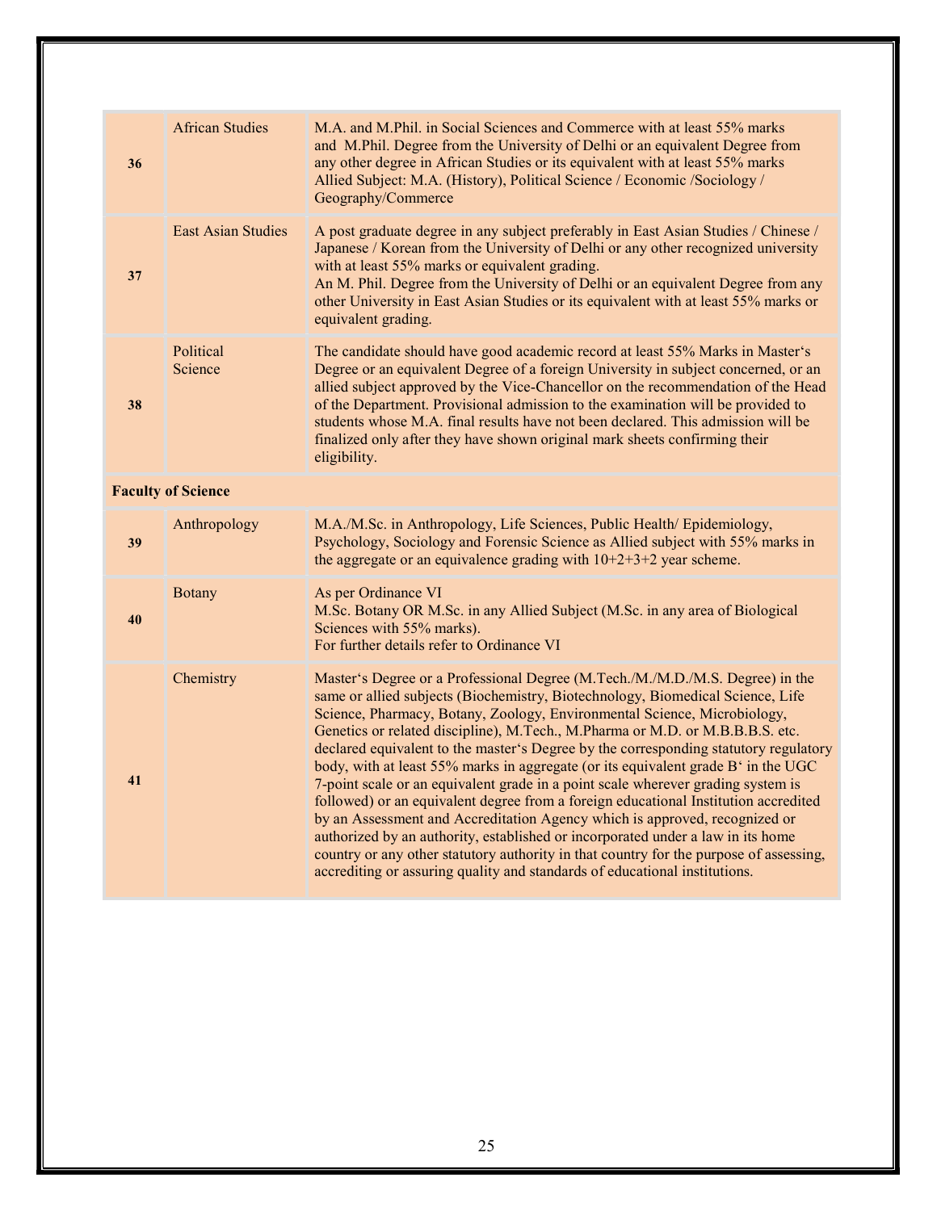| | | |
|---|---|---|
| **36** | African Studies | M.A. and M.Phil. in Social Sciences and Commerce with at least 55% marks and M.Phil. Degree from the University of Delhi or an equivalent Degree from any other degree in African Studies or its equivalent with at least 55% marks Allied Subject: M.A. (History), Political Science / Economic /Sociology / Geography/Commerce |
| **37** | East Asian Studies | A post graduate degree in any subject preferably in East Asian Studies / Chinese / Japanese / Korean from the University of Delhi or any other recognized university with at least 55% marks or equivalent grading.<br>An M. Phil. Degree from the University of Delhi or an equivalent Degree from any other University in East Asian Studies or its equivalent with at least 55% marks or equivalent grading. |
| **38** | Political Science | The candidate should have good academic record at least 55% Marks in Master's Degree or an equivalent Degree of a foreign University in subject concerned, or an allied subject approved by the Vice-Chancellor on the recommendation of the Head of the Department. Provisional admission to the examination will be provided to students whose M.A. final results have not been declared. This admission will be finalized only after they have shown original mark sheets confirming their eligibility. |
| **Faculty of Science** | | |
| **39** | Anthropology | M.A./M.Sc. in Anthropology, Life Sciences, Public Health/ Epidemiology, Psychology, Sociology and Forensic Science as Allied subject with 55% marks in the aggregate or an equivalence grading with 10+2+3+2 year scheme. |
| **40** | Botany | As per Ordinance VI<br>M.Sc. Botany OR M.Sc. in any Allied Subject (M.Sc. in any area of Biological Sciences with 55% marks).<br>For further details refer to Ordinance VI |
| **41** | Chemistry | Master's Degree or a Professional Degree (M.Tech./M./M.D./M.S. Degree) in the same or allied subjects (Biochemistry, Biotechnology, Biomedical Science, Life Science, Pharmacy, Botany, Zoology, Environmental Science, Microbiology, Genetics or related discipline), M.Tech., M.Pharma or M.D. or M.B.B.B.S. etc. declared equivalent to the master's Degree by the corresponding statutory regulatory body, with at least 55% marks in aggregate (or its equivalent grade B' in the UGC 7-point scale or an equivalent grade in a point scale wherever grading system is followed) or an equivalent degree from a foreign educational Institution accredited by an Assessment and Accreditation Agency which is approved, recognized or authorized by an authority, established or incorporated under a law in its home country or any other statutory authority in that country for the purpose of assessing, accrediting or assuring quality and standards of educational institutions. |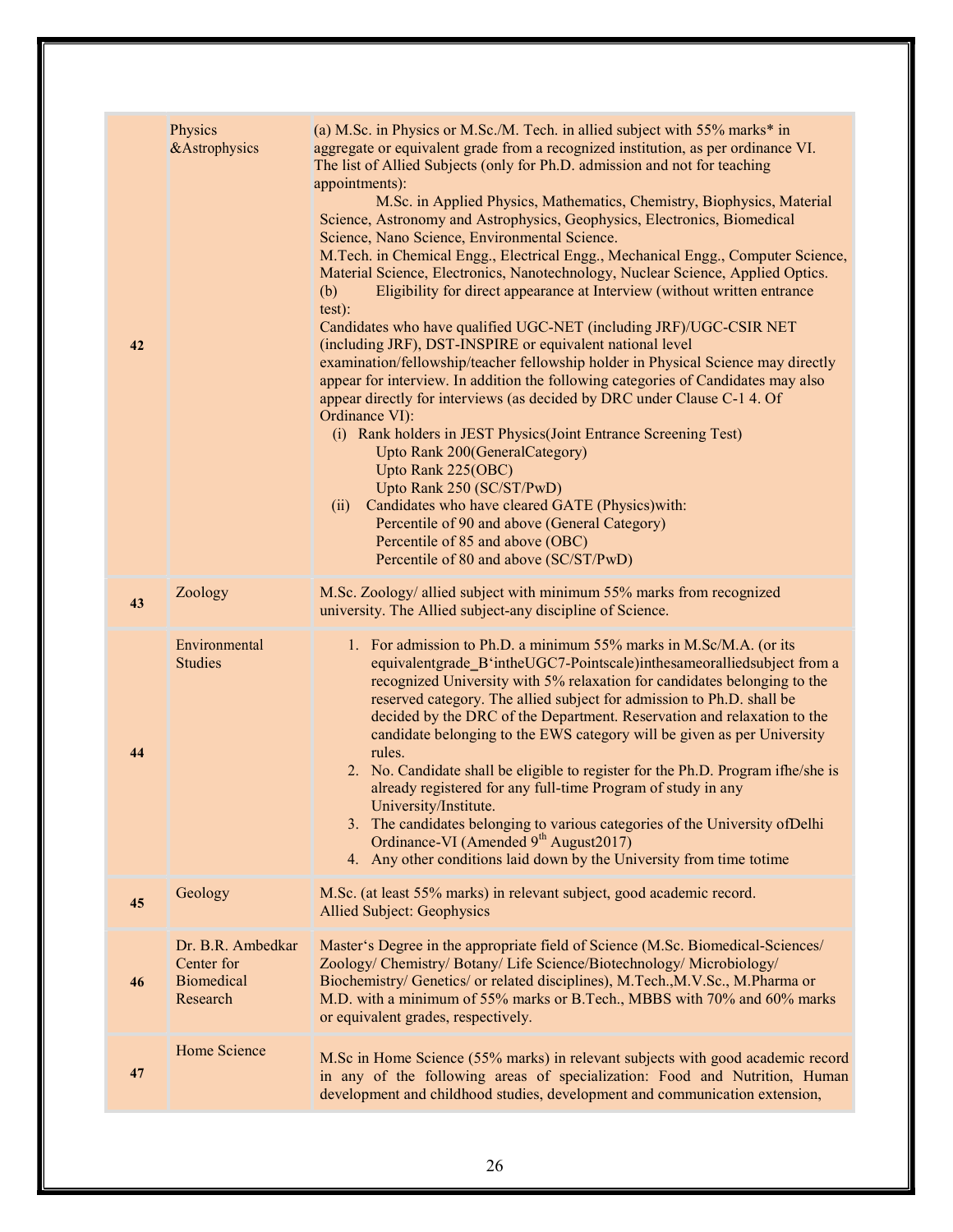| | | |
|---|---|---|
| 42 | Physics &Astrophysics | (a) M.Sc. in Physics or M.Sc./M. Tech. in allied subject with 55% marks* in aggregate or equivalent grade from a recognized institution, as per ordinance VI. The list of Allied Subjects (only for Ph.D. admission and not for teaching appointments):<br>M.Sc. in Applied Physics, Mathematics, Chemistry, Biophysics, Material Science, Astronomy and Astrophysics, Geophysics, Electronics, Biomedical Science, Nano Science, Environmental Science.<br>M.Tech. in Chemical Engg., Electrical Engg., Mechanical Engg., Computer Science, Material Science, Electronics, Nanotechnology, Nuclear Science, Applied Optics.<br>(b) Eligibility for direct appearance at Interview (without written entrance test):<br>Candidates who have qualified UGC-NET (including JRF)/UGC-CSIR NET (including JRF), DST-INSPIRE or equivalent national level examination/fellowship/teacher fellowship holder in Physical Science may directly appear for interview. In addition the following categories of Candidates may also appear directly for interviews (as decided by DRC under Clause C-1 4. Of Ordinance VI):<br>(i) Rank holders in JEST Physics(Joint Entrance Screening Test)<br>Upto Rank 200(GeneralCategory)<br>Upto Rank 225(OBC)<br>Upto Rank 250 (SC/ST/PwD)<br>(ii) Candidates who have cleared GATE (Physics)with:<br>Percentile of 90 and above (General Category)<br>Percentile of 85 and above (OBC)<br>Percentile of 80 and above (SC/ST/PwD) |
| 43 | Zoology | M.Sc. Zoology/ allied subject with minimum 55% marks from recognized university. The Allied subject-any discipline of Science. |
| 44 | Environmental Studies | 1. For admission to Ph.D. a minimum 55% marks in M.Sc/M.A. (or its equivalentgrade_B'intheUGC7-Pointscale)inthesameoralliedsubject from a recognized University with 5% relaxation for candidates belonging to the reserved category. The allied subject for admission to Ph.D. shall be decided by the DRC of the Department. Reservation and relaxation to the candidate belonging to the EWS category will be given as per University rules.<br>2. No. Candidate shall be eligible to register for the Ph.D. Program ifhe/she is already registered for any full-time Program of study in any University/Institute.<br>3. The candidates belonging to various categories of the University ofDelhi Ordinance-VI (Amended 9th August2017)<br>4. Any other conditions laid down by the University from time totime |
| 45 | Geology | M.Sc. (at least 55% marks) in relevant subject, good academic record.<br>Allied Subject: Geophysics |
| 46 | Dr. B.R. Ambedkar Center for Biomedical Research | Master's Degree in the appropriate field of Science (M.Sc. Biomedical-Sciences/ Zoology/ Chemistry/ Botany/ Life Science/Biotechnology/ Microbiology/ Biochemistry/ Genetics/ or related disciplines), M.Tech.,M.V.Sc., M.Pharma or M.D. with a minimum of 55% marks or B.Tech., MBBS with 70% and 60% marks or equivalent grades, respectively. |
| 47 | Home Science | M.Sc in Home Science (55% marks) in relevant subjects with good academic record in any of the following areas of specialization: Food and Nutrition, Human development and childhood studies, development and communication extension, |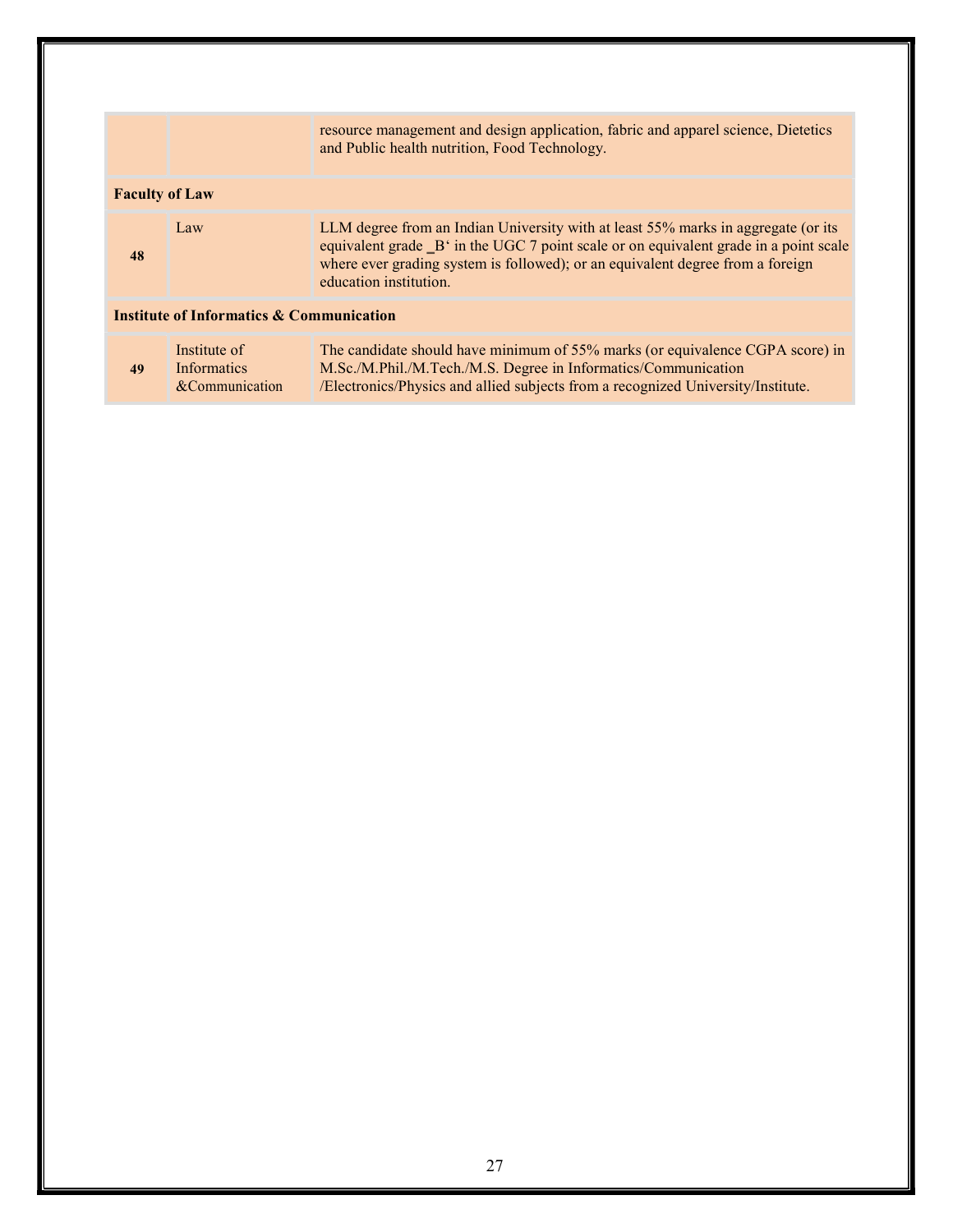| | | |
|---|---|---|
| | | resource management and design application, fabric and apparel science, Dietetics and Public health nutrition, Food Technology. |
| **Faculty of Law** | | |
| **48** | Law | LLM degree from an Indian University with at least 55% marks in aggregate (or its equivalent grade ‗B‘ in the UGC 7 point scale or on equivalent grade in a point scale where ever grading system is followed); or an equivalent degree from a foreign education institution. |
| **Institute of Informatics & Communication** | | |
| **49** | Institute of Informatics &Communication | The candidate should have minimum of 55% marks (or equivalence CGPA score) in M.Sc./M.Phil./M.Tech./M.S. Degree in Informatics/Communication /Electronics/Physics and allied subjects from a recognized University/Institute. |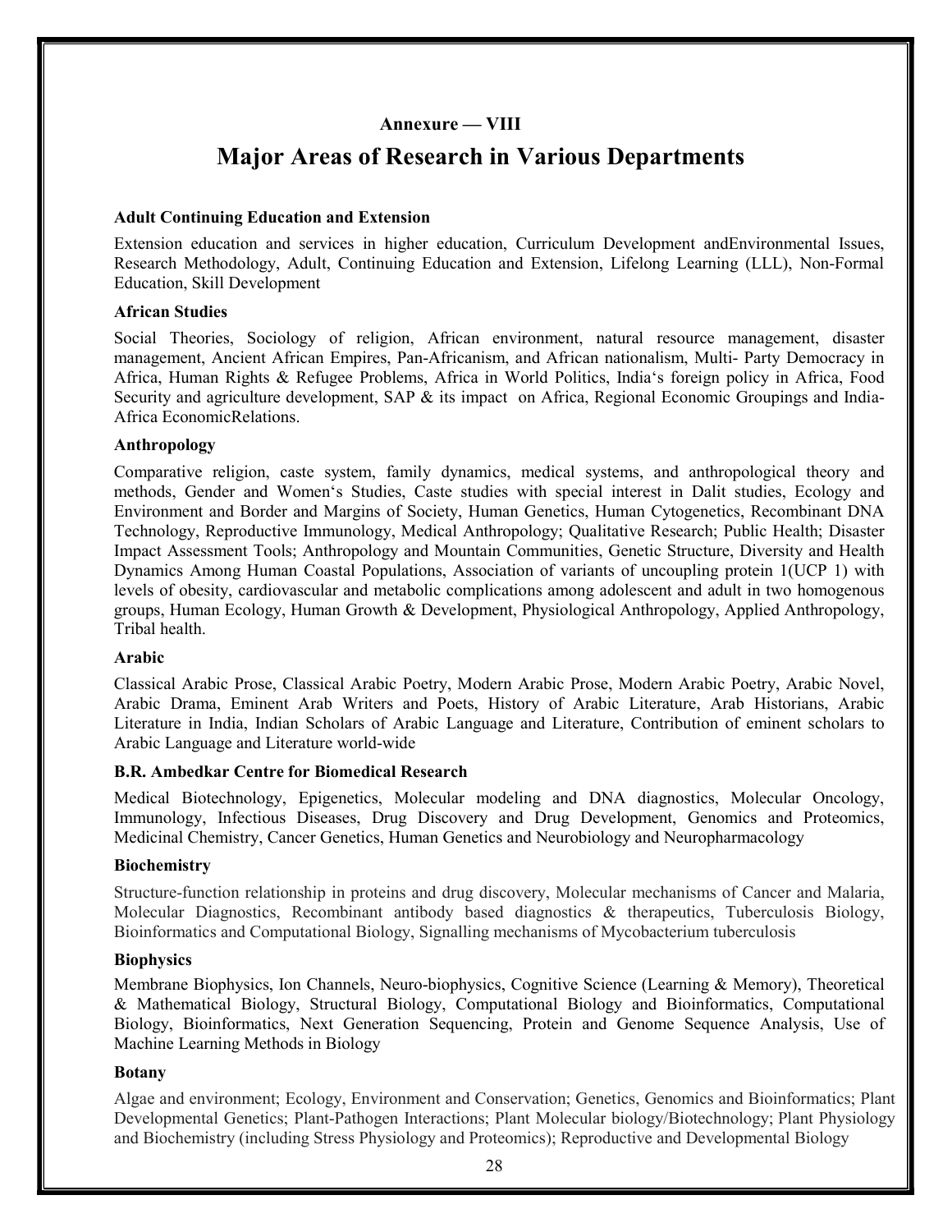## Annexure — VIII

# Major Areas of Research in Various Departments

**Adult Continuing Education and Extension**

Extension education and services in higher education, Curriculum Development andEnvironmental Issues, Research Methodology, Adult, Continuing Education and Extension, Lifelong Learning (LLL), Non-Formal Education, Skill Development

**African Studies**

Social Theories, Sociology of religion, African environment, natural resource management, disaster management, Ancient African Empires, Pan-Africanism, and African nationalism, Multi- Party Democracy in Africa, Human Rights & Refugee Problems, Africa in World Politics, India's foreign policy in Africa, Food Security and agriculture development, SAP & its impact on Africa, Regional Economic Groupings and India-Africa EconomicRelations.

**Anthropology**

Comparative religion, caste system, family dynamics, medical systems, and anthropological theory and methods, Gender and Women's Studies, Caste studies with special interest in Dalit studies, Ecology and Environment and Border and Margins of Society, Human Genetics, Human Cytogenetics, Recombinant DNA Technology, Reproductive Immunology, Medical Anthropology; Qualitative Research; Public Health; Disaster Impact Assessment Tools; Anthropology and Mountain Communities, Genetic Structure, Diversity and Health Dynamics Among Human Coastal Populations, Association of variants of uncoupling protein 1(UCP 1) with levels of obesity, cardiovascular and metabolic complications among adolescent and adult in two homogenous groups, Human Ecology, Human Growth & Development, Physiological Anthropology, Applied Anthropology, Tribal health.

**Arabic**

Classical Arabic Prose, Classical Arabic Poetry, Modern Arabic Prose, Modern Arabic Poetry, Arabic Novel, Arabic Drama, Eminent Arab Writers and Poets, History of Arabic Literature, Arab Historians, Arabic Literature in India, Indian Scholars of Arabic Language and Literature, Contribution of eminent scholars to Arabic Language and Literature world-wide

**B.R. Ambedkar Centre for Biomedical Research**

Medical Biotechnology, Epigenetics, Molecular modeling and DNA diagnostics, Molecular Oncology, Immunology, Infectious Diseases, Drug Discovery and Drug Development, Genomics and Proteomics, Medicinal Chemistry, Cancer Genetics, Human Genetics and Neurobiology and Neuropharmacology

**Biochemistry**

Structure-function relationship in proteins and drug discovery, Molecular mechanisms of Cancer and Malaria, Molecular Diagnostics, Recombinant antibody based diagnostics & therapeutics, Tuberculosis Biology, Bioinformatics and Computational Biology, Signalling mechanisms of Mycobacterium tuberculosis

**Biophysics**

Membrane Biophysics, Ion Channels, Neuro-biophysics, Cognitive Science (Learning & Memory), Theoretical & Mathematical Biology, Structural Biology, Computational Biology and Bioinformatics, Computational Biology, Bioinformatics, Next Generation Sequencing, Protein and Genome Sequence Analysis, Use of Machine Learning Methods in Biology

**Botany**

Algae and environment; Ecology, Environment and Conservation; Genetics, Genomics and Bioinformatics; Plant Developmental Genetics; Plant-Pathogen Interactions; Plant Molecular biology/Biotechnology; Plant Physiology and Biochemistry (including Stress Physiology and Proteomics); Reproductive and Developmental Biology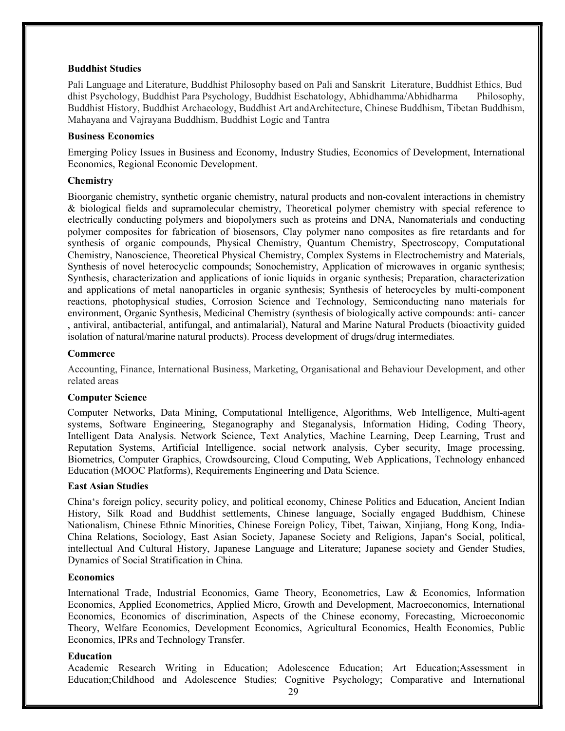**Buddhist Studies**

Pali Language and Literature, Buddhist Philosophy based on Pali and Sanskrit Literature, Buddhist Ethics, Bud dhist Psychology, Buddhist Para Psychology, Buddhist Eschatology, Abhidhamma/Abhidharma Philosophy, Buddhist History, Buddhist Archaeology, Buddhist Art andArchitecture, Chinese Buddhism, Tibetan Buddhism, Mahayana and Vajrayana Buddhism, Buddhist Logic and Tantra

**Business Economics**

Emerging Policy Issues in Business and Economy, Industry Studies, Economics of Development, International Economics, Regional Economic Development.

**Chemistry**

Bioorganic chemistry, synthetic organic chemistry, natural products and non-covalent interactions in chemistry & biological fields and supramolecular chemistry, Theoretical polymer chemistry with special reference to electrically conducting polymers and biopolymers such as proteins and DNA, Nanomaterials and conducting polymer composites for fabrication of biosensors, Clay polymer nano composites as fire retardants and for synthesis of organic compounds, Physical Chemistry, Quantum Chemistry, Spectroscopy, Computational Chemistry, Nanoscience, Theoretical Physical Chemistry, Complex Systems in Electrochemistry and Materials, Synthesis of novel heterocyclic compounds; Sonochemistry, Application of microwaves in organic synthesis; Synthesis, characterization and applications of ionic liquids in organic synthesis; Preparation, characterization and applications of metal nanoparticles in organic synthesis; Synthesis of heterocycles by multi-component reactions, photophysical studies, Corrosion Science and Technology, Semiconducting nano materials for environment, Organic Synthesis, Medicinal Chemistry (synthesis of biologically active compounds: anti- cancer , antiviral, antibacterial, antifungal, and antimalarial), Natural and Marine Natural Products (bioactivity guided isolation of natural/marine natural products). Process development of drugs/drug intermediates.

**Commerce**

Accounting, Finance, International Business, Marketing, Organisational and Behaviour Development, and other related areas

**Computer Science**

Computer Networks, Data Mining, Computational Intelligence, Algorithms, Web Intelligence, Multi-agent systems, Software Engineering, Steganography and Steganalysis, Information Hiding, Coding Theory, Intelligent Data Analysis. Network Science, Text Analytics, Machine Learning, Deep Learning, Trust and Reputation Systems, Artificial Intelligence, social network analysis, Cyber security, Image processing, Biometrics, Computer Graphics, Crowdsourcing, Cloud Computing, Web Applications, Technology enhanced Education (MOOC Platforms), Requirements Engineering and Data Science.

**East Asian Studies**

China's foreign policy, security policy, and political economy, Chinese Politics and Education, Ancient Indian History, Silk Road and Buddhist settlements, Chinese language, Socially engaged Buddhism, Chinese Nationalism, Chinese Ethnic Minorities, Chinese Foreign Policy, Tibet, Taiwan, Xinjiang, Hong Kong, India-China Relations, Sociology, East Asian Society, Japanese Society and Religions, Japan's Social, political, intellectual And Cultural History, Japanese Language and Literature; Japanese society and Gender Studies, Dynamics of Social Stratification in China.

**Economics**

International Trade, Industrial Economics, Game Theory, Econometrics, Law & Economics, Information Economics, Applied Econometrics, Applied Micro, Growth and Development, Macroeconomics, International Economics, Economics of discrimination, Aspects of the Chinese economy, Forecasting, Microeconomic Theory, Welfare Economics, Development Economics, Agricultural Economics, Health Economics, Public Economics, IPRs and Technology Transfer.

**Education**

Academic Research Writing in Education; Adolescence Education; Art Education;Assessment in Education;Childhood and Adolescence Studies; Cognitive Psychology; Comparative and International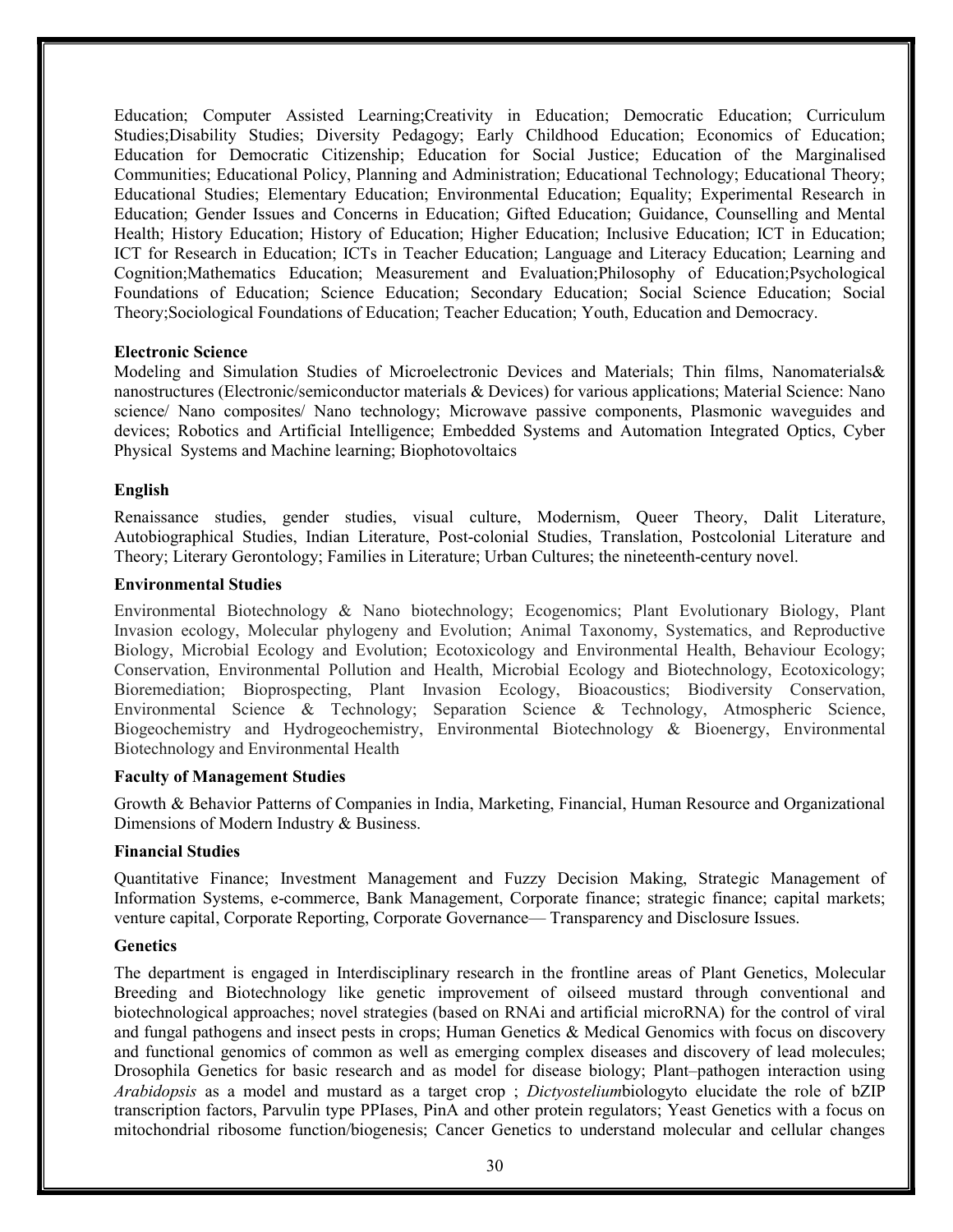Education; Computer Assisted Learning;Creativity in Education; Democratic Education; Curriculum Studies;Disability Studies; Diversity Pedagogy; Early Childhood Education; Economics of Education; Education for Democratic Citizenship; Education for Social Justice; Education of the Marginalised Communities; Educational Policy, Planning and Administration; Educational Technology; Educational Theory; Educational Studies; Elementary Education; Environmental Education; Equality; Experimental Research in Education; Gender Issues and Concerns in Education; Gifted Education; Guidance, Counselling and Mental Health; History Education; History of Education; Higher Education; Inclusive Education; ICT in Education; ICT for Research in Education; ICTs in Teacher Education; Language and Literacy Education; Learning and Cognition;Mathematics Education; Measurement and Evaluation;Philosophy of Education;Psychological Foundations of Education; Science Education; Secondary Education; Social Science Education; Social Theory;Sociological Foundations of Education; Teacher Education; Youth, Education and Democracy.

**Electronic Science**

Modeling and Simulation Studies of Microelectronic Devices and Materials; Thin films, Nanomaterials& nanostructures (Electronic/semiconductor materials & Devices) for various applications; Material Science: Nano science/ Nano composites/ Nano technology; Microwave passive components, Plasmonic waveguides and devices; Robotics and Artificial Intelligence; Embedded Systems and Automation Integrated Optics, Cyber Physical Systems and Machine learning; Biophotovoltaics

**English**

Renaissance studies, gender studies, visual culture, Modernism, Queer Theory, Dalit Literature, Autobiographical Studies, Indian Literature, Post-colonial Studies, Translation, Postcolonial Literature and Theory; Literary Gerontology; Families in Literature; Urban Cultures; the nineteenth-century novel.

**Environmental Studies**

Environmental Biotechnology & Nano biotechnology; Ecogenomics; Plant Evolutionary Biology, Plant Invasion ecology, Molecular phylogeny and Evolution; Animal Taxonomy, Systematics, and Reproductive Biology, Microbial Ecology and Evolution; Ecotoxicology and Environmental Health, Behaviour Ecology; Conservation, Environmental Pollution and Health, Microbial Ecology and Biotechnology, Ecotoxicology; Bioremediation; Bioprospecting, Plant Invasion Ecology, Bioacoustics; Biodiversity Conservation, Environmental Science & Technology; Separation Science & Technology, Atmospheric Science, Biogeochemistry and Hydrogeochemistry, Environmental Biotechnology & Bioenergy, Environmental Biotechnology and Environmental Health

**Faculty of Management Studies**

Growth & Behavior Patterns of Companies in India, Marketing, Financial, Human Resource and Organizational Dimensions of Modern Industry & Business.

**Financial Studies**

Quantitative Finance; Investment Management and Fuzzy Decision Making, Strategic Management of Information Systems, e-commerce, Bank Management, Corporate finance; strategic finance; capital markets; venture capital, Corporate Reporting, Corporate Governance— Transparency and Disclosure Issues.

**Genetics**

The department is engaged in Interdisciplinary research in the frontline areas of Plant Genetics, Molecular Breeding and Biotechnology like genetic improvement of oilseed mustard through conventional and biotechnological approaches; novel strategies (based on RNAi and artificial microRNA) for the control of viral and fungal pathogens and insect pests in crops; Human Genetics & Medical Genomics with focus on discovery and functional genomics of common as well as emerging complex diseases and discovery of lead molecules; Drosophila Genetics for basic research and as model for disease biology; Plant–pathogen interaction using *Arabidopsis* as a model and mustard as a target crop ; *Dictyostelium*biologyto elucidate the role of bZIP transcription factors, Parvulin type PPIases, PinA and other protein regulators; Yeast Genetics with a focus on mitochondrial ribosome function/biogenesis; Cancer Genetics to understand molecular and cellular changes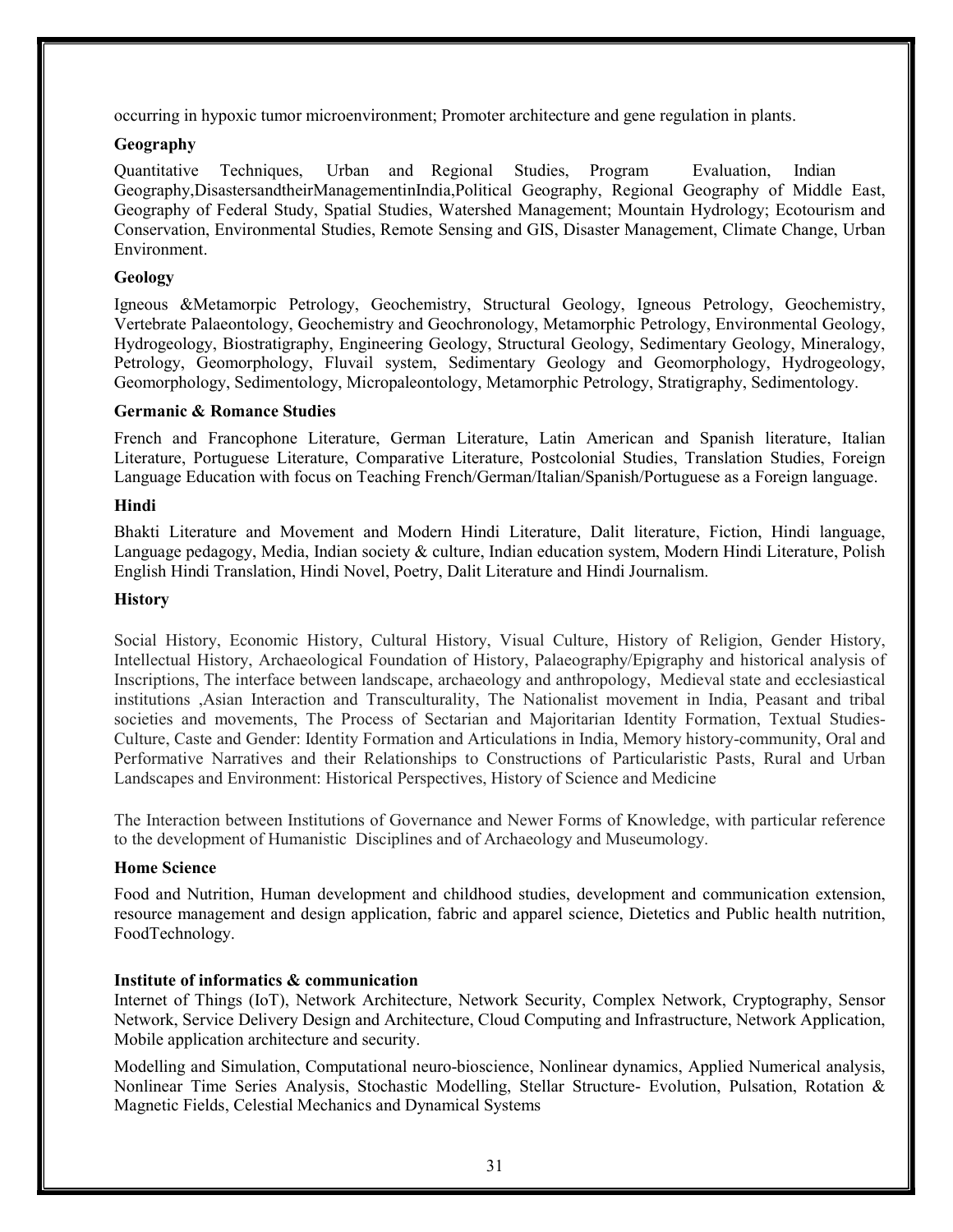occurring in hypoxic tumor microenvironment; Promoter architecture and gene regulation in plants.

**Geography**

Quantitative Techniques, Urban and Regional Studies, Program Evaluation, Indian Geography,DisastersandtheirManagementinIndia,Political Geography, Regional Geography of Middle East, Geography of Federal Study, Spatial Studies, Watershed Management; Mountain Hydrology; Ecotourism and Conservation, Environmental Studies, Remote Sensing and GIS, Disaster Management, Climate Change, Urban Environment.

**Geology**

Igneous &Metamorpic Petrology, Geochemistry, Structural Geology, Igneous Petrology, Geochemistry, Vertebrate Palaeontology, Geochemistry and Geochronology, Metamorphic Petrology, Environmental Geology, Hydrogeology, Biostratigraphy, Engineering Geology, Structural Geology, Sedimentary Geology, Mineralogy, Petrology, Geomorphology, Fluvail system, Sedimentary Geology and Geomorphology, Hydrogeology, Geomorphology, Sedimentology, Micropaleontology, Metamorphic Petrology, Stratigraphy, Sedimentology.

**Germanic & Romance Studies**

French and Francophone Literature, German Literature, Latin American and Spanish literature, Italian Literature, Portuguese Literature, Comparative Literature, Postcolonial Studies, Translation Studies, Foreign Language Education with focus on Teaching French/German/Italian/Spanish/Portuguese as a Foreign language.

**Hindi**

Bhakti Literature and Movement and Modern Hindi Literature, Dalit literature, Fiction, Hindi language, Language pedagogy, Media, Indian society & culture, Indian education system, Modern Hindi Literature, Polish English Hindi Translation, Hindi Novel, Poetry, Dalit Literature and Hindi Journalism.

**History**

Social History, Economic History, Cultural History, Visual Culture, History of Religion, Gender History, Intellectual History, Archaeological Foundation of History, Palaeography/Epigraphy and historical analysis of Inscriptions, The interface between landscape, archaeology and anthropology, Medieval state and ecclesiastical institutions ,Asian Interaction and Transculturality, The Nationalist movement in India, Peasant and tribal societies and movements, The Process of Sectarian and Majoritarian Identity Formation, Textual Studies-Culture, Caste and Gender: Identity Formation and Articulations in India, Memory history-community, Oral and Performative Narratives and their Relationships to Constructions of Particularistic Pasts, Rural and Urban Landscapes and Environment: Historical Perspectives, History of Science and Medicine

The Interaction between Institutions of Governance and Newer Forms of Knowledge, with particular reference to the development of Humanistic Disciplines and of Archaeology and Museumology.

**Home Science**

Food and Nutrition, Human development and childhood studies, development and communication extension, resource management and design application, fabric and apparel science, Dietetics and Public health nutrition, FoodTechnology.

**Institute of informatics & communication**

Internet of Things (IoT), Network Architecture, Network Security, Complex Network, Cryptography, Sensor Network, Service Delivery Design and Architecture, Cloud Computing and Infrastructure, Network Application, Mobile application architecture and security.

Modelling and Simulation, Computational neuro-bioscience, Nonlinear dynamics, Applied Numerical analysis, Nonlinear Time Series Analysis, Stochastic Modelling, Stellar Structure- Evolution, Pulsation, Rotation & Magnetic Fields, Celestial Mechanics and Dynamical Systems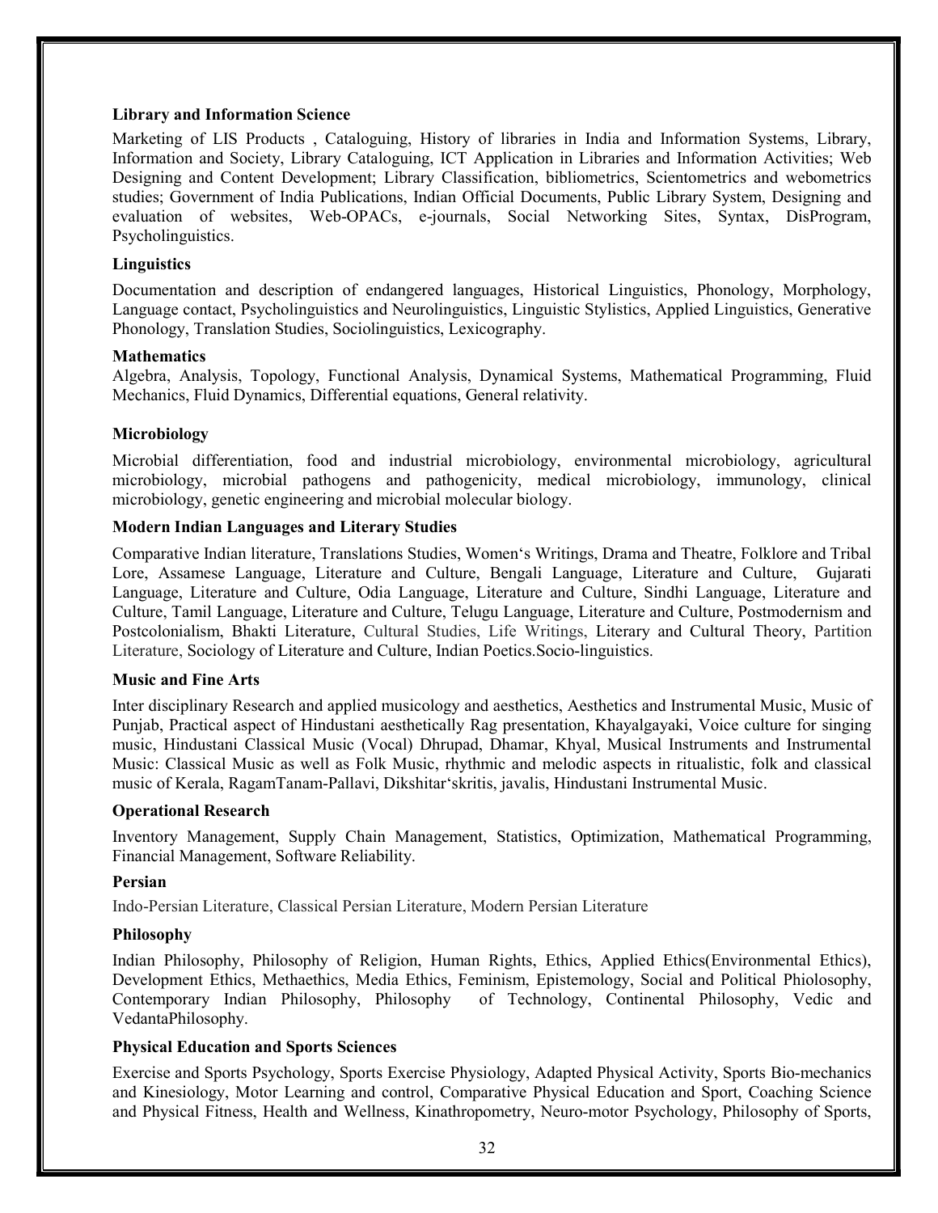**Library and Information Science**

Marketing of LIS Products , Cataloguing, History of libraries in India and Information Systems, Library, Information and Society, Library Cataloguing, ICT Application in Libraries and Information Activities; Web Designing and Content Development; Library Classification, bibliometrics, Scientometrics and webometrics studies; Government of India Publications, Indian Official Documents, Public Library System, Designing and evaluation of websites, Web-OPACs, e-journals, Social Networking Sites, Syntax, DisProgram, Psycholinguistics.

**Linguistics**

Documentation and description of endangered languages, Historical Linguistics, Phonology, Morphology, Language contact, Psycholinguistics and Neurolinguistics, Linguistic Stylistics, Applied Linguistics, Generative Phonology, Translation Studies, Sociolinguistics, Lexicography.

**Mathematics**

Algebra, Analysis, Topology, Functional Analysis, Dynamical Systems, Mathematical Programming, Fluid Mechanics, Fluid Dynamics, Differential equations, General relativity.

**Microbiology**

Microbial differentiation, food and industrial microbiology, environmental microbiology, agricultural microbiology, microbial pathogens and pathogenicity, medical microbiology, immunology, clinical microbiology, genetic engineering and microbial molecular biology.

**Modern Indian Languages and Literary Studies**

Comparative Indian literature, Translations Studies, Women's Writings, Drama and Theatre, Folklore and Tribal Lore, Assamese Language, Literature and Culture, Bengali Language, Literature and Culture, Gujarati Language, Literature and Culture, Odia Language, Literature and Culture, Sindhi Language, Literature and Culture, Tamil Language, Literature and Culture, Telugu Language, Literature and Culture, Postmodernism and Postcolonialism, Bhakti Literature, Cultural Studies, Life Writings, Literary and Cultural Theory, Partition Literature, Sociology of Literature and Culture, Indian Poetics.Socio-linguistics.

**Music and Fine Arts**

Inter disciplinary Research and applied musicology and aesthetics, Aesthetics and Instrumental Music, Music of Punjab, Practical aspect of Hindustani aesthetically Rag presentation, Khayalgayaki, Voice culture for singing music, Hindustani Classical Music (Vocal) Dhrupad, Dhamar, Khyal, Musical Instruments and Instrumental Music: Classical Music as well as Folk Music, rhythmic and melodic aspects in ritualistic, folk and classical music of Kerala, RagamTanam-Pallavi, Dikshitar'skritis, javalis, Hindustani Instrumental Music.

**Operational Research**

Inventory Management, Supply Chain Management, Statistics, Optimization, Mathematical Programming, Financial Management, Software Reliability.

**Persian**

Indo-Persian Literature, Classical Persian Literature, Modern Persian Literature

**Philosophy**

Indian Philosophy, Philosophy of Religion, Human Rights, Ethics, Applied Ethics(Environmental Ethics), Development Ethics, Methaethics, Media Ethics, Feminism, Epistemology, Social and Political Phiolosophy, Contemporary Indian Philosophy, Philosophy of Technology, Continental Philosophy, Vedic and VedantaPhilosophy.

**Physical Education and Sports Sciences**

Exercise and Sports Psychology, Sports Exercise Physiology, Adapted Physical Activity, Sports Bio-mechanics and Kinesiology, Motor Learning and control, Comparative Physical Education and Sport, Coaching Science and Physical Fitness, Health and Wellness, Kinathropometry, Neuro-motor Psychology, Philosophy of Sports,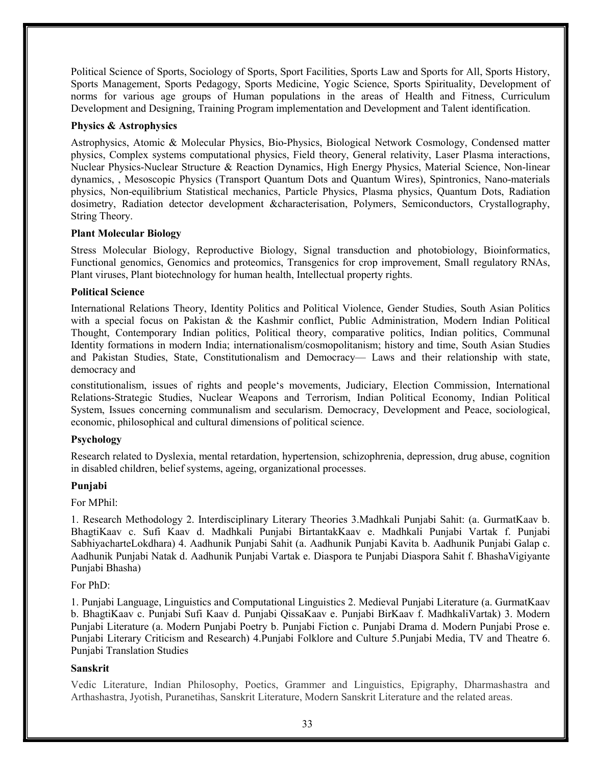Political Science of Sports, Sociology of Sports, Sport Facilities, Sports Law and Sports for All, Sports History, Sports Management, Sports Pedagogy, Sports Medicine, Yogic Science, Sports Spirituality, Development of norms for various age groups of Human populations in the areas of Health and Fitness, Curriculum Development and Designing, Training Program implementation and Development and Talent identification.

**Physics & Astrophysics**

Astrophysics, Atomic & Molecular Physics, Bio-Physics, Biological Network Cosmology, Condensed matter physics, Complex systems computational physics, Field theory, General relativity, Laser Plasma interactions, Nuclear Physics-Nuclear Structure & Reaction Dynamics, High Energy Physics, Material Science, Non-linear dynamics, , Mesoscopic Physics (Transport Quantum Dots and Quantum Wires), Spintronics, Nano-materials physics, Non-equilibrium Statistical mechanics, Particle Physics, Plasma physics, Quantum Dots, Radiation dosimetry, Radiation detector development &characterisation, Polymers, Semiconductors, Crystallography, String Theory.

**Plant Molecular Biology**

Stress Molecular Biology, Reproductive Biology, Signal transduction and photobiology, Bioinformatics, Functional genomics, Genomics and proteomics, Transgenics for crop improvement, Small regulatory RNAs, Plant viruses, Plant biotechnology for human health, Intellectual property rights.

**Political Science**

International Relations Theory, Identity Politics and Political Violence, Gender Studies, South Asian Politics with a special focus on Pakistan & the Kashmir conflict, Public Administration, Modern Indian Political Thought, Contemporary Indian politics, Political theory, comparative politics, Indian politics, Communal Identity formations in modern India; internationalism/cosmopolitanism; history and time, South Asian Studies and Pakistan Studies, State, Constitutionalism and Democracy— Laws and their relationship with state, democracy and

constitutionalism, issues of rights and people's movements, Judiciary, Election Commission, International Relations-Strategic Studies, Nuclear Weapons and Terrorism, Indian Political Economy, Indian Political System, Issues concerning communalism and secularism. Democracy, Development and Peace, sociological, economic, philosophical and cultural dimensions of political science.

**Psychology**

Research related to Dyslexia, mental retardation, hypertension, schizophrenia, depression, drug abuse, cognition in disabled children, belief systems, ageing, organizational processes.

**Punjabi**

For MPhil:

1. Research Methodology 2. Interdisciplinary Literary Theories 3.Madhkali Punjabi Sahit: (a. GurmatKaav b. BhagtiKaav c. Sufi Kaav d. Madhkali Punjabi BirtantakKaav e. Madhkali Punjabi Vartak f. Punjabi SabhiyacharteLokdhara) 4. Aadhunik Punjabi Sahit (a. Aadhunik Punjabi Kavita b. Aadhunik Punjabi Galap c. Aadhunik Punjabi Natak d. Aadhunik Punjabi Vartak e. Diaspora te Punjabi Diaspora Sahit f. BhashaVigiyante Punjabi Bhasha)

For PhD:

1. Punjabi Language, Linguistics and Computational Linguistics 2. Medieval Punjabi Literature (a. GurmatKaav b. BhagtiKaav c. Punjabi Sufi Kaav d. Punjabi QissaKaav e. Punjabi BirKaav f. MadhkaliVartak) 3. Modern Punjabi Literature (a. Modern Punjabi Poetry b. Punjabi Fiction c. Punjabi Drama d. Modern Punjabi Prose e. Punjabi Literary Criticism and Research) 4.Punjabi Folklore and Culture 5.Punjabi Media, TV and Theatre 6. Punjabi Translation Studies

**Sanskrit**

Vedic Literature, Indian Philosophy, Poetics, Grammer and Linguistics, Epigraphy, Dharmashastra and Arthashastra, Jyotish, Puranetihas, Sanskrit Literature, Modern Sanskrit Literature and the related areas.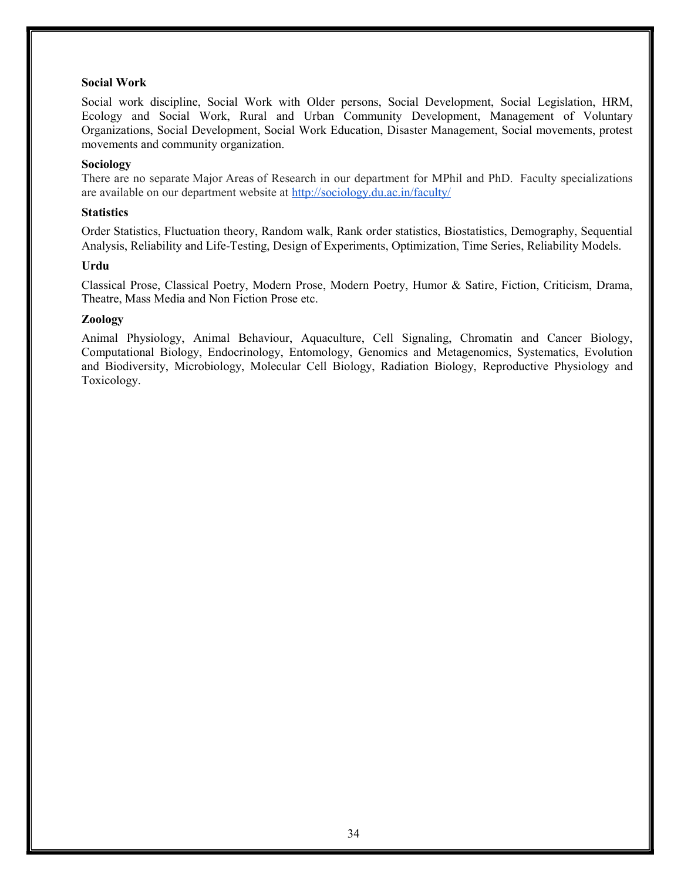**Social Work**

Social work discipline, Social Work with Older persons, Social Development, Social Legislation, HRM, Ecology and Social Work, Rural and Urban Community Development, Management of Voluntary Organizations, Social Development, Social Work Education, Disaster Management, Social movements, protest movements and community organization.

**Sociology**

There are no separate Major Areas of Research in our department for MPhil and PhD. Faculty specializations are available on our department website at http://sociology.du.ac.in/faculty/

**Statistics**

Order Statistics, Fluctuation theory, Random walk, Rank order statistics, Biostatistics, Demography, Sequential Analysis, Reliability and Life-Testing, Design of Experiments, Optimization, Time Series, Reliability Models.

**Urdu**

Classical Prose, Classical Poetry, Modern Prose, Modern Poetry, Humor & Satire, Fiction, Criticism, Drama, Theatre, Mass Media and Non Fiction Prose etc.

**Zoology**

Animal Physiology, Animal Behaviour, Aquaculture, Cell Signaling, Chromatin and Cancer Biology, Computational Biology, Endocrinology, Entomology, Genomics and Metagenomics, Systematics, Evolution and Biodiversity, Microbiology, Molecular Cell Biology, Radiation Biology, Reproductive Physiology and Toxicology.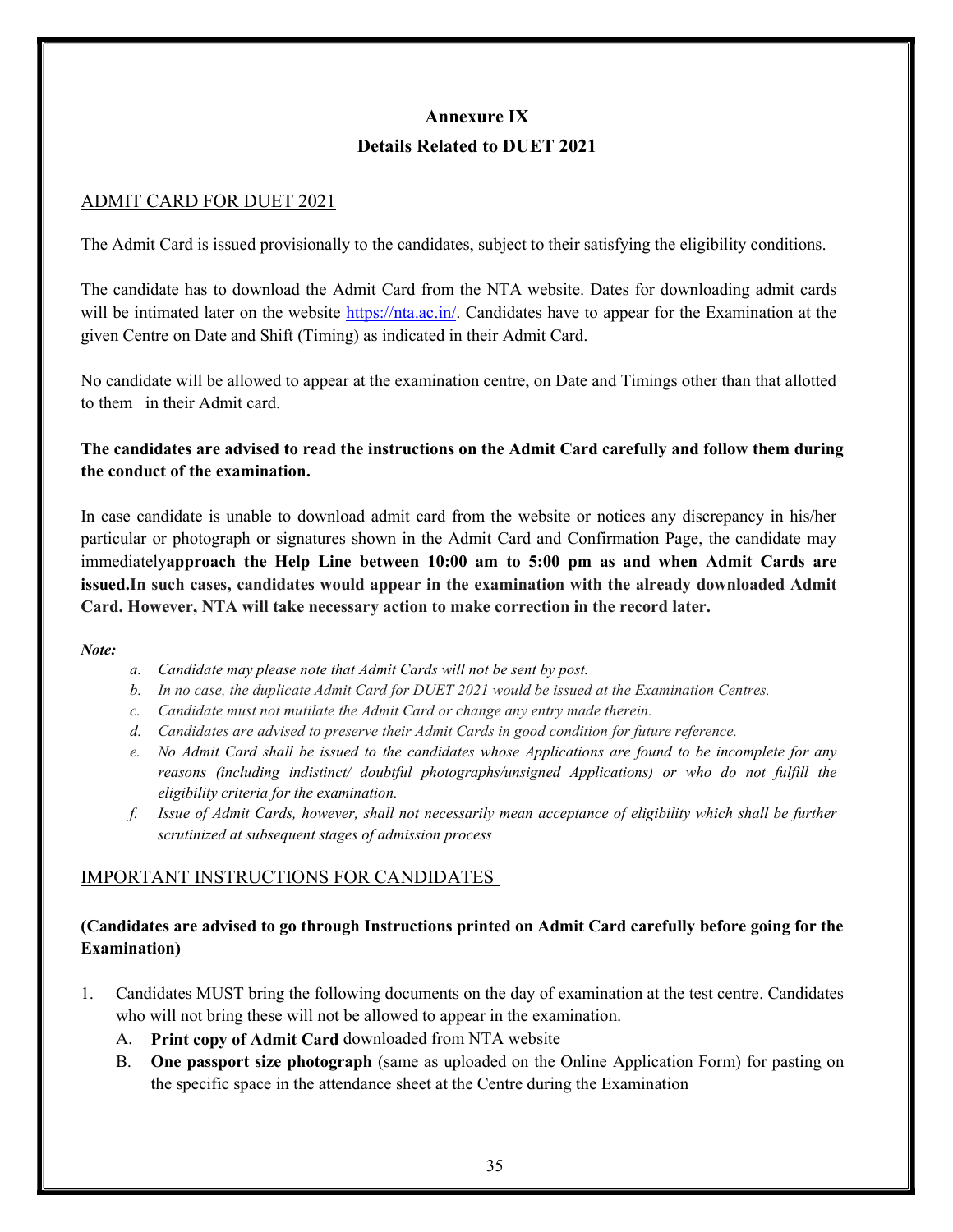# Annexure IX

## Details Related to DUET 2021

### ADMIT CARD FOR DUET 2021

The Admit Card is issued provisionally to the candidates, subject to their satisfying the eligibility conditions.

The candidate has to download the Admit Card from the NTA website. Dates for downloading admit cards will be intimated later on the website https://nta.ac.in/. Candidates have to appear for the Examination at the given Centre on Date and Shift (Timing) as indicated in their Admit Card.

No candidate will be allowed to appear at the examination centre, on Date and Timings other than that allotted to them in their Admit card.

**The candidates are advised to read the instructions on the Admit Card carefully and follow them during the conduct of the examination.**

In case candidate is unable to download admit card from the website or notices any discrepancy in his/her particular or photograph or signatures shown in the Admit Card and Confirmation Page, the candidate may immediately**approach the Help Line between 10:00 am to 5:00 pm as and when Admit Cards are issued.In such cases, candidates would appear in the examination with the already downloaded Admit Card. However, NTA will take necessary action to make correction in the record later.**

***Note:***

a. *Candidate may please note that Admit Cards will not be sent by post.*
b. *In no case, the duplicate Admit Card for DUET 2021 would be issued at the Examination Centres.*
c. *Candidate must not mutilate the Admit Card or change any entry made therein.*
d. *Candidates are advised to preserve their Admit Cards in good condition for future reference.*
e. *No Admit Card shall be issued to the candidates whose Applications are found to be incomplete for any reasons (including indistinct/ doubtful photographs/unsigned Applications) or who do not fulfill the eligibility criteria for the examination.*
f. *Issue of Admit Cards, however, shall not necessarily mean acceptance of eligibility which shall be further scrutinized at subsequent stages of admission process*

### IMPORTANT INSTRUCTIONS FOR CANDIDATES

**(Candidates are advised to go through Instructions printed on Admit Card carefully before going for the Examination)**

1. Candidates MUST bring the following documents on the day of examination at the test centre. Candidates who will not bring these will not be allowed to appear in the examination.
   A. **Print copy of Admit Card** downloaded from NTA website
   B. **One passport size photograph** (same as uploaded on the Online Application Form) for pasting on the specific space in the attendance sheet at the Centre during the Examination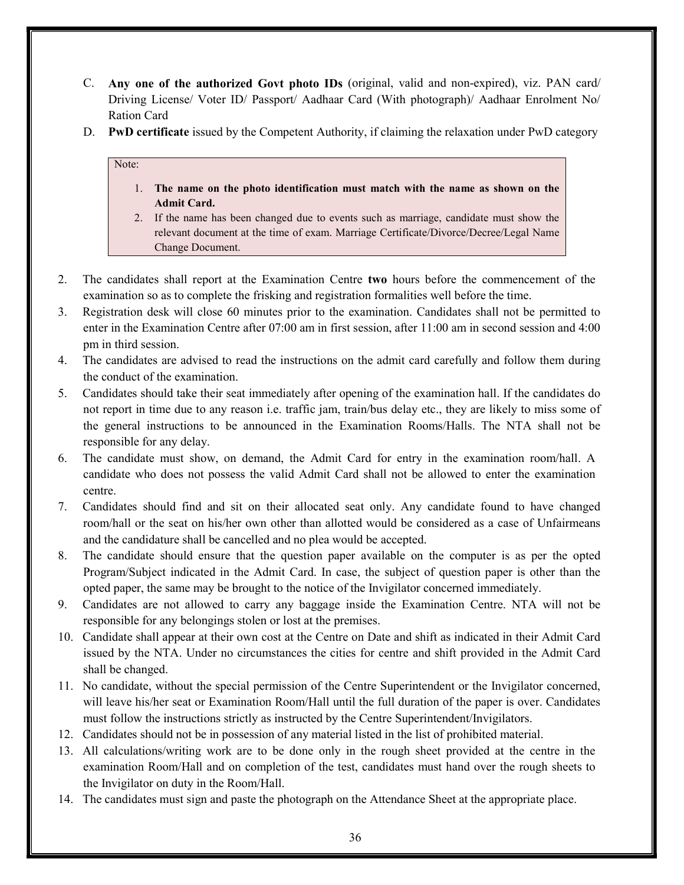C. **Any one of the authorized Govt photo IDs** (original, valid and non-expired), viz. PAN card/ Driving License/ Voter ID/ Passport/ Aadhaar Card (With photograph)/ Aadhaar Enrolment No/ Ration Card

D. **PwD certificate** issued by the Competent Authority, if claiming the relaxation under PwD category

> Note:
>
> 1. **The name on the photo identification must match with the name as shown on the Admit Card.**
> 2. If the name has been changed due to events such as marriage, candidate must show the relevant document at the time of exam. Marriage Certificate/Divorce/Decree/Legal Name Change Document.

2. The candidates shall report at the Examination Centre **two** hours before the commencement of the examination so as to complete the frisking and registration formalities well before the time.
3. Registration desk will close 60 minutes prior to the examination. Candidates shall not be permitted to enter in the Examination Centre after 07:00 am in first session, after 11:00 am in second session and 4:00 pm in third session.
4. The candidates are advised to read the instructions on the admit card carefully and follow them during the conduct of the examination.
5. Candidates should take their seat immediately after opening of the examination hall. If the candidates do not report in time due to any reason i.e. traffic jam, train/bus delay etc., they are likely to miss some of the general instructions to be announced in the Examination Rooms/Halls. The NTA shall not be responsible for any delay.
6. The candidate must show, on demand, the Admit Card for entry in the examination room/hall. A candidate who does not possess the valid Admit Card shall not be allowed to enter the examination centre.
7. Candidates should find and sit on their allocated seat only. Any candidate found to have changed room/hall or the seat on his/her own other than allotted would be considered as a case of Unfairmeans and the candidature shall be cancelled and no plea would be accepted.
8. The candidate should ensure that the question paper available on the computer is as per the opted Program/Subject indicated in the Admit Card. In case, the subject of question paper is other than the opted paper, the same may be brought to the notice of the Invigilator concerned immediately.
9. Candidates are not allowed to carry any baggage inside the Examination Centre. NTA will not be responsible for any belongings stolen or lost at the premises.
10. Candidate shall appear at their own cost at the Centre on Date and shift as indicated in their Admit Card issued by the NTA. Under no circumstances the cities for centre and shift provided in the Admit Card shall be changed.
11. No candidate, without the special permission of the Centre Superintendent or the Invigilator concerned, will leave his/her seat or Examination Room/Hall until the full duration of the paper is over. Candidates must follow the instructions strictly as instructed by the Centre Superintendent/Invigilators.
12. Candidates should not be in possession of any material listed in the list of prohibited material.
13. All calculations/writing work are to be done only in the rough sheet provided at the centre in the examination Room/Hall and on completion of the test, candidates must hand over the rough sheets to the Invigilator on duty in the Room/Hall.
14. The candidates must sign and paste the photograph on the Attendance Sheet at the appropriate place.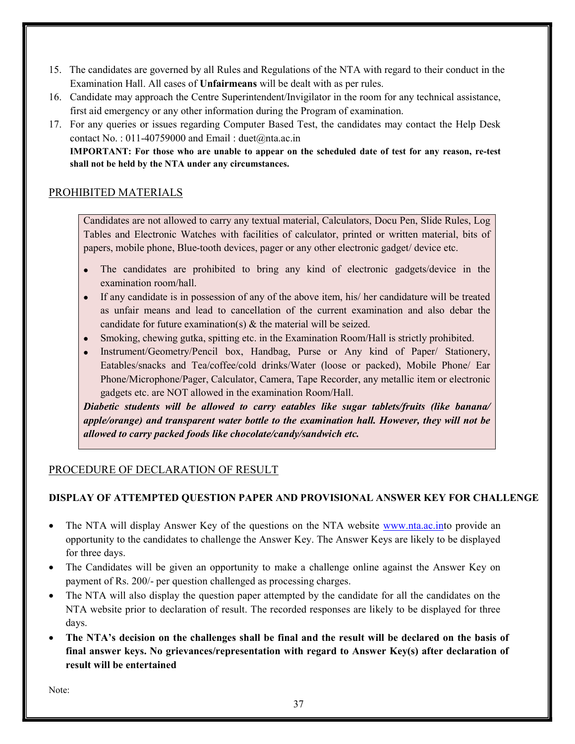15. The candidates are governed by all Rules and Regulations of the NTA with regard to their conduct in the Examination Hall. All cases of **Unfairmeans** will be dealt with as per rules.
16. Candidate may approach the Centre Superintendent/Invigilator in the room for any technical assistance, first aid emergency or any other information during the Program of examination.
17. For any queries or issues regarding Computer Based Test, the candidates may contact the Help Desk contact No. : 011-40759000 and Email : duet@nta.ac.in

    **IMPORTANT: For those who are unable to appear on the scheduled date of test for any reason, re-test shall not be held by the NTA under any circumstances.**

## PROHIBITED MATERIALS

Candidates are not allowed to carry any textual material, Calculators, Docu Pen, Slide Rules, Log Tables and Electronic Watches with facilities of calculator, printed or written material, bits of papers, mobile phone, Blue-tooth devices, pager or any other electronic gadget/ device etc.

- The candidates are prohibited to bring any kind of electronic gadgets/device in the examination room/hall.
- If any candidate is in possession of any of the above item, his/ her candidature will be treated as unfair means and lead to cancellation of the current examination and also debar the candidate for future examination(s) & the material will be seized.
- Smoking, chewing gutka, spitting etc. in the Examination Room/Hall is strictly prohibited.
- Instrument/Geometry/Pencil box, Handbag, Purse or Any kind of Paper/ Stationery, Eatables/snacks and Tea/coffee/cold drinks/Water (loose or packed), Mobile Phone/ Ear Phone/Microphone/Pager, Calculator, Camera, Tape Recorder, any metallic item or electronic gadgets etc. are NOT allowed in the examination Room/Hall.

***Diabetic students will be allowed to carry eatables like sugar tablets/fruits (like banana/ apple/orange) and transparent water bottle to the examination hall. However, they will not be allowed to carry packed foods like chocolate/candy/sandwich etc.***

## PROCEDURE OF DECLARATION OF RESULT

### DISPLAY OF ATTEMPTED QUESTION PAPER AND PROVISIONAL ANSWER KEY FOR CHALLENGE

- The NTA will display Answer Key of the questions on the NTA website www.nta.ac.into provide an opportunity to the candidates to challenge the Answer Key. The Answer Keys are likely to be displayed for three days.
- The Candidates will be given an opportunity to make a challenge online against the Answer Key on payment of Rs. 200/- per question challenged as processing charges.
- The NTA will also display the question paper attempted by the candidate for all the candidates on the NTA website prior to declaration of result. The recorded responses are likely to be displayed for three days.
- **The NTA's decision on the challenges shall be final and the result will be declared on the basis of final answer keys. No grievances/representation with regard to Answer Key(s) after declaration of result will be entertained**

Note: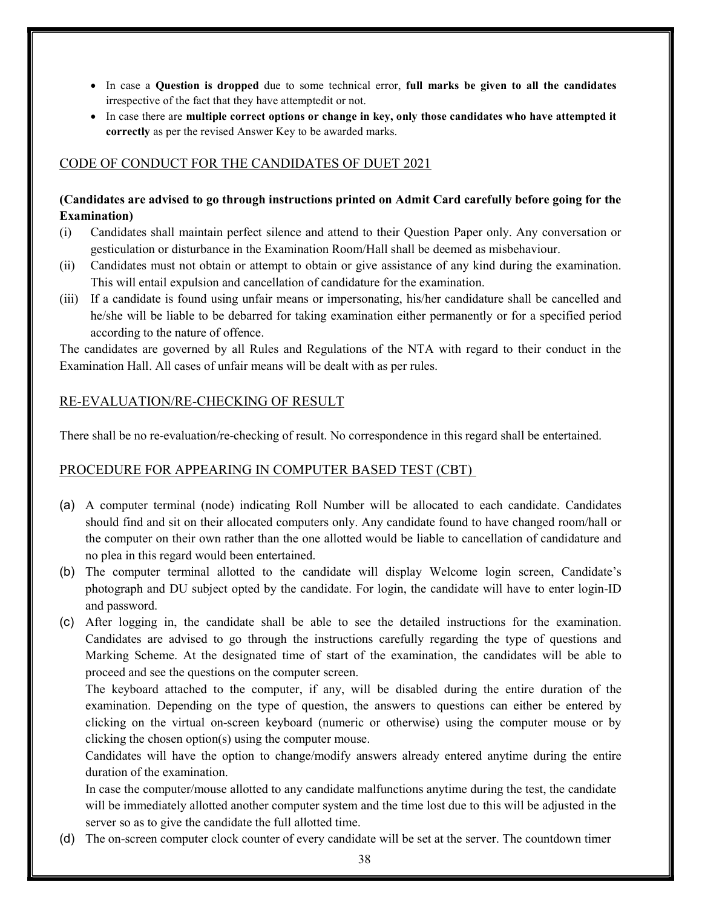- In case a **Question is dropped** due to some technical error, **full marks be given to all the candidates** irrespective of the fact that they have attemptedit or not.
- In case there are **multiple correct options or change in key, only those candidates who have attempted it correctly** as per the revised Answer Key to be awarded marks.

## CODE OF CONDUCT FOR THE CANDIDATES OF DUET 2021

**(Candidates are advised to go through instructions printed on Admit Card carefully before going for the Examination)**

(i) Candidates shall maintain perfect silence and attend to their Question Paper only. Any conversation or gesticulation or disturbance in the Examination Room/Hall shall be deemed as misbehaviour.

(ii) Candidates must not obtain or attempt to obtain or give assistance of any kind during the examination. This will entail expulsion and cancellation of candidature for the examination.

(iii) If a candidate is found using unfair means or impersonating, his/her candidature shall be cancelled and he/she will be liable to be debarred for taking examination either permanently or for a specified period according to the nature of offence.

The candidates are governed by all Rules and Regulations of the NTA with regard to their conduct in the Examination Hall. All cases of unfair means will be dealt with as per rules.

## RE-EVALUATION/RE-CHECKING OF RESULT

There shall be no re-evaluation/re-checking of result. No correspondence in this regard shall be entertained.

## PROCEDURE FOR APPEARING IN COMPUTER BASED TEST (CBT)

(a) A computer terminal (node) indicating Roll Number will be allocated to each candidate. Candidates should find and sit on their allocated computers only. Any candidate found to have changed room/hall or the computer on their own rather than the one allotted would be liable to cancellation of candidature and no plea in this regard would been entertained.

(b) The computer terminal allotted to the candidate will display Welcome login screen, Candidate's photograph and DU subject opted by the candidate. For login, the candidate will have to enter login-ID and password.

(c) After logging in, the candidate shall be able to see the detailed instructions for the examination. Candidates are advised to go through the instructions carefully regarding the type of questions and Marking Scheme. At the designated time of start of the examination, the candidates will be able to proceed and see the questions on the computer screen.

The keyboard attached to the computer, if any, will be disabled during the entire duration of the examination. Depending on the type of question, the answers to questions can either be entered by clicking on the virtual on-screen keyboard (numeric or otherwise) using the computer mouse or by clicking the chosen option(s) using the computer mouse.

Candidates will have the option to change/modify answers already entered anytime during the entire duration of the examination.

In case the computer/mouse allotted to any candidate malfunctions anytime during the test, the candidate will be immediately allotted another computer system and the time lost due to this will be adjusted in the server so as to give the candidate the full allotted time.

(d) The on-screen computer clock counter of every candidate will be set at the server. The countdown timer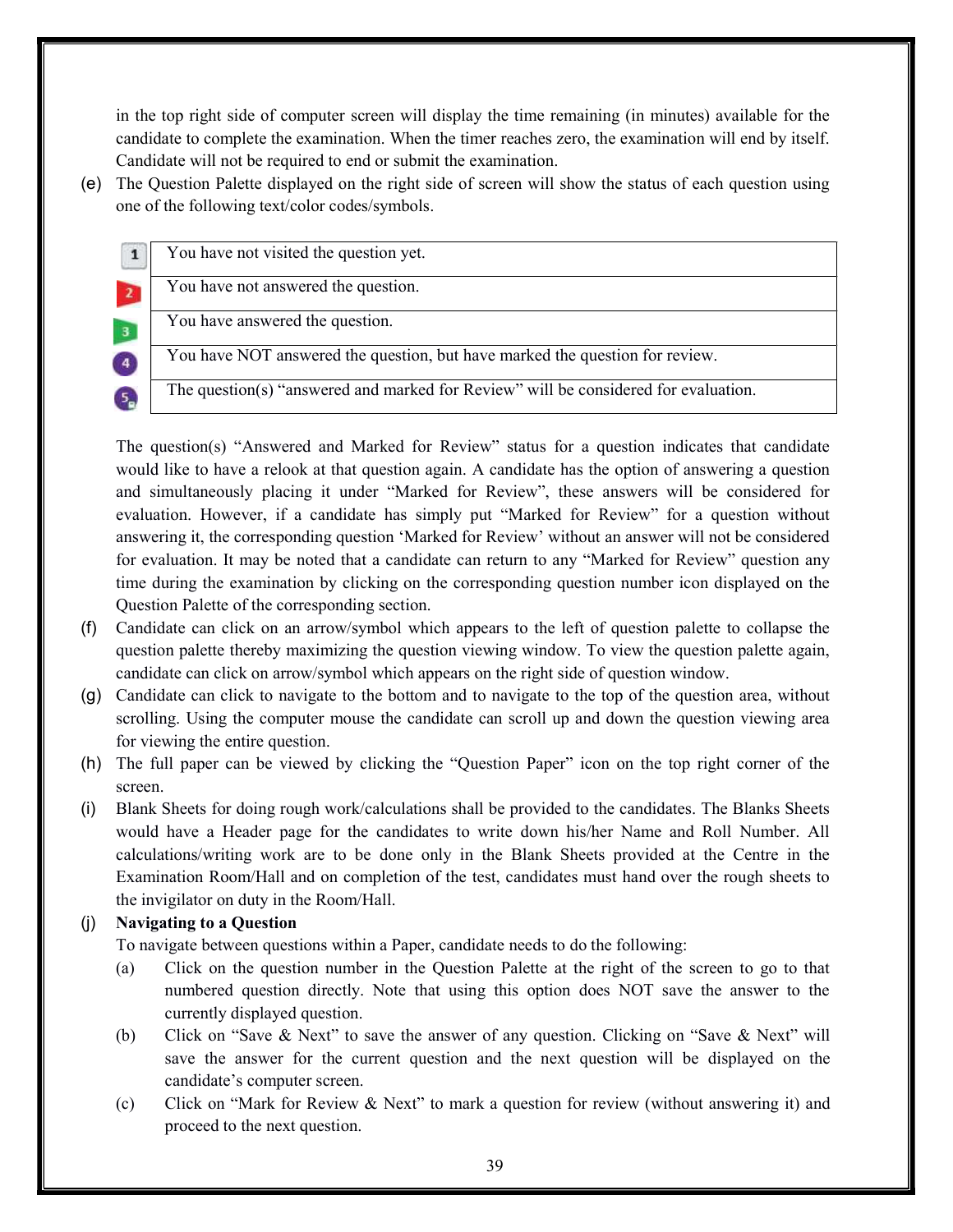in the top right side of computer screen will display the time remaining (in minutes) available for the candidate to complete the examination. When the timer reaches zero, the examination will end by itself. Candidate will not be required to end or submit the examination.

(e) The Question Palette displayed on the right side of screen will show the status of each question using one of the following text/color codes/symbols.

| Symbol | Status |
|---|---|
| 1 | You have not visited the question yet. |
| 2 | You have not answered the question. |
| 3 | You have answered the question. |
| 4 | You have NOT answered the question, but have marked the question for review. |
| 5 | The question(s) "answered and marked for Review" will be considered for evaluation. |

The question(s) "Answered and Marked for Review" status for a question indicates that candidate would like to have a relook at that question again. A candidate has the option of answering a question and simultaneously placing it under "Marked for Review", these answers will be considered for evaluation. However, if a candidate has simply put "Marked for Review" for a question without answering it, the corresponding question 'Marked for Review' without an answer will not be considered for evaluation. It may be noted that a candidate can return to any "Marked for Review" question any time during the examination by clicking on the corresponding question number icon displayed on the Question Palette of the corresponding section.

(f) Candidate can click on an arrow/symbol which appears to the left of question palette to collapse the question palette thereby maximizing the question viewing window. To view the question palette again, candidate can click on arrow/symbol which appears on the right side of question window.

(g) Candidate can click to navigate to the bottom and to navigate to the top of the question area, without scrolling. Using the computer mouse the candidate can scroll up and down the question viewing area for viewing the entire question.

(h) The full paper can be viewed by clicking the "Question Paper" icon on the top right corner of the screen.

(i) Blank Sheets for doing rough work/calculations shall be provided to the candidates. The Blanks Sheets would have a Header page for the candidates to write down his/her Name and Roll Number. All calculations/writing work are to be done only in the Blank Sheets provided at the Centre in the Examination Room/Hall and on completion of the test, candidates must hand over the rough sheets to the invigilator on duty in the Room/Hall.

(j) **Navigating to a Question**

To navigate between questions within a Paper, candidate needs to do the following:

(a) Click on the question number in the Question Palette at the right of the screen to go to that numbered question directly. Note that using this option does NOT save the answer to the currently displayed question.

(b) Click on "Save & Next" to save the answer of any question. Clicking on "Save & Next" will save the answer for the current question and the next question will be displayed on the candidate's computer screen.

(c) Click on "Mark for Review & Next" to mark a question for review (without answering it) and proceed to the next question.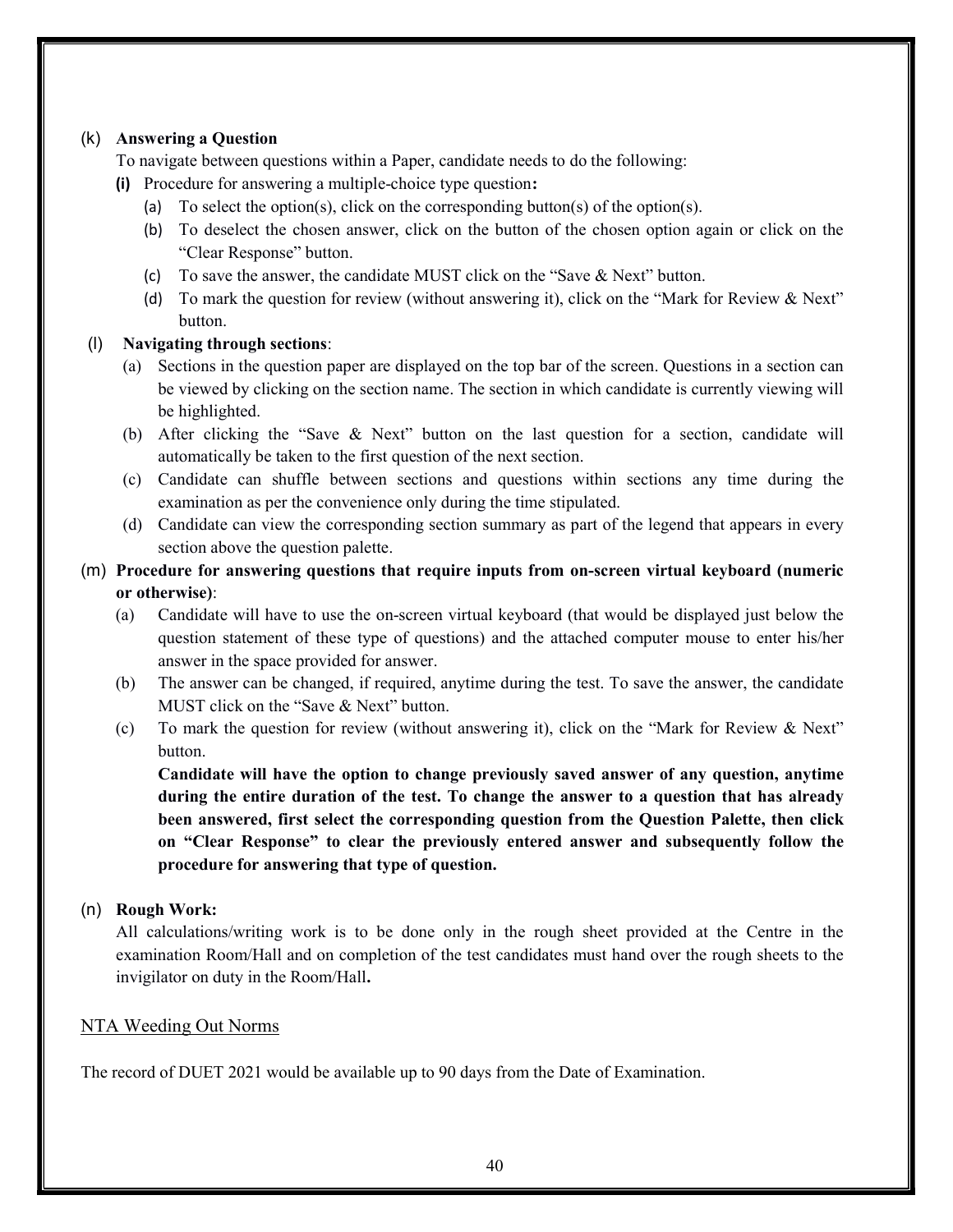(k) **Answering a Question**

To navigate between questions within a Paper, candidate needs to do the following:

**(i)** Procedure for answering a multiple-choice type question**:**

(a) To select the option(s), click on the corresponding button(s) of the option(s).

(b) To deselect the chosen answer, click on the button of the chosen option again or click on the "Clear Response" button.

(c) To save the answer, the candidate MUST click on the "Save & Next" button.

(d) To mark the question for review (without answering it), click on the "Mark for Review & Next" button.

(l) **Navigating through sections**:

(a) Sections in the question paper are displayed on the top bar of the screen. Questions in a section can be viewed by clicking on the section name. The section in which candidate is currently viewing will be highlighted.

(b) After clicking the "Save & Next" button on the last question for a section, candidate will automatically be taken to the first question of the next section.

(c) Candidate can shuffle between sections and questions within sections any time during the examination as per the convenience only during the time stipulated.

(d) Candidate can view the corresponding section summary as part of the legend that appears in every section above the question palette.

(m) **Procedure for answering questions that require inputs from on-screen virtual keyboard (numeric or otherwise)**:

(a) Candidate will have to use the on-screen virtual keyboard (that would be displayed just below the question statement of these type of questions) and the attached computer mouse to enter his/her answer in the space provided for answer.

(b) The answer can be changed, if required, anytime during the test. To save the answer, the candidate MUST click on the "Save & Next" button.

(c) To mark the question for review (without answering it), click on the "Mark for Review & Next" button.

**Candidate will have the option to change previously saved answer of any question, anytime during the entire duration of the test. To change the answer to a question that has already been answered, first select the corresponding question from the Question Palette, then click on "Clear Response" to clear the previously entered answer and subsequently follow the procedure for answering that type of question.**

(n) **Rough Work:**

All calculations/writing work is to be done only in the rough sheet provided at the Centre in the examination Room/Hall and on completion of the test candidates must hand over the rough sheets to the invigilator on duty in the Room/Hall**.**

NTA Weeding Out Norms

The record of DUET 2021 would be available up to 90 days from the Date of Examination.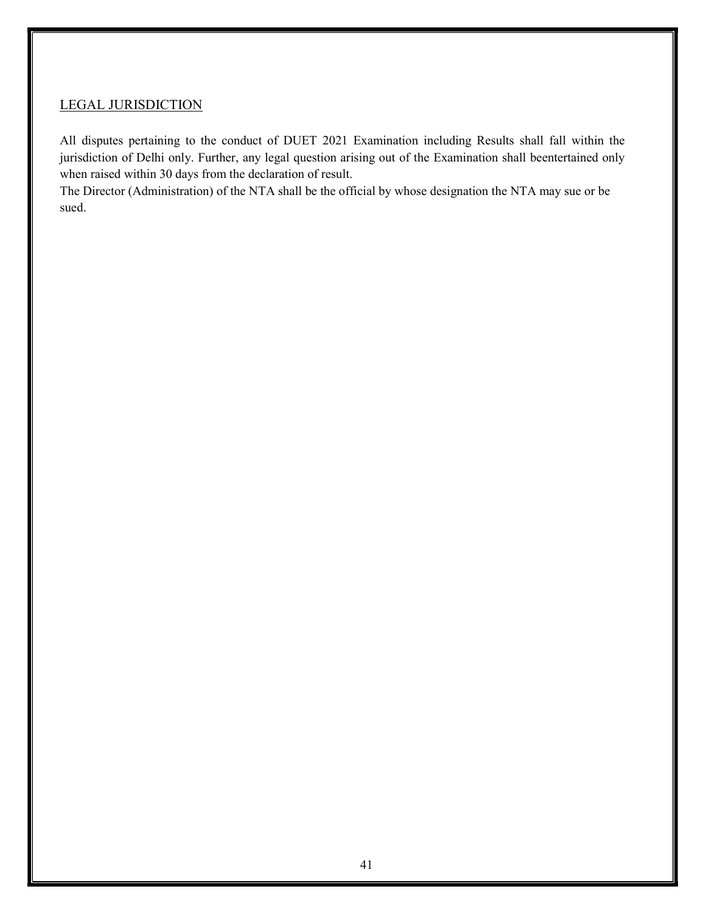## LEGAL JURISDICTION

All disputes pertaining to the conduct of DUET 2021 Examination including Results shall fall within the jurisdiction of Delhi only. Further, any legal question arising out of the Examination shall beentertained only when raised within 30 days from the declaration of result.

The Director (Administration) of the NTA shall be the official by whose designation the NTA may sue or be sued.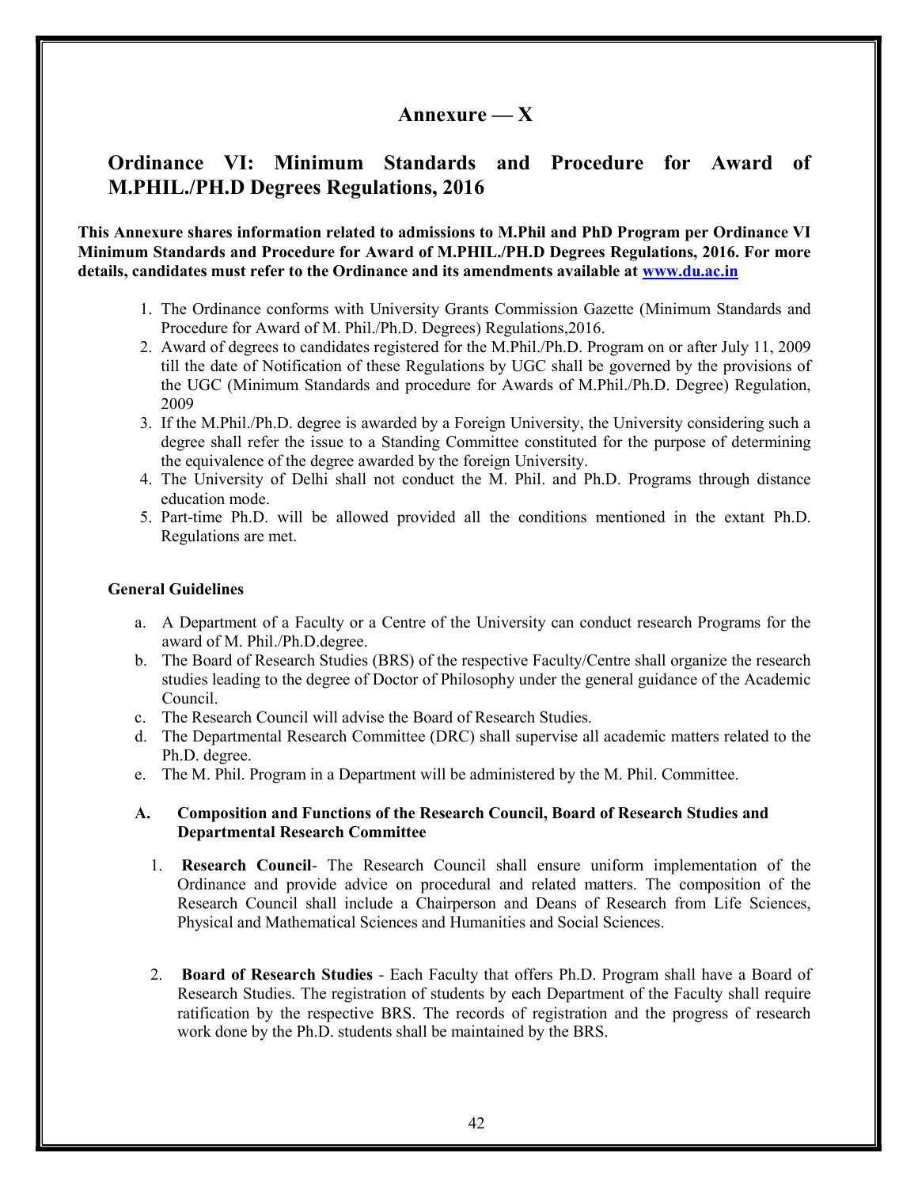# Annexure — X

## Ordinance VI: Minimum Standards and Procedure for Award of M.PHIL./PH.D Degrees Regulations, 2016

**This Annexure shares information related to admissions to M.Phil and PhD Program per Ordinance VI Minimum Standards and Procedure for Award of M.PHIL./PH.D Degrees Regulations, 2016. For more details, candidates must refer to the Ordinance and its amendments available at [www.du.ac.in](http://www.du.ac.in)**

1. The Ordinance conforms with University Grants Commission Gazette (Minimum Standards and Procedure for Award of M. Phil./Ph.D. Degrees) Regulations,2016.
2. Award of degrees to candidates registered for the M.Phil./Ph.D. Program on or after July 11, 2009 till the date of Notification of these Regulations by UGC shall be governed by the provisions of the UGC (Minimum Standards and procedure for Awards of M.Phil./Ph.D. Degree) Regulation, 2009
3. If the M.Phil./Ph.D. degree is awarded by a Foreign University, the University considering such a degree shall refer the issue to a Standing Committee constituted for the purpose of determining the equivalence of the degree awarded by the foreign University.
4. The University of Delhi shall not conduct the M. Phil. and Ph.D. Programs through distance education mode.
5. Part-time Ph.D. will be allowed provided all the conditions mentioned in the extant Ph.D. Regulations are met.

### General Guidelines

a. A Department of a Faculty or a Centre of the University can conduct research Programs for the award of M. Phil./Ph.D.degree.

b. The Board of Research Studies (BRS) of the respective Faculty/Centre shall organize the research studies leading to the degree of Doctor of Philosophy under the general guidance of the Academic Council.

c. The Research Council will advise the Board of Research Studies.

d. The Departmental Research Committee (DRC) shall supervise all academic matters related to the Ph.D. degree.

e. The M. Phil. Program in a Department will be administered by the M. Phil. Committee.

### A. Composition and Functions of the Research Council, Board of Research Studies and Departmental Research Committee

1. **Research Council**- The Research Council shall ensure uniform implementation of the Ordinance and provide advice on procedural and related matters. The composition of the Research Council shall include a Chairperson and Deans of Research from Life Sciences, Physical and Mathematical Sciences and Humanities and Social Sciences.

2. **Board of Research Studies** - Each Faculty that offers Ph.D. Program shall have a Board of Research Studies. The registration of students by each Department of the Faculty shall require ratification by the respective BRS. The records of registration and the progress of research work done by the Ph.D. students shall be maintained by the BRS.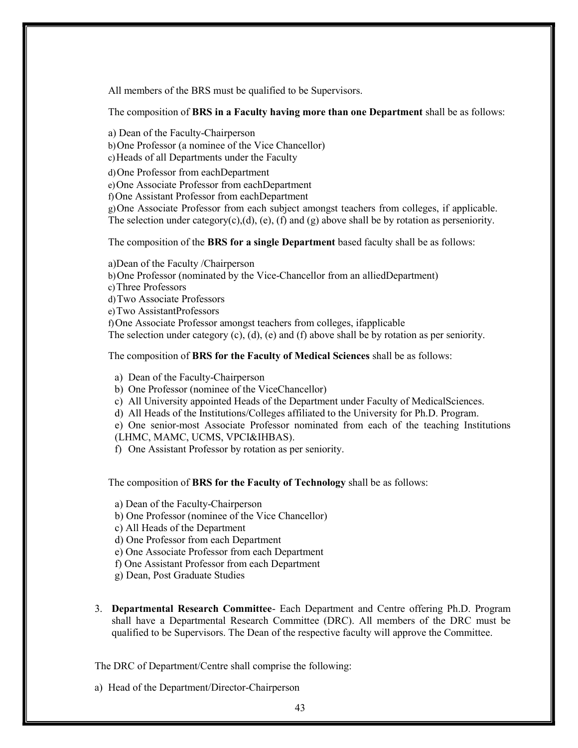All members of the BRS must be qualified to be Supervisors.

The composition of **BRS in a Faculty having more than one Department** shall be as follows:

a) Dean of the Faculty-Chairperson
b) One Professor (a nominee of the Vice Chancellor)
c) Heads of all Departments under the Faculty
d) One Professor from eachDepartment
e) One Associate Professor from eachDepartment
f) One Assistant Professor from eachDepartment
g) One Associate Professor from each subject amongst teachers from colleges, if applicable.
The selection under category(c),(d), (e), (f) and (g) above shall be by rotation as perseniority.

The composition of the **BRS for a single Department** based faculty shall be as follows:

a)Dean of the Faculty /Chairperson
b) One Professor (nominated by the Vice-Chancellor from an alliedDepartment)
c) Three Professors
d) Two Associate Professors
e) Two AssistantProfessors
f) One Associate Professor amongst teachers from colleges, ifapplicable
The selection under category (c), (d), (e) and (f) above shall be by rotation as per seniority.

The composition of **BRS for the Faculty of Medical Sciences** shall be as follows:

a) Dean of the Faculty-Chairperson
b) One Professor (nominee of the ViceChancellor)
c) All University appointed Heads of the Department under Faculty of MedicalSciences.
d) All Heads of the Institutions/Colleges affiliated to the University for Ph.D. Program.
e) One senior-most Associate Professor nominated from each of the teaching Institutions (LHMC, MAMC, UCMS, VPCI&IHBAS).
f) One Assistant Professor by rotation as per seniority.

The composition of **BRS for the Faculty of Technology** shall be as follows:

a) Dean of the Faculty-Chairperson
b) One Professor (nominee of the Vice Chancellor)
c) All Heads of the Department
d) One Professor from each Department
e) One Associate Professor from each Department
f) One Assistant Professor from each Department
g) Dean, Post Graduate Studies

3. **Departmental Research Committee**- Each Department and Centre offering Ph.D. Program shall have a Departmental Research Committee (DRC). All members of the DRC must be qualified to be Supervisors. The Dean of the respective faculty will approve the Committee.

The DRC of Department/Centre shall comprise the following:

a) Head of the Department/Director-Chairperson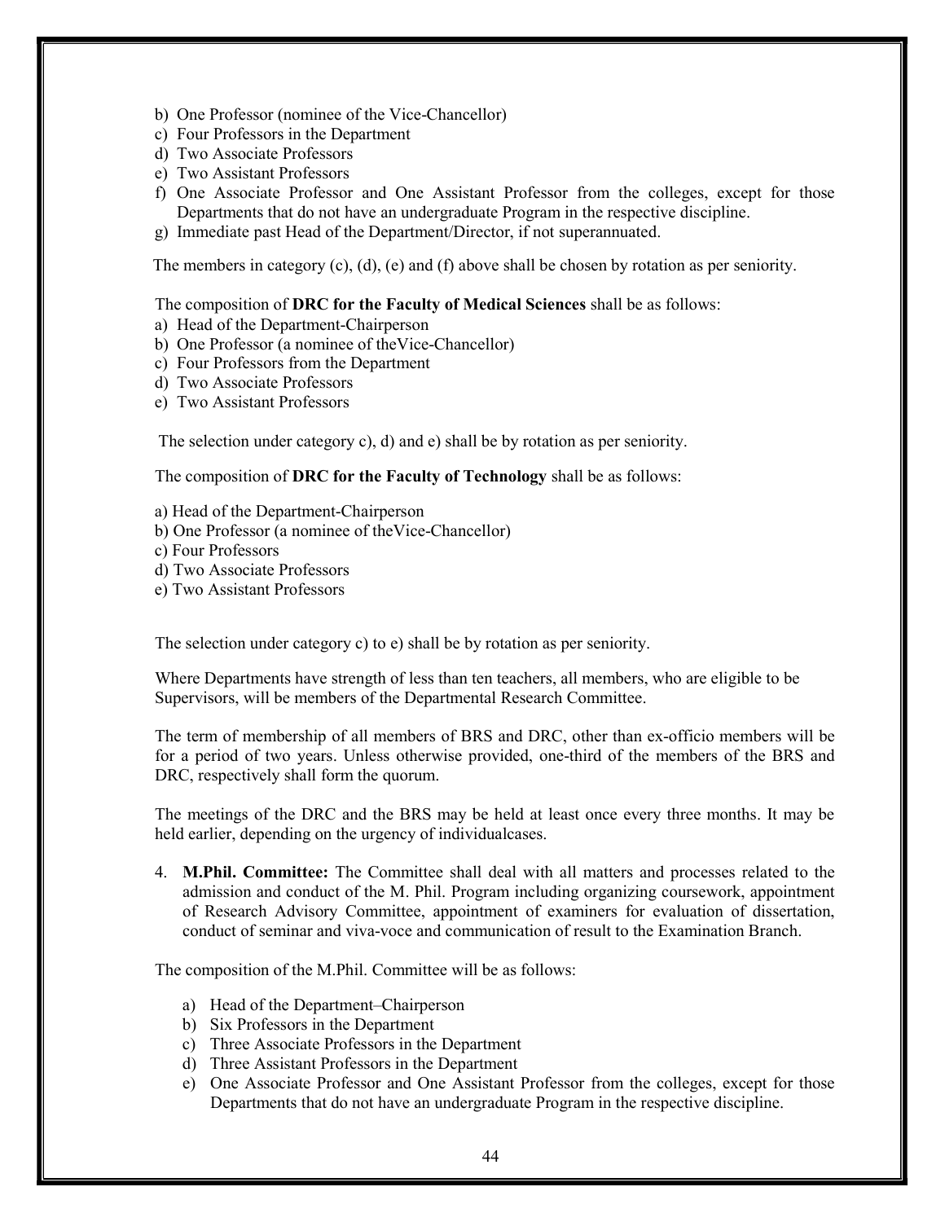b) One Professor (nominee of the Vice-Chancellor)
c) Four Professors in the Department
d) Two Associate Professors
e) Two Assistant Professors
f) One Associate Professor and One Assistant Professor from the colleges, except for those Departments that do not have an undergraduate Program in the respective discipline.
g) Immediate past Head of the Department/Director, if not superannuated.

The members in category (c), (d), (e) and (f) above shall be chosen by rotation as per seniority.

The composition of **DRC for the Faculty of Medical Sciences** shall be as follows:

a) Head of the Department-Chairperson
b) One Professor (a nominee of theVice-Chancellor)
c) Four Professors from the Department
d) Two Associate Professors
e) Two Assistant Professors

The selection under category c), d) and e) shall be by rotation as per seniority.

The composition of **DRC for the Faculty of Technology** shall be as follows:

a) Head of the Department-Chairperson
b) One Professor (a nominee of theVice-Chancellor)
c) Four Professors
d) Two Associate Professors
e) Two Assistant Professors

The selection under category c) to e) shall be by rotation as per seniority.

Where Departments have strength of less than ten teachers, all members, who are eligible to be Supervisors, will be members of the Departmental Research Committee.

The term of membership of all members of BRS and DRC, other than ex-officio members will be for a period of two years. Unless otherwise provided, one-third of the members of the BRS and DRC, respectively shall form the quorum.

The meetings of the DRC and the BRS may be held at least once every three months. It may be held earlier, depending on the urgency of individualcases.

4. **M.Phil. Committee:** The Committee shall deal with all matters and processes related to the admission and conduct of the M. Phil. Program including organizing coursework, appointment of Research Advisory Committee, appointment of examiners for evaluation of dissertation, conduct of seminar and viva-voce and communication of result to the Examination Branch.

The composition of the M.Phil. Committee will be as follows:

a) Head of the Department–Chairperson
b) Six Professors in the Department
c) Three Associate Professors in the Department
d) Three Assistant Professors in the Department
e) One Associate Professor and One Assistant Professor from the colleges, except for those Departments that do not have an undergraduate Program in the respective discipline.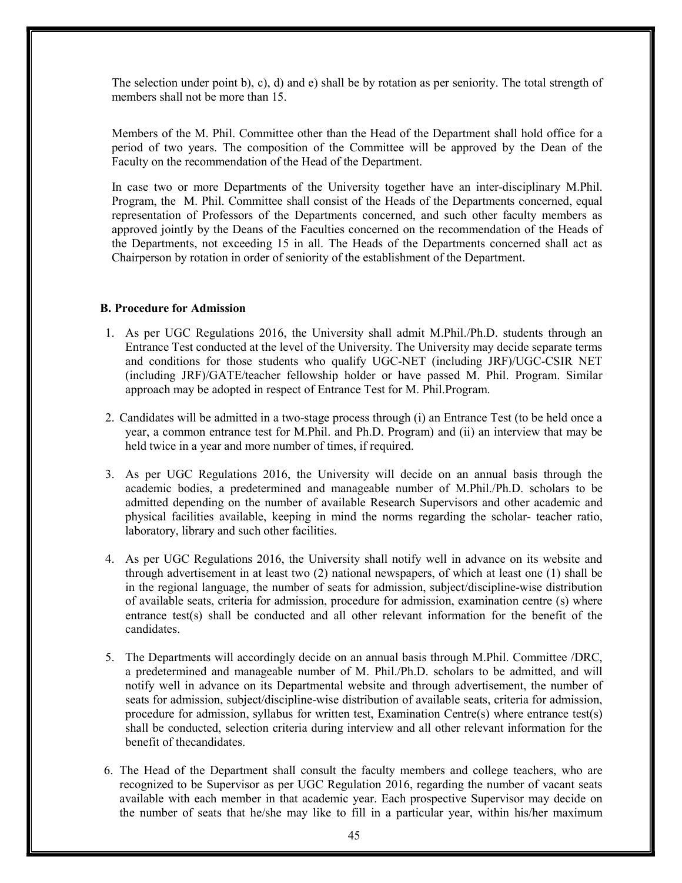The selection under point b), c), d) and e) shall be by rotation as per seniority. The total strength of members shall not be more than 15.

Members of the M. Phil. Committee other than the Head of the Department shall hold office for a period of two years. The composition of the Committee will be approved by the Dean of the Faculty on the recommendation of the Head of the Department.

In case two or more Departments of the University together have an inter-disciplinary M.Phil. Program, the M. Phil. Committee shall consist of the Heads of the Departments concerned, equal representation of Professors of the Departments concerned, and such other faculty members as approved jointly by the Deans of the Faculties concerned on the recommendation of the Heads of the Departments, not exceeding 15 in all. The Heads of the Departments concerned shall act as Chairperson by rotation in order of seniority of the establishment of the Department.

**B. Procedure for Admission**

1. As per UGC Regulations 2016, the University shall admit M.Phil./Ph.D. students through an Entrance Test conducted at the level of the University. The University may decide separate terms and conditions for those students who qualify UGC-NET (including JRF)/UGC-CSIR NET (including JRF)/GATE/teacher fellowship holder or have passed M. Phil. Program. Similar approach may be adopted in respect of Entrance Test for M. Phil.Program.

2. Candidates will be admitted in a two-stage process through (i) an Entrance Test (to be held once a year, a common entrance test for M.Phil. and Ph.D. Program) and (ii) an interview that may be held twice in a year and more number of times, if required.

3. As per UGC Regulations 2016, the University will decide on an annual basis through the academic bodies, a predetermined and manageable number of M.Phil./Ph.D. scholars to be admitted depending on the number of available Research Supervisors and other academic and physical facilities available, keeping in mind the norms regarding the scholar- teacher ratio, laboratory, library and such other facilities.

4. As per UGC Regulations 2016, the University shall notify well in advance on its website and through advertisement in at least two (2) national newspapers, of which at least one (1) shall be in the regional language, the number of seats for admission, subject/discipline-wise distribution of available seats, criteria for admission, procedure for admission, examination centre (s) where entrance test(s) shall be conducted and all other relevant information for the benefit of the candidates.

5. The Departments will accordingly decide on an annual basis through M.Phil. Committee /DRC, a predetermined and manageable number of M. Phil./Ph.D. scholars to be admitted, and will notify well in advance on its Departmental website and through advertisement, the number of seats for admission, subject/discipline-wise distribution of available seats, criteria for admission, procedure for admission, syllabus for written test, Examination Centre(s) where entrance test(s) shall be conducted, selection criteria during interview and all other relevant information for the benefit of thecandidates.

6. The Head of the Department shall consult the faculty members and college teachers, who are recognized to be Supervisor as per UGC Regulation 2016, regarding the number of vacant seats available with each member in that academic year. Each prospective Supervisor may decide on the number of seats that he/she may like to fill in a particular year, within his/her maximum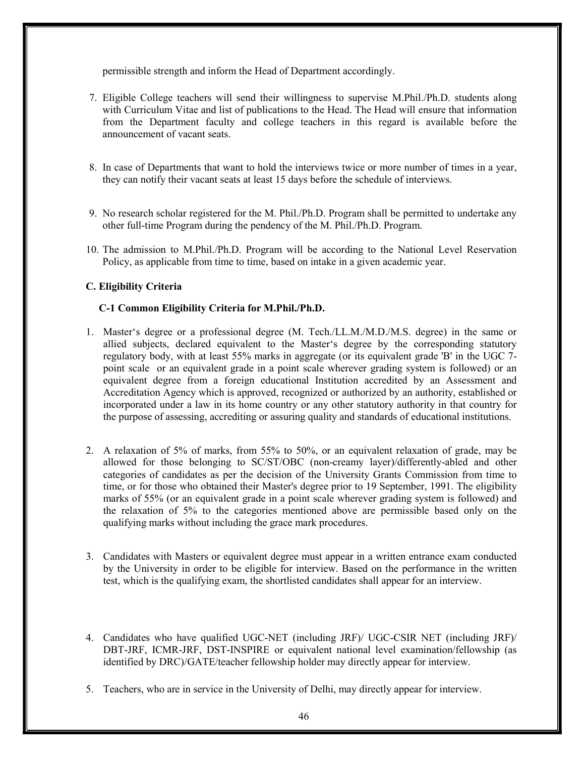permissible strength and inform the Head of Department accordingly.

7. Eligible College teachers will send their willingness to supervise M.Phil./Ph.D. students along with Curriculum Vitae and list of publications to the Head. The Head will ensure that information from the Department faculty and college teachers in this regard is available before the announcement of vacant seats.

8. In case of Departments that want to hold the interviews twice or more number of times in a year, they can notify their vacant seats at least 15 days before the schedule of interviews.

9. No research scholar registered for the M. Phil./Ph.D. Program shall be permitted to undertake any other full-time Program during the pendency of the M. Phil./Ph.D. Program.

10. The admission to M.Phil./Ph.D. Program will be according to the National Level Reservation Policy, as applicable from time to time, based on intake in a given academic year.

### C. Eligibility Criteria

#### C-1 Common Eligibility Criteria for M.Phil./Ph.D.

1. Master's degree or a professional degree (M. Tech./LL.M./M.D./M.S. degree) in the same or allied subjects, declared equivalent to the Master's degree by the corresponding statutory regulatory body, with at least 55% marks in aggregate (or its equivalent grade 'B' in the UGC 7-point scale or an equivalent grade in a point scale wherever grading system is followed) or an equivalent degree from a foreign educational Institution accredited by an Assessment and Accreditation Agency which is approved, recognized or authorized by an authority, established or incorporated under a law in its home country or any other statutory authority in that country for the purpose of assessing, accrediting or assuring quality and standards of educational institutions.

2. A relaxation of 5% of marks, from 55% to 50%, or an equivalent relaxation of grade, may be allowed for those belonging to SC/ST/OBC (non-creamy layer)/differently-abled and other categories of candidates as per the decision of the University Grants Commission from time to time, or for those who obtained their Master's degree prior to 19 September, 1991. The eligibility marks of 55% (or an equivalent grade in a point scale wherever grading system is followed) and the relaxation of 5% to the categories mentioned above are permissible based only on the qualifying marks without including the grace mark procedures.

3. Candidates with Masters or equivalent degree must appear in a written entrance exam conducted by the University in order to be eligible for interview. Based on the performance in the written test, which is the qualifying exam, the shortlisted candidates shall appear for an interview.

4. Candidates who have qualified UGC-NET (including JRF)/ UGC-CSIR NET (including JRF)/ DBT-JRF, ICMR-JRF, DST-INSPIRE or equivalent national level examination/fellowship (as identified by DRC)/GATE/teacher fellowship holder may directly appear for interview.

5. Teachers, who are in service in the University of Delhi, may directly appear for interview.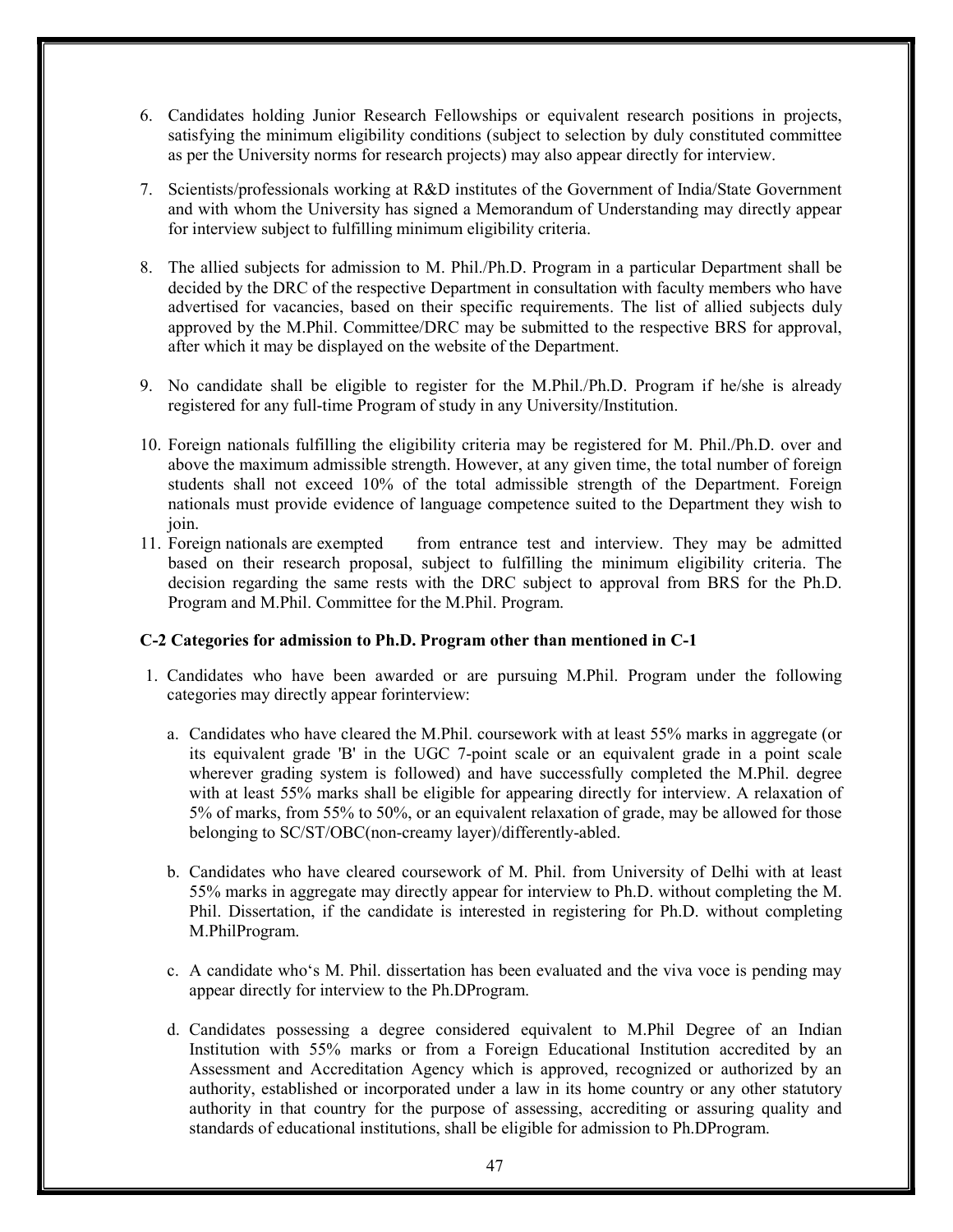6. Candidates holding Junior Research Fellowships or equivalent research positions in projects, satisfying the minimum eligibility conditions (subject to selection by duly constituted committee as per the University norms for research projects) may also appear directly for interview.

7. Scientists/professionals working at R&D institutes of the Government of India/State Government and with whom the University has signed a Memorandum of Understanding may directly appear for interview subject to fulfilling minimum eligibility criteria.

8. The allied subjects for admission to M. Phil./Ph.D. Program in a particular Department shall be decided by the DRC of the respective Department in consultation with faculty members who have advertised for vacancies, based on their specific requirements. The list of allied subjects duly approved by the M.Phil. Committee/DRC may be submitted to the respective BRS for approval, after which it may be displayed on the website of the Department.

9. No candidate shall be eligible to register for the M.Phil./Ph.D. Program if he/she is already registered for any full-time Program of study in any University/Institution.

10. Foreign nationals fulfilling the eligibility criteria may be registered for M. Phil./Ph.D. over and above the maximum admissible strength. However, at any given time, the total number of foreign students shall not exceed 10% of the total admissible strength of the Department. Foreign nationals must provide evidence of language competence suited to the Department they wish to join.
11. Foreign nationals are exempted from entrance test and interview. They may be admitted based on their research proposal, subject to fulfilling the minimum eligibility criteria. The decision regarding the same rests with the DRC subject to approval from BRS for the Ph.D. Program and M.Phil. Committee for the M.Phil. Program.

**C-2 Categories for admission to Ph.D. Program other than mentioned in C-1**

1. Candidates who have been awarded or are pursuing M.Phil. Program under the following categories may directly appear forinterview:

   a. Candidates who have cleared the M.Phil. coursework with at least 55% marks in aggregate (or its equivalent grade 'B' in the UGC 7-point scale or an equivalent grade in a point scale wherever grading system is followed) and have successfully completed the M.Phil. degree with at least 55% marks shall be eligible for appearing directly for interview. A relaxation of 5% of marks, from 55% to 50%, or an equivalent relaxation of grade, may be allowed for those belonging to SC/ST/OBC(non-creamy layer)/differently-abled.

   b. Candidates who have cleared coursework of M. Phil. from University of Delhi with at least 55% marks in aggregate may directly appear for interview to Ph.D. without completing the M. Phil. Dissertation, if the candidate is interested in registering for Ph.D. without completing M.PhilProgram.

   c. A candidate who's M. Phil. dissertation has been evaluated and the viva voce is pending may appear directly for interview to the Ph.DProgram.

   d. Candidates possessing a degree considered equivalent to M.Phil Degree of an Indian Institution with 55% marks or from a Foreign Educational Institution accredited by an Assessment and Accreditation Agency which is approved, recognized or authorized by an authority, established or incorporated under a law in its home country or any other statutory authority in that country for the purpose of assessing, accrediting or assuring quality and standards of educational institutions, shall be eligible for admission to Ph.DProgram.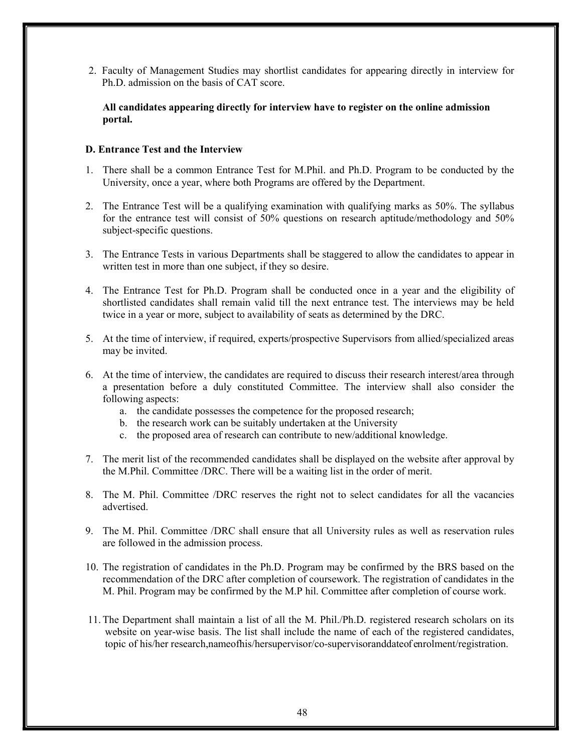2. Faculty of Management Studies may shortlist candidates for appearing directly in interview for Ph.D. admission on the basis of CAT score.

**All candidates appearing directly for interview have to register on the online admission portal.**

**D. Entrance Test and the Interview**

1. There shall be a common Entrance Test for M.Phil. and Ph.D. Program to be conducted by the University, once a year, where both Programs are offered by the Department.

2. The Entrance Test will be a qualifying examination with qualifying marks as 50%. The syllabus for the entrance test will consist of 50% questions on research aptitude/methodology and 50% subject-specific questions.

3. The Entrance Tests in various Departments shall be staggered to allow the candidates to appear in written test in more than one subject, if they so desire.

4. The Entrance Test for Ph.D. Program shall be conducted once in a year and the eligibility of shortlisted candidates shall remain valid till the next entrance test. The interviews may be held twice in a year or more, subject to availability of seats as determined by the DRC.

5. At the time of interview, if required, experts/prospective Supervisors from allied/specialized areas may be invited.

6. At the time of interview, the candidates are required to discuss their research interest/area through a presentation before a duly constituted Committee. The interview shall also consider the following aspects:
   a. the candidate possesses the competence for the proposed research;
   b. the research work can be suitably undertaken at the University
   c. the proposed area of research can contribute to new/additional knowledge.

7. The merit list of the recommended candidates shall be displayed on the website after approval by the M.Phil. Committee /DRC. There will be a waiting list in the order of merit.

8. The M. Phil. Committee /DRC reserves the right not to select candidates for all the vacancies advertised.

9. The M. Phil. Committee /DRC shall ensure that all University rules as well as reservation rules are followed in the admission process.

10. The registration of candidates in the Ph.D. Program may be confirmed by the BRS based on the recommendation of the DRC after completion of coursework. The registration of candidates in the M. Phil. Program may be confirmed by the M.P hil. Committee after completion of course work.

11. The Department shall maintain a list of all the M. Phil./Ph.D. registered research scholars on its website on year-wise basis. The list shall include the name of each of the registered candidates, topic of his/her research,nameofhis/hersupervisor/co-supervisoranddateofenrolment/registration.